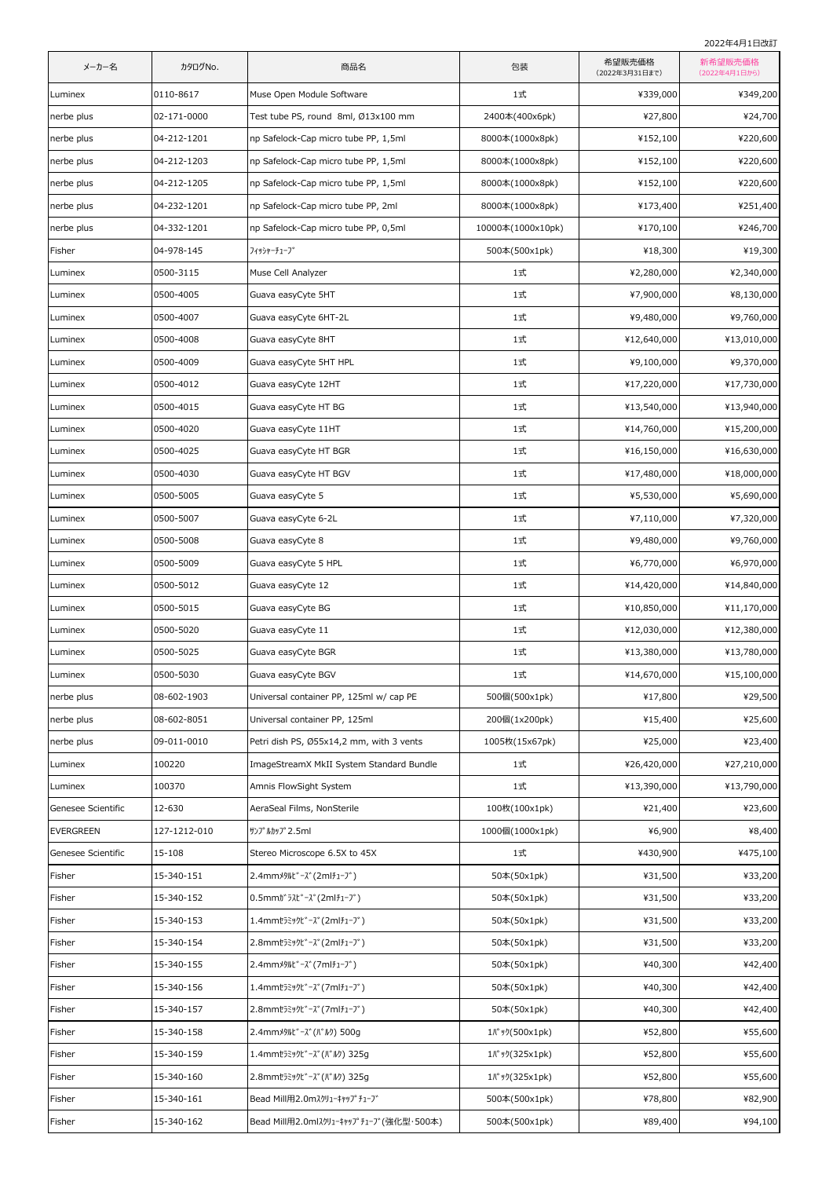2022年4月1日改訂

| メーカー名 | カタログNo. | 商品名 | 包装 | 希望販売価格 (2022年3月31日まで) | 新希望販売価格 (2022年4月1日から) |
|---|---|---|---|---|---|
| Luminex | 0110-8617 | Muse Open Module Software | 1式 | ¥339,000 | ¥349,200 |
| nerbe plus | 02-171-0000 | Test tube PS, round 8ml, Ø13x100 mm | 2400本(400x6pk) | ¥27,800 | ¥24,700 |
| nerbe plus | 04-212-1201 | np Safelock-Cap micro tube PP, 1,5ml | 8000本(1000x8pk) | ¥152,100 | ¥220,600 |
| nerbe plus | 04-212-1203 | np Safelock-Cap micro tube PP, 1,5ml | 8000本(1000x8pk) | ¥152,100 | ¥220,600 |
| nerbe plus | 04-212-1205 | np Safelock-Cap micro tube PP, 1,5ml | 8000本(1000x8pk) | ¥152,100 | ¥220,600 |
| nerbe plus | 04-232-1201 | np Safelock-Cap micro tube PP, 2ml | 8000本(1000x8pk) | ¥173,400 | ¥251,400 |
| nerbe plus | 04-332-1201 | np Safelock-Cap micro tube PP, 0,5ml | 10000本(1000x10pk) | ¥170,100 | ¥246,700 |
| Fisher | 04-978-145 | ﾌｨｯｼｬｰﾁｭｰﾌﾞ | 500本(500x1pk) | ¥18,300 | ¥19,300 |
| Luminex | 0500-3115 | Muse Cell Analyzer | 1式 | ¥2,280,000 | ¥2,340,000 |
| Luminex | 0500-4005 | Guava easyCyte 5HT | 1式 | ¥7,900,000 | ¥8,130,000 |
| Luminex | 0500-4007 | Guava easyCyte 6HT-2L | 1式 | ¥9,480,000 | ¥9,760,000 |
| Luminex | 0500-4008 | Guava easyCyte 8HT | 1式 | ¥12,640,000 | ¥13,010,000 |
| Luminex | 0500-4009 | Guava easyCyte 5HT HPL | 1式 | ¥9,100,000 | ¥9,370,000 |
| Luminex | 0500-4012 | Guava easyCyte 12HT | 1式 | ¥17,220,000 | ¥17,730,000 |
| Luminex | 0500-4015 | Guava easyCyte HT BG | 1式 | ¥13,540,000 | ¥13,940,000 |
| Luminex | 0500-4020 | Guava easyCyte 11HT | 1式 | ¥14,760,000 | ¥15,200,000 |
| Luminex | 0500-4025 | Guava easyCyte HT BGR | 1式 | ¥16,150,000 | ¥16,630,000 |
| Luminex | 0500-4030 | Guava easyCyte HT BGV | 1式 | ¥17,480,000 | ¥18,000,000 |
| Luminex | 0500-5005 | Guava easyCyte 5 | 1式 | ¥5,530,000 | ¥5,690,000 |
| Luminex | 0500-5007 | Guava easyCyte 6-2L | 1式 | ¥7,110,000 | ¥7,320,000 |
| Luminex | 0500-5008 | Guava easyCyte 8 | 1式 | ¥9,480,000 | ¥9,760,000 |
| Luminex | 0500-5009 | Guava easyCyte 5 HPL | 1式 | ¥6,770,000 | ¥6,970,000 |
| Luminex | 0500-5012 | Guava easyCyte 12 | 1式 | ¥14,420,000 | ¥14,840,000 |
| Luminex | 0500-5015 | Guava easyCyte BG | 1式 | ¥10,850,000 | ¥11,170,000 |
| Luminex | 0500-5020 | Guava easyCyte 11 | 1式 | ¥12,030,000 | ¥12,380,000 |
| Luminex | 0500-5025 | Guava easyCyte BGR | 1式 | ¥13,380,000 | ¥13,780,000 |
| Luminex | 0500-5030 | Guava easyCyte BGV | 1式 | ¥14,670,000 | ¥15,100,000 |
| nerbe plus | 08-602-1903 | Universal container PP, 125ml w/ cap PE | 500個(500x1pk) | ¥17,800 | ¥29,500 |
| nerbe plus | 08-602-8051 | Universal container PP, 125ml | 200個(1x200pk) | ¥15,400 | ¥25,600 |
| nerbe plus | 09-011-0010 | Petri dish PS, Ø55x14,2 mm, with 3 vents | 1005枚(15x67pk) | ¥25,000 | ¥23,400 |
| Luminex | 100220 | ImageStreamX MkII System Standard Bundle | 1式 | ¥26,420,000 | ¥27,210,000 |
| Luminex | 100370 | Amnis FlowSight System | 1式 | ¥13,390,000 | ¥13,790,000 |
| Genesee Scientific | 12-630 | AeraSeal Films, NonSterile | 100枚(100x1pk) | ¥21,400 | ¥23,600 |
| EVERGREEN | 127-1212-010 | ｻﾝﾌﾟﾙｶｯﾌﾟ2.5ml | 1000個(1000x1pk) | ¥6,900 | ¥8,400 |
| Genesee Scientific | 15-108 | Stereo Microscope 6.5X to 45X | 1式 | ¥430,900 | ¥475,100 |
| Fisher | 15-340-151 | 2.4mmﾒﾀﾙﾋﾞｰｽﾞ(2mlﾁｭｰﾌﾞ) | 50本(50x1pk) | ¥31,500 | ¥33,200 |
| Fisher | 15-340-152 | 0.5mmｶﾞﾗｽﾋﾞｰｽﾞ(2mlﾁｭｰﾌﾞ) | 50本(50x1pk) | ¥31,500 | ¥33,200 |
| Fisher | 15-340-153 | 1.4mmｾﾗﾐｯｸﾋﾞｰｽﾞ(2mlﾁｭｰﾌﾞ) | 50本(50x1pk) | ¥31,500 | ¥33,200 |
| Fisher | 15-340-154 | 2.8mmｾﾗﾐｯｸﾋﾞｰｽﾞ(2mlﾁｭｰﾌﾞ) | 50本(50x1pk) | ¥31,500 | ¥33,200 |
| Fisher | 15-340-155 | 2.4mmﾒﾀﾙﾋﾞｰｽﾞ(7mlﾁｭｰﾌﾞ) | 50本(50x1pk) | ¥40,300 | ¥42,400 |
| Fisher | 15-340-156 | 1.4mmｾﾗﾐｯｸﾋﾞｰｽﾞ(7mlﾁｭｰﾌﾞ) | 50本(50x1pk) | ¥40,300 | ¥42,400 |
| Fisher | 15-340-157 | 2.8mmｾﾗﾐｯｸﾋﾞｰｽﾞ(7mlﾁｭｰﾌﾞ) | 50本(50x1pk) | ¥40,300 | ¥42,400 |
| Fisher | 15-340-158 | 2.4mmﾒﾀﾙﾋﾞｰｽﾞ(ﾊﾞﾙｸ) 500g | 1ﾊﾟｯｸ(500x1pk) | ¥52,800 | ¥55,600 |
| Fisher | 15-340-159 | 1.4mmｾﾗﾐｯｸﾋﾞｰｽﾞ(ﾊﾞﾙｸ) 325g | 1ﾊﾟｯｸ(325x1pk) | ¥52,800 | ¥55,600 |
| Fisher | 15-340-160 | 2.8mmｾﾗﾐｯｸﾋﾞｰｽﾞ(ﾊﾞﾙｸ) 325g | 1ﾊﾟｯｸ(325x1pk) | ¥52,800 | ¥55,600 |
| Fisher | 15-340-161 | Bead Mill用2.0mｽｸﾘｭｰｷｬｯﾌﾟﾁｭｰﾌﾞ | 500本(500x1pk) | ¥78,800 | ¥82,900 |
| Fisher | 15-340-162 | Bead Mill用2.0mlｽｸﾘｭｰｷｬｯﾌﾟﾁｭｰﾌﾞ(強化型･500本) | 500本(500x1pk) | ¥89,400 | ¥94,100 |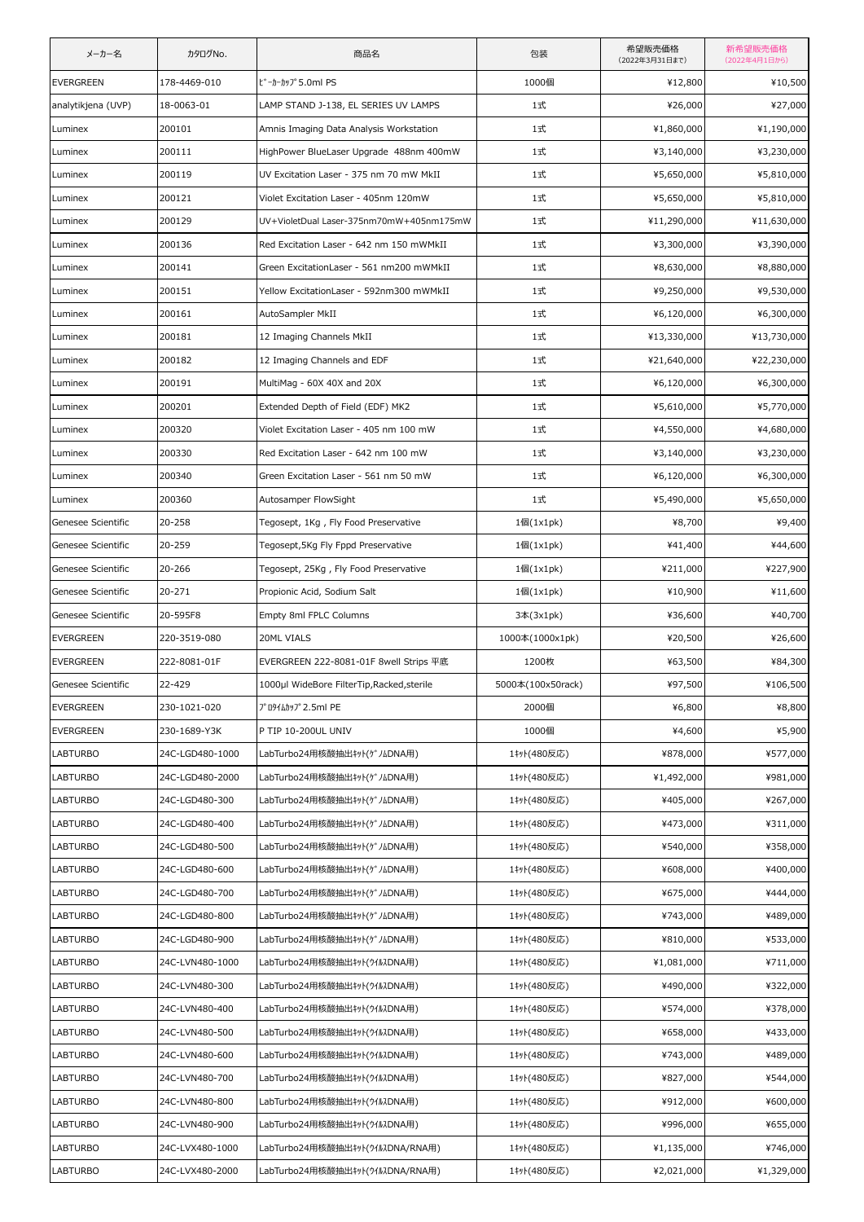| メーカー名 | カタログNo. | 商品名 | 包装 | 希望販売価格 (2022年3月31日まで) | 新希望販売価格 (2022年4月1日から) |
|---|---|---|---|---|---|
| EVERGREEN | 178-4469-010 | ビーカーカップ 5.0ml PS | 1000個 | ¥12,800 | ¥10,500 |
| analytikjena (UVP) | 18-0063-01 | LAMP STAND J-138, EL SERIES UV LAMPS | 1式 | ¥26,000 | ¥27,000 |
| Luminex | 200101 | Amnis Imaging Data Analysis Workstation | 1式 | ¥1,860,000 | ¥1,190,000 |
| Luminex | 200111 | HighPower BlueLaser Upgrade 488nm 400mW | 1式 | ¥3,140,000 | ¥3,230,000 |
| Luminex | 200119 | UV Excitation Laser - 375 nm 70 mW MkII | 1式 | ¥5,650,000 | ¥5,810,000 |
| Luminex | 200121 | Violet Excitation Laser - 405nm 120mW | 1式 | ¥5,650,000 | ¥5,810,000 |
| Luminex | 200129 | UV+VioletDual Laser-375nm70mW+405nm175mW | 1式 | ¥11,290,000 | ¥11,630,000 |
| Luminex | 200136 | Red Excitation Laser - 642 nm 150 mWMkII | 1式 | ¥3,300,000 | ¥3,390,000 |
| Luminex | 200141 | Green ExcitationLaser - 561 nm200 mWMkII | 1式 | ¥8,630,000 | ¥8,880,000 |
| Luminex | 200151 | Yellow ExcitationLaser - 592nm300 mWMkII | 1式 | ¥9,250,000 | ¥9,530,000 |
| Luminex | 200161 | AutoSampler MkII | 1式 | ¥6,120,000 | ¥6,300,000 |
| Luminex | 200181 | 12 Imaging Channels MkII | 1式 | ¥13,330,000 | ¥13,730,000 |
| Luminex | 200182 | 12 Imaging Channels and EDF | 1式 | ¥21,640,000 | ¥22,230,000 |
| Luminex | 200191 | MultiMag - 60X 40X and 20X | 1式 | ¥6,120,000 | ¥6,300,000 |
| Luminex | 200201 | Extended Depth of Field (EDF) MK2 | 1式 | ¥5,610,000 | ¥5,770,000 |
| Luminex | 200320 | Violet Excitation Laser - 405 nm 100 mW | 1式 | ¥4,550,000 | ¥4,680,000 |
| Luminex | 200330 | Red Excitation Laser - 642 nm 100 mW | 1式 | ¥3,140,000 | ¥3,230,000 |
| Luminex | 200340 | Green Excitation Laser - 561 nm 50 mW | 1式 | ¥6,120,000 | ¥6,300,000 |
| Luminex | 200360 | Autosamper FlowSight | 1式 | ¥5,490,000 | ¥5,650,000 |
| Genesee Scientific | 20-258 | Tegosept, 1Kg , Fly Food Preservative | 1個(1x1pk) | ¥8,700 | ¥9,400 |
| Genesee Scientific | 20-259 | Tegosept,5Kg Fly Fppd Preservative | 1個(1x1pk) | ¥41,400 | ¥44,600 |
| Genesee Scientific | 20-266 | Tegosept, 25Kg , Fly Food Preservative | 1個(1x1pk) | ¥211,000 | ¥227,900 |
| Genesee Scientific | 20-271 | Propionic Acid, Sodium Salt | 1個(1x1pk) | ¥10,900 | ¥11,600 |
| Genesee Scientific | 20-595F8 | Empty 8ml FPLC Columns | 3本(3x1pk) | ¥36,600 | ¥40,700 |
| EVERGREEN | 220-3519-080 | 20ML VIALS | 1000本(1000x1pk) | ¥20,500 | ¥26,600 |
| EVERGREEN | 222-8081-01F | EVERGREEN 222-8081-01F 8well Strips 平底 | 1200枚 | ¥63,500 | ¥84,300 |
| Genesee Scientific | 22-429 | 1000μl WideBore FilterTip,Racked,sterile | 5000本(100x50rack) | ¥97,500 | ¥106,500 |
| EVERGREEN | 230-1021-020 | ブロタイムカップ 2.5ml PE | 2000個 | ¥6,800 | ¥8,800 |
| EVERGREEN | 230-1689-Y3K | P TIP 10-200UL UNIV | 1000個 | ¥4,600 | ¥5,900 |
| LABTURBO | 24C-LGD480-1000 | LabTurbo24用核酸抽出ｷｯﾄ(ｹﾞﾉﾑDNA用) | 1ｷｯﾄ(480反応) | ¥878,000 | ¥577,000 |
| LABTURBO | 24C-LGD480-2000 | LabTurbo24用核酸抽出ｷｯﾄ(ｹﾞﾉﾑDNA用) | 1ｷｯﾄ(480反応) | ¥1,492,000 | ¥981,000 |
| LABTURBO | 24C-LGD480-300 | LabTurbo24用核酸抽出ｷｯﾄ(ｹﾞﾉﾑDNA用) | 1ｷｯﾄ(480反応) | ¥405,000 | ¥267,000 |
| LABTURBO | 24C-LGD480-400 | LabTurbo24用核酸抽出ｷｯﾄ(ｹﾞﾉﾑDNA用) | 1ｷｯﾄ(480反応) | ¥473,000 | ¥311,000 |
| LABTURBO | 24C-LGD480-500 | LabTurbo24用核酸抽出ｷｯﾄ(ｹﾞﾉﾑDNA用) | 1ｷｯﾄ(480反応) | ¥540,000 | ¥358,000 |
| LABTURBO | 24C-LGD480-600 | LabTurbo24用核酸抽出ｷｯﾄ(ｹﾞﾉﾑDNA用) | 1ｷｯﾄ(480反応) | ¥608,000 | ¥400,000 |
| LABTURBO | 24C-LGD480-700 | LabTurbo24用核酸抽出ｷｯﾄ(ｹﾞﾉﾑDNA用) | 1ｷｯﾄ(480反応) | ¥675,000 | ¥444,000 |
| LABTURBO | 24C-LGD480-800 | LabTurbo24用核酸抽出ｷｯﾄ(ｹﾞﾉﾑDNA用) | 1ｷｯﾄ(480反応) | ¥743,000 | ¥489,000 |
| LABTURBO | 24C-LGD480-900 | LabTurbo24用核酸抽出ｷｯﾄ(ｹﾞﾉﾑDNA用) | 1ｷｯﾄ(480反応) | ¥810,000 | ¥533,000 |
| LABTURBO | 24C-LVN480-1000 | LabTurbo24用核酸抽出ｷｯﾄ(ｳｲﾙｽDNA用) | 1ｷｯﾄ(480反応) | ¥1,081,000 | ¥711,000 |
| LABTURBO | 24C-LVN480-300 | LabTurbo24用核酸抽出ｷｯﾄ(ｳｲﾙｽDNA用) | 1ｷｯﾄ(480反応) | ¥490,000 | ¥322,000 |
| LABTURBO | 24C-LVN480-400 | LabTurbo24用核酸抽出ｷｯﾄ(ｳｲﾙｽDNA用) | 1ｷｯﾄ(480反応) | ¥574,000 | ¥378,000 |
| LABTURBO | 24C-LVN480-500 | LabTurbo24用核酸抽出ｷｯﾄ(ｳｲﾙｽDNA用) | 1ｷｯﾄ(480反応) | ¥658,000 | ¥433,000 |
| LABTURBO | 24C-LVN480-600 | LabTurbo24用核酸抽出ｷｯﾄ(ｳｲﾙｽDNA用) | 1ｷｯﾄ(480反応) | ¥743,000 | ¥489,000 |
| LABTURBO | 24C-LVN480-700 | LabTurbo24用核酸抽出ｷｯﾄ(ｳｲﾙｽDNA用) | 1ｷｯﾄ(480反応) | ¥827,000 | ¥544,000 |
| LABTURBO | 24C-LVN480-800 | LabTurbo24用核酸抽出ｷｯﾄ(ｳｲﾙｽDNA用) | 1ｷｯﾄ(480反応) | ¥912,000 | ¥600,000 |
| LABTURBO | 24C-LVN480-900 | LabTurbo24用核酸抽出ｷｯﾄ(ｳｲﾙｽDNA用) | 1ｷｯﾄ(480反応) | ¥996,000 | ¥655,000 |
| LABTURBO | 24C-LVX480-1000 | LabTurbo24用核酸抽出ｷｯﾄ(ｳｲﾙｽDNA/RNA用) | 1ｷｯﾄ(480反応) | ¥1,135,000 | ¥746,000 |
| LABTURBO | 24C-LVX480-2000 | LabTurbo24用核酸抽出ｷｯﾄ(ｳｲﾙｽDNA/RNA用) | 1ｷｯﾄ(480反応) | ¥2,021,000 | ¥1,329,000 |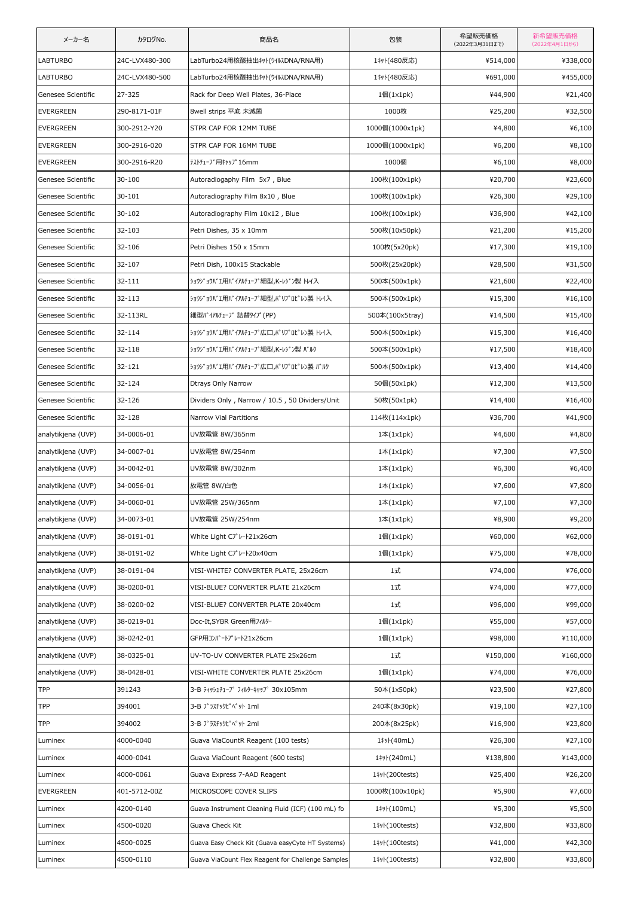| メーカー名 | カタログNo. | 商品名 | 包装 | 希望販売価格(2022年3月31日まで) | 新希望販売価格(2022年4月1日から) |
|---|---|---|---|---|---|
| LABTURBO | 24C-LVX480-300 | LabTurbo24用核酸抽出ｷｯﾄ(ｳｲﾙｽDNA/RNA用) | 1ｷｯﾄ(480反応) | ¥514,000 | ¥338,000 |
| LABTURBO | 24C-LVX480-500 | LabTurbo24用核酸抽出ｷｯﾄ(ｳｲﾙｽDNA/RNA用) | 1ｷｯﾄ(480反応) | ¥691,000 | ¥455,000 |
| Genesee Scientific | 27-325 | Rack for Deep Well Plates, 36-Place | 1個(1x1pk) | ¥44,900 | ¥21,400 |
| EVERGREEN | 290-8171-01F | 8well strips 平底 未滅菌 | 1000枚 | ¥25,200 | ¥32,500 |
| EVERGREEN | 300-2912-Y20 | STPR CAP FOR 12MM TUBE | 1000個(1000x1pk) | ¥4,800 | ¥6,100 |
| EVERGREEN | 300-2916-020 | STPR CAP FOR 16MM TUBE | 1000個(1000x1pk) | ¥6,200 | ¥8,100 |
| EVERGREEN | 300-2916-R20 | ﾃｽﾄﾁｭｰﾌﾞ用ｷｬｯﾌﾟ16mm | 1000個 | ¥6,100 | ¥8,000 |
| Genesee Scientific | 30-100 | Autoradiogaphy Film 5x7 , Blue | 100枚(100x1pk) | ¥20,700 | ¥23,600 |
| Genesee Scientific | 30-101 | Autoradiography Film 8x10 , Blue | 100枚(100x1pk) | ¥26,300 | ¥29,100 |
| Genesee Scientific | 30-102 | Autoradiography Film 10x12 , Blue | 100枚(100x1pk) | ¥36,900 | ¥42,100 |
| Genesee Scientific | 32-103 | Petri Dishes, 35 x 10mm | 500枚(10x50pk) | ¥21,200 | ¥15,200 |
| Genesee Scientific | 32-106 | Petri Dishes 150 x 15mm | 100枚(5x20pk) | ¥17,300 | ¥19,100 |
| Genesee Scientific | 32-107 | Petri Dish, 100x15 Stackable | 500枚(25x20pk) | ¥28,500 | ¥31,500 |
| Genesee Scientific | 32-111 | ｼｮｳｼﾞｮｳﾊﾞｴ用ﾊﾞｲｱﾙﾁｭｰﾌﾞ細型,K-ﾚｼﾞﾝ製 ﾄﾚｲ入 | 500本(500x1pk) | ¥21,600 | ¥22,400 |
| Genesee Scientific | 32-113 | ｼｮｳｼﾞｮｳﾊﾞｴ用ﾊﾞｲｱﾙﾁｭｰﾌﾞ細型,ﾎﾟﾘﾌﾟﾛﾋﾟﾚﾝ製 ﾄﾚｲ入 | 500本(500x1pk) | ¥15,300 | ¥16,100 |
| Genesee Scientific | 32-113RL | 細型ﾊﾞｲｱﾙﾁｭｰﾌﾞ 詰替ﾀｲﾌﾟ(PP) | 500本(100x5tray) | ¥14,500 | ¥15,400 |
| Genesee Scientific | 32-114 | ｼｮｳｼﾞｮｳﾊﾞｴ用ﾊﾞｲｱﾙﾁｭｰﾌﾞ広口,ﾎﾟﾘﾌﾟﾛﾋﾟﾚﾝ製 ﾄﾚｲ入 | 500本(500x1pk) | ¥15,300 | ¥16,400 |
| Genesee Scientific | 32-118 | ｼｮｳｼﾞｮｳﾊﾞｴ用ﾊﾞｲｱﾙﾁｭｰﾌﾞ細型,K-ﾚｼﾞﾝ製 ﾊﾞﾙｸ | 500本(500x1pk) | ¥17,500 | ¥18,400 |
| Genesee Scientific | 32-121 | ｼｮｳｼﾞｮｳﾊﾞｴ用ﾊﾞｲｱﾙﾁｭｰﾌﾞ広口,ﾎﾟﾘﾌﾟﾛﾋﾟﾚﾝ製 ﾊﾞﾙｸ | 500本(500x1pk) | ¥13,400 | ¥14,400 |
| Genesee Scientific | 32-124 | Dtrays Only Narrow | 50個(50x1pk) | ¥12,300 | ¥13,500 |
| Genesee Scientific | 32-126 | Dividers Only , Narrow / 10.5 , 50 Dividers/Unit | 50枚(50x1pk) | ¥14,400 | ¥16,400 |
| Genesee Scientific | 32-128 | Narrow Vial Partitions | 114枚(114x1pk) | ¥36,700 | ¥41,900 |
| analytikjena (UVP) | 34-0006-01 | UV放電管 8W/365nm | 1本(1x1pk) | ¥4,600 | ¥4,800 |
| analytikjena (UVP) | 34-0007-01 | UV放電管 8W/254nm | 1本(1x1pk) | ¥7,300 | ¥7,500 |
| analytikjena (UVP) | 34-0042-01 | UV放電管 8W/302nm | 1本(1x1pk) | ¥6,300 | ¥6,400 |
| analytikjena (UVP) | 34-0056-01 | 放電管 8W/白色 | 1本(1x1pk) | ¥7,600 | ¥7,800 |
| analytikjena (UVP) | 34-0060-01 | UV放電管 25W/365nm | 1本(1x1pk) | ¥7,100 | ¥7,300 |
| analytikjena (UVP) | 34-0073-01 | UV放電管 25W/254nm | 1本(1x1pk) | ¥8,900 | ¥9,200 |
| analytikjena (UVP) | 38-0191-01 | White Light Cﾌﾟﾚｰﾄ21x26cm | 1個(1x1pk) | ¥60,000 | ¥62,000 |
| analytikjena (UVP) | 38-0191-02 | White Light Cﾌﾟﾚｰﾄ20x40cm | 1個(1x1pk) | ¥75,000 | ¥78,000 |
| analytikjena (UVP) | 38-0191-04 | VISI-WHITE? CONVERTER PLATE, 25x26cm | 1式 | ¥74,000 | ¥76,000 |
| analytikjena (UVP) | 38-0200-01 | VISI-BLUE? CONVERTER PLATE 21x26cm | 1式 | ¥74,000 | ¥77,000 |
| analytikjena (UVP) | 38-0200-02 | VISI-BLUE? CONVERTER PLATE 20x40cm | 1式 | ¥96,000 | ¥99,000 |
| analytikjena (UVP) | 38-0219-01 | Doc-It,SYBR Green用ﾌｨﾙﾀｰ | 1個(1x1pk) | ¥55,000 | ¥57,000 |
| analytikjena (UVP) | 38-0242-01 | GFP用ｺﾝﾊﾞｰﾄﾌﾟﾚｰﾄ21x26cm | 1個(1x1pk) | ¥98,000 | ¥110,000 |
| analytikjena (UVP) | 38-0325-01 | UV-TO-UV CONVERTER PLATE 25x26cm | 1式 | ¥150,000 | ¥160,000 |
| analytikjena (UVP) | 38-0428-01 | VISI-WHITE CONVERTER PLATE 25x26cm | 1個(1x1pk) | ¥74,000 | ¥76,000 |
| TPP | 391243 | 3-B ﾃｨｯｼｭﾁｭｰﾌﾞ ﾌｨﾙﾀｰｷｬｯﾌﾟ 30x105mm | 50本(1x50pk) | ¥23,500 | ¥27,800 |
| TPP | 394001 | 3-B ﾌﾟﾗｽﾁｯｸﾋﾟﾍﾟｯﾄ 1ml | 240本(8x30pk) | ¥19,100 | ¥27,100 |
| TPP | 394002 | 3-B ﾌﾟﾗｽﾁｯｸﾋﾟﾍﾟｯﾄ 2ml | 200本(8x25pk) | ¥16,900 | ¥23,800 |
| Luminex | 4000-0040 | Guava ViaCountR Reagent (100 tests) | 1ｷｯﾄ(40mL) | ¥26,300 | ¥27,100 |
| Luminex | 4000-0041 | Guava ViaCount Reagent (600 tests) | 1ｷｯﾄ(240mL) | ¥138,800 | ¥143,000 |
| Luminex | 4000-0061 | Guava Express 7-AAD Reagent | 1ｷｯﾄ(200tests) | ¥25,400 | ¥26,200 |
| EVERGREEN | 401-5712-00Z | MICROSCOPE COVER SLIPS | 1000枚(100x10pk) | ¥5,900 | ¥7,600 |
| Luminex | 4200-0140 | Guava Instrument Cleaning Fluid (ICF) (100 mL) fo | 1ｷｯﾄ(100mL) | ¥5,300 | ¥5,500 |
| Luminex | 4500-0020 | Guava Check Kit | 1ｷｯﾄ(100tests) | ¥32,800 | ¥33,800 |
| Luminex | 4500-0025 | Guava Easy Check Kit (Guava easyCyte HT Systems) | 1ｷｯﾄ(100tests) | ¥41,000 | ¥42,300 |
| Luminex | 4500-0110 | Guava ViaCount Flex Reagent for Challenge Samples | 1ｷｯﾄ(100tests) | ¥32,800 | ¥33,800 |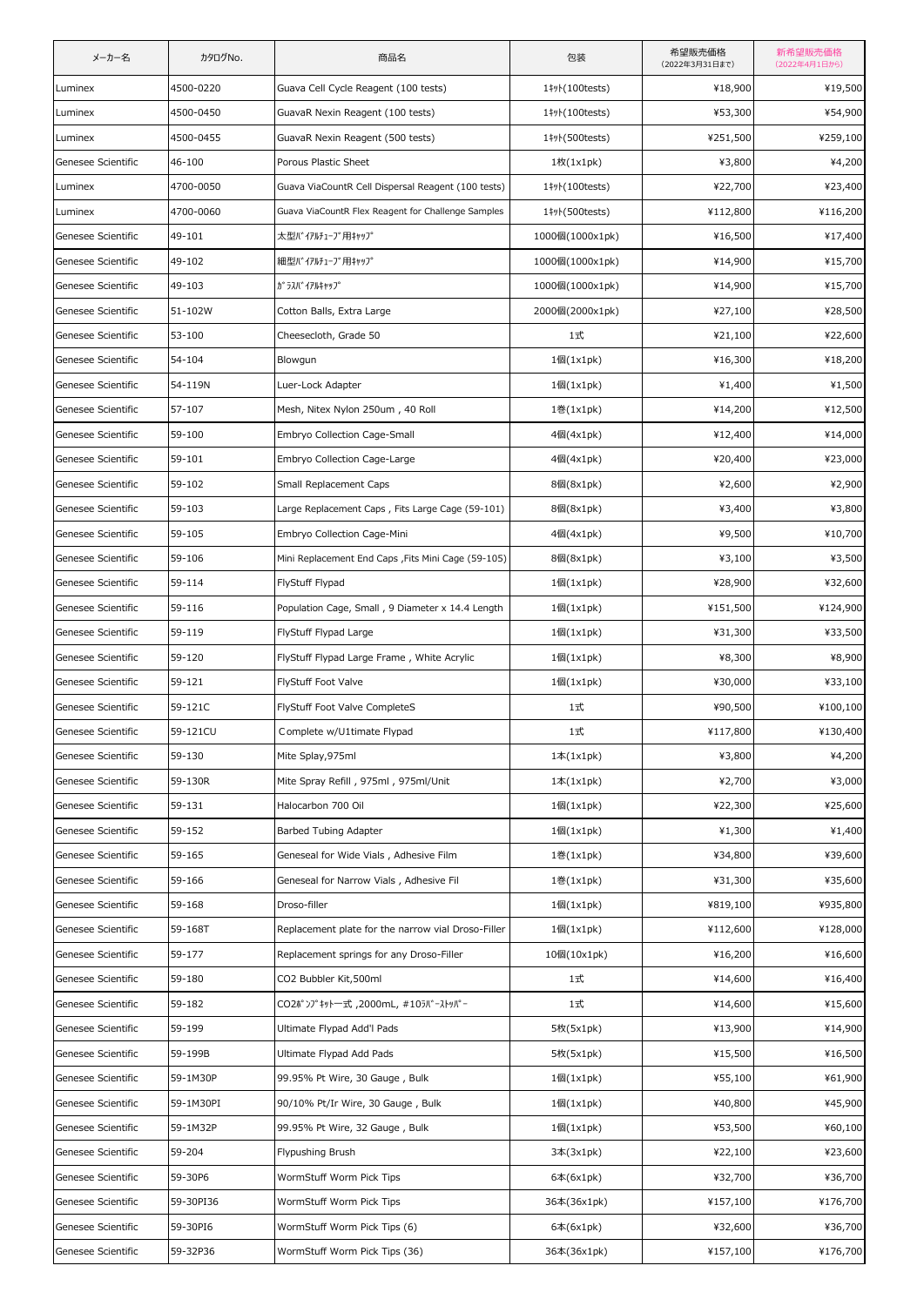| メーカー名 | カタログNo. | 商品名 | 包装 | 希望販売価格 (2022年3月31日まで) | 新希望販売価格 (2022年4月1日から) |
|---|---|---|---|---|---|
| Luminex | 4500-0220 | Guava Cell Cycle Reagent (100 tests) | 1ｷｯﾄ(100tests) | ¥18,900 | ¥19,500 |
| Luminex | 4500-0450 | GuavaR Nexin Reagent (100 tests) | 1ｷｯﾄ(100tests) | ¥53,300 | ¥54,900 |
| Luminex | 4500-0455 | GuavaR Nexin Reagent (500 tests) | 1ｷｯﾄ(500tests) | ¥251,500 | ¥259,100 |
| Genesee Scientific | 46-100 | Porous Plastic Sheet | 1枚(1x1pk) | ¥3,800 | ¥4,200 |
| Luminex | 4700-0050 | Guava ViaCountR Cell Dispersal Reagent (100 tests) | 1ｷｯﾄ(100tests) | ¥22,700 | ¥23,400 |
| Luminex | 4700-0060 | Guava ViaCountR Flex Reagent for Challenge Samples | 1ｷｯﾄ(500tests) | ¥112,800 | ¥116,200 |
| Genesee Scientific | 49-101 | 太型ﾊﾞｲｱﾙﾁｭｰﾌﾞ用ｷｬｯﾌﾟ | 1000個(1000x1pk) | ¥16,500 | ¥17,400 |
| Genesee Scientific | 49-102 | 細型ﾊﾞｲｱﾙﾁｭｰﾌﾞ用ｷｬｯﾌﾟ | 1000個(1000x1pk) | ¥14,900 | ¥15,700 |
| Genesee Scientific | 49-103 | ｶﾞﾗｽﾊﾞｲｱﾙｷｬｯﾌﾟ | 1000個(1000x1pk) | ¥14,900 | ¥15,700 |
| Genesee Scientific | 51-102W | Cotton Balls, Extra Large | 2000個(2000x1pk) | ¥27,100 | ¥28,500 |
| Genesee Scientific | 53-100 | Cheesecloth, Grade 50 | 1式 | ¥21,100 | ¥22,600 |
| Genesee Scientific | 54-104 | Blowgun | 1個(1x1pk) | ¥16,300 | ¥18,200 |
| Genesee Scientific | 54-119N | Luer-Lock Adapter | 1個(1x1pk) | ¥1,400 | ¥1,500 |
| Genesee Scientific | 57-107 | Mesh, Nitex Nylon 250um , 40 Roll | 1巻(1x1pk) | ¥14,200 | ¥12,500 |
| Genesee Scientific | 59-100 | Embryo Collection Cage-Small | 4個(4x1pk) | ¥12,400 | ¥14,000 |
| Genesee Scientific | 59-101 | Embryo Collection Cage-Large | 4個(4x1pk) | ¥20,400 | ¥23,000 |
| Genesee Scientific | 59-102 | Small Replacement Caps | 8個(8x1pk) | ¥2,600 | ¥2,900 |
| Genesee Scientific | 59-103 | Large Replacement Caps , Fits Large Cage (59-101) | 8個(8x1pk) | ¥3,400 | ¥3,800 |
| Genesee Scientific | 59-105 | Embryo Collection Cage-Mini | 4個(4x1pk) | ¥9,500 | ¥10,700 |
| Genesee Scientific | 59-106 | Mini Replacement End Caps ,Fits Mini Cage (59-105) | 8個(8x1pk) | ¥3,100 | ¥3,500 |
| Genesee Scientific | 59-114 | FlyStuff Flypad | 1個(1x1pk) | ¥28,900 | ¥32,600 |
| Genesee Scientific | 59-116 | Population Cage, Small , 9 Diameter x 14.4 Length | 1個(1x1pk) | ¥151,500 | ¥124,900 |
| Genesee Scientific | 59-119 | FlyStuff Flypad Large | 1個(1x1pk) | ¥31,300 | ¥33,500 |
| Genesee Scientific | 59-120 | FlyStuff Flypad Large Frame , White Acrylic | 1個(1x1pk) | ¥8,300 | ¥8,900 |
| Genesee Scientific | 59-121 | FlyStuff Foot Valve | 1個(1x1pk) | ¥30,000 | ¥33,100 |
| Genesee Scientific | 59-121C | FlyStuff Foot Valve CompleteS | 1式 | ¥90,500 | ¥100,100 |
| Genesee Scientific | 59-121CU | Complete w/U1timate Flypad | 1式 | ¥117,800 | ¥130,400 |
| Genesee Scientific | 59-130 | Mite Splay,975ml | 1本(1x1pk) | ¥3,800 | ¥4,200 |
| Genesee Scientific | 59-130R | Mite Spray Refill , 975ml , 975ml/Unit | 1本(1x1pk) | ¥2,700 | ¥3,000 |
| Genesee Scientific | 59-131 | Halocarbon 700 Oil | 1個(1x1pk) | ¥22,300 | ¥25,600 |
| Genesee Scientific | 59-152 | Barbed Tubing Adapter | 1個(1x1pk) | ¥1,300 | ¥1,400 |
| Genesee Scientific | 59-165 | Geneseal for Wide Vials , Adhesive Film | 1巻(1x1pk) | ¥34,800 | ¥39,600 |
| Genesee Scientific | 59-166 | Geneseal for Narrow Vials , Adhesive Fil | 1巻(1x1pk) | ¥31,300 | ¥35,600 |
| Genesee Scientific | 59-168 | Droso-filler | 1個(1x1pk) | ¥819,100 | ¥935,800 |
| Genesee Scientific | 59-168T | Replacement plate for the narrow vial Droso-Filler | 1個(1x1pk) | ¥112,600 | ¥128,000 |
| Genesee Scientific | 59-177 | Replacement springs for any Droso-Filler | 10個(10x1pk) | ¥16,200 | ¥16,600 |
| Genesee Scientific | 59-180 | CO2 Bubbler Kit,500ml | 1式 | ¥14,600 | ¥16,400 |
| Genesee Scientific | 59-182 | CO2ﾎﾞﾝﾌﾞｷｯﾄ一式 ,2000mL, #10ﾗﾊﾞｰｽﾄｯﾊﾟｰ | 1式 | ¥14,600 | ¥15,600 |
| Genesee Scientific | 59-199 | Ultimate Flypad Add'l Pads | 5枚(5x1pk) | ¥13,900 | ¥14,900 |
| Genesee Scientific | 59-199B | Ultimate Flypad Add Pads | 5枚(5x1pk) | ¥15,500 | ¥16,500 |
| Genesee Scientific | 59-1M30P | 99.95% Pt Wire, 30 Gauge , Bulk | 1個(1x1pk) | ¥55,100 | ¥61,900 |
| Genesee Scientific | 59-1M30PI | 90/10% Pt/Ir Wire, 30 Gauge , Bulk | 1個(1x1pk) | ¥40,800 | ¥45,900 |
| Genesee Scientific | 59-1M32P | 99.95% Pt Wire, 32 Gauge , Bulk | 1個(1x1pk) | ¥53,500 | ¥60,100 |
| Genesee Scientific | 59-204 | Flypushing Brush | 3本(3x1pk) | ¥22,100 | ¥23,600 |
| Genesee Scientific | 59-30P6 | WormStuff Worm Pick Tips | 6本(6x1pk) | ¥32,700 | ¥36,700 |
| Genesee Scientific | 59-30PI36 | WormStuff Worm Pick Tips | 36本(36x1pk) | ¥157,100 | ¥176,700 |
| Genesee Scientific | 59-30PI6 | WormStuff Worm Pick Tips (6) | 6本(6x1pk) | ¥32,600 | ¥36,700 |
| Genesee Scientific | 59-32P36 | WormStuff Worm Pick Tips (36) | 36本(36x1pk) | ¥157,100 | ¥176,700 |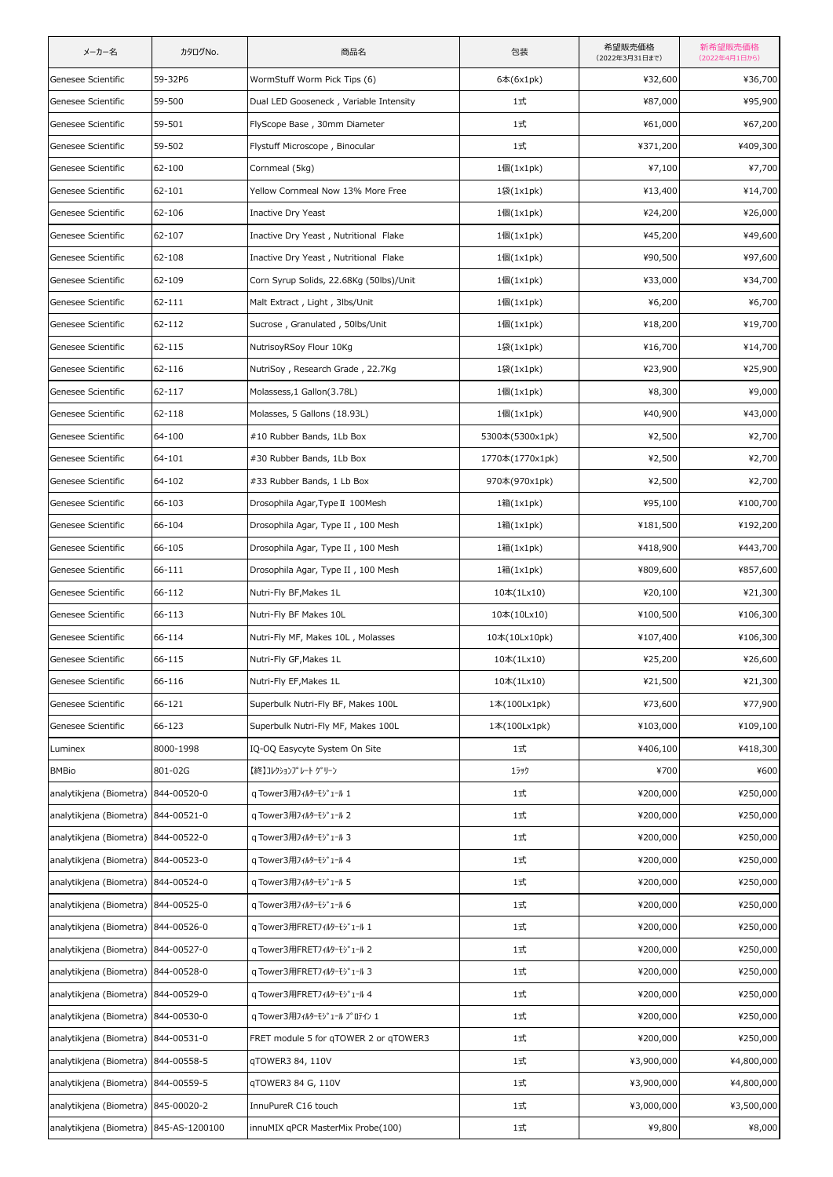| メーカー名 | カタログNo. | 商品名 | 包装 | 希望販売価格 (2022年3月31日まで) | 新希望販売価格 (2022年4月1日から) |
|---|---|---|---|---|---|
| Genesee Scientific | 59-32P6 | WormStuff Worm Pick Tips (6) | 6本(6x1pk) | ¥32,600 | ¥36,700 |
| Genesee Scientific | 59-500 | Dual LED Gooseneck , Variable Intensity | 1式 | ¥87,000 | ¥95,900 |
| Genesee Scientific | 59-501 | FlyScope Base , 30mm Diameter | 1式 | ¥61,000 | ¥67,200 |
| Genesee Scientific | 59-502 | Flystuff Microscope , Binocular | 1式 | ¥371,200 | ¥409,300 |
| Genesee Scientific | 62-100 | Cornmeal (5kg) | 1個(1x1pk) | ¥7,100 | ¥7,700 |
| Genesee Scientific | 62-101 | Yellow Cornmeal Now 13% More Free | 1袋(1x1pk) | ¥13,400 | ¥14,700 |
| Genesee Scientific | 62-106 | Inactive Dry Yeast | 1個(1x1pk) | ¥24,200 | ¥26,000 |
| Genesee Scientific | 62-107 | Inactive Dry Yeast , Nutritional Flake | 1個(1x1pk) | ¥45,200 | ¥49,600 |
| Genesee Scientific | 62-108 | Inactive Dry Yeast , Nutritional Flake | 1個(1x1pk) | ¥90,500 | ¥97,600 |
| Genesee Scientific | 62-109 | Corn Syrup Solids, 22.68Kg (50lbs)/Unit | 1個(1x1pk) | ¥33,000 | ¥34,700 |
| Genesee Scientific | 62-111 | Malt Extract , Light , 3lbs/Unit | 1個(1x1pk) | ¥6,200 | ¥6,700 |
| Genesee Scientific | 62-112 | Sucrose , Granulated , 50lbs/Unit | 1個(1x1pk) | ¥18,200 | ¥19,700 |
| Genesee Scientific | 62-115 | NutrisoyRSoy Flour 10Kg | 1袋(1x1pk) | ¥16,700 | ¥14,700 |
| Genesee Scientific | 62-116 | NutriSoy , Research Grade , 22.7Kg | 1袋(1x1pk) | ¥23,900 | ¥25,900 |
| Genesee Scientific | 62-117 | Molassess,1 Gallon(3.78L) | 1個(1x1pk) | ¥8,300 | ¥9,000 |
| Genesee Scientific | 62-118 | Molasses, 5 Gallons (18.93L) | 1個(1x1pk) | ¥40,900 | ¥43,000 |
| Genesee Scientific | 64-100 | #10 Rubber Bands, 1Lb Box | 5300本(5300x1pk) | ¥2,500 | ¥2,700 |
| Genesee Scientific | 64-101 | #30 Rubber Bands, 1Lb Box | 1770本(1770x1pk) | ¥2,500 | ¥2,700 |
| Genesee Scientific | 64-102 | #33 Rubber Bands, 1 Lb Box | 970本(970x1pk) | ¥2,500 | ¥2,700 |
| Genesee Scientific | 66-103 | Drosophila Agar,TypeⅡ 100Mesh | 1箱(1x1pk) | ¥95,100 | ¥100,700 |
| Genesee Scientific | 66-104 | Drosophila Agar, Type II , 100 Mesh | 1箱(1x1pk) | ¥181,500 | ¥192,200 |
| Genesee Scientific | 66-105 | Drosophila Agar, Type II , 100 Mesh | 1箱(1x1pk) | ¥418,900 | ¥443,700 |
| Genesee Scientific | 66-111 | Drosophila Agar, Type II , 100 Mesh | 1箱(1x1pk) | ¥809,600 | ¥857,600 |
| Genesee Scientific | 66-112 | Nutri-Fly BF,Makes 1L | 10本(1Lx10) | ¥20,100 | ¥21,300 |
| Genesee Scientific | 66-113 | Nutri-Fly BF Makes 10L | 10本(10Lx10) | ¥100,500 | ¥106,300 |
| Genesee Scientific | 66-114 | Nutri-Fly MF, Makes 10L , Molasses | 10本(10Lx10pk) | ¥107,400 | ¥106,300 |
| Genesee Scientific | 66-115 | Nutri-Fly GF,Makes 1L | 10本(1Lx10) | ¥25,200 | ¥26,600 |
| Genesee Scientific | 66-116 | Nutri-Fly EF,Makes 1L | 10本(1Lx10) | ¥21,500 | ¥21,300 |
| Genesee Scientific | 66-121 | Superbulk Nutri-Fly BF, Makes 100L | 1本(100Lx1pk) | ¥73,600 | ¥77,900 |
| Genesee Scientific | 66-123 | Superbulk Nutri-Fly MF, Makes 100L | 1本(100Lx1pk) | ¥103,000 | ¥109,100 |
| Luminex | 8000-1998 | IQ-OQ Easycyte System On Site | 1式 | ¥406,100 | ¥418,300 |
| BMBio | 801-02G | 【終】ｺﾚｸｼｮﾝﾌﾟﾚｰﾄ ｸﾞﾘｰﾝ | 1ﾗｯｸ | ¥700 | ¥600 |
| analytikjena (Biometra) | 844-00520-0 | qTower3用ﾌｨﾙﾀｰﾓｼﾞｭｰﾙ 1 | 1式 | ¥200,000 | ¥250,000 |
| analytikjena (Biometra) | 844-00521-0 | qTower3用ﾌｨﾙﾀｰﾓｼﾞｭｰﾙ 2 | 1式 | ¥200,000 | ¥250,000 |
| analytikjena (Biometra) | 844-00522-0 | qTower3用ﾌｨﾙﾀｰﾓｼﾞｭｰﾙ 3 | 1式 | ¥200,000 | ¥250,000 |
| analytikjena (Biometra) | 844-00523-0 | qTower3用ﾌｨﾙﾀｰﾓｼﾞｭｰﾙ 4 | 1式 | ¥200,000 | ¥250,000 |
| analytikjena (Biometra) | 844-00524-0 | qTower3用ﾌｨﾙﾀｰﾓｼﾞｭｰﾙ 5 | 1式 | ¥200,000 | ¥250,000 |
| analytikjena (Biometra) | 844-00525-0 | qTower3用ﾌｨﾙﾀｰﾓｼﾞｭｰﾙ 6 | 1式 | ¥200,000 | ¥250,000 |
| analytikjena (Biometra) | 844-00526-0 | qTower3用FRETﾌｨﾙﾀｰﾓｼﾞｭｰﾙ 1 | 1式 | ¥200,000 | ¥250,000 |
| analytikjena (Biometra) | 844-00527-0 | qTower3用FRETﾌｨﾙﾀｰﾓｼﾞｭｰﾙ 2 | 1式 | ¥200,000 | ¥250,000 |
| analytikjena (Biometra) | 844-00528-0 | qTower3用FRETﾌｨﾙﾀｰﾓｼﾞｭｰﾙ 3 | 1式 | ¥200,000 | ¥250,000 |
| analytikjena (Biometra) | 844-00529-0 | qTower3用FRETﾌｨﾙﾀｰﾓｼﾞｭｰﾙ 4 | 1式 | ¥200,000 | ¥250,000 |
| analytikjena (Biometra) | 844-00530-0 | qTower3用ﾌｨﾙﾀｰﾓｼﾞｭｰﾙ ﾌﾟﾛﾃｲﾝ 1 | 1式 | ¥200,000 | ¥250,000 |
| analytikjena (Biometra) | 844-00531-0 | FRET module 5 for qTOWER 2 or qTOWER3 | 1式 | ¥200,000 | ¥250,000 |
| analytikjena (Biometra) | 844-00558-5 | qTOWER3 84, 110V | 1式 | ¥3,900,000 | ¥4,800,000 |
| analytikjena (Biometra) | 844-00559-5 | qTOWER3 84 G, 110V | 1式 | ¥3,900,000 | ¥4,800,000 |
| analytikjena (Biometra) | 845-00020-2 | InnuPureR C16 touch | 1式 | ¥3,000,000 | ¥3,500,000 |
| analytikjena (Biometra) | 845-AS-1200100 | innuMIX qPCR MasterMix Probe(100) | 1式 | ¥9,800 | ¥8,000 |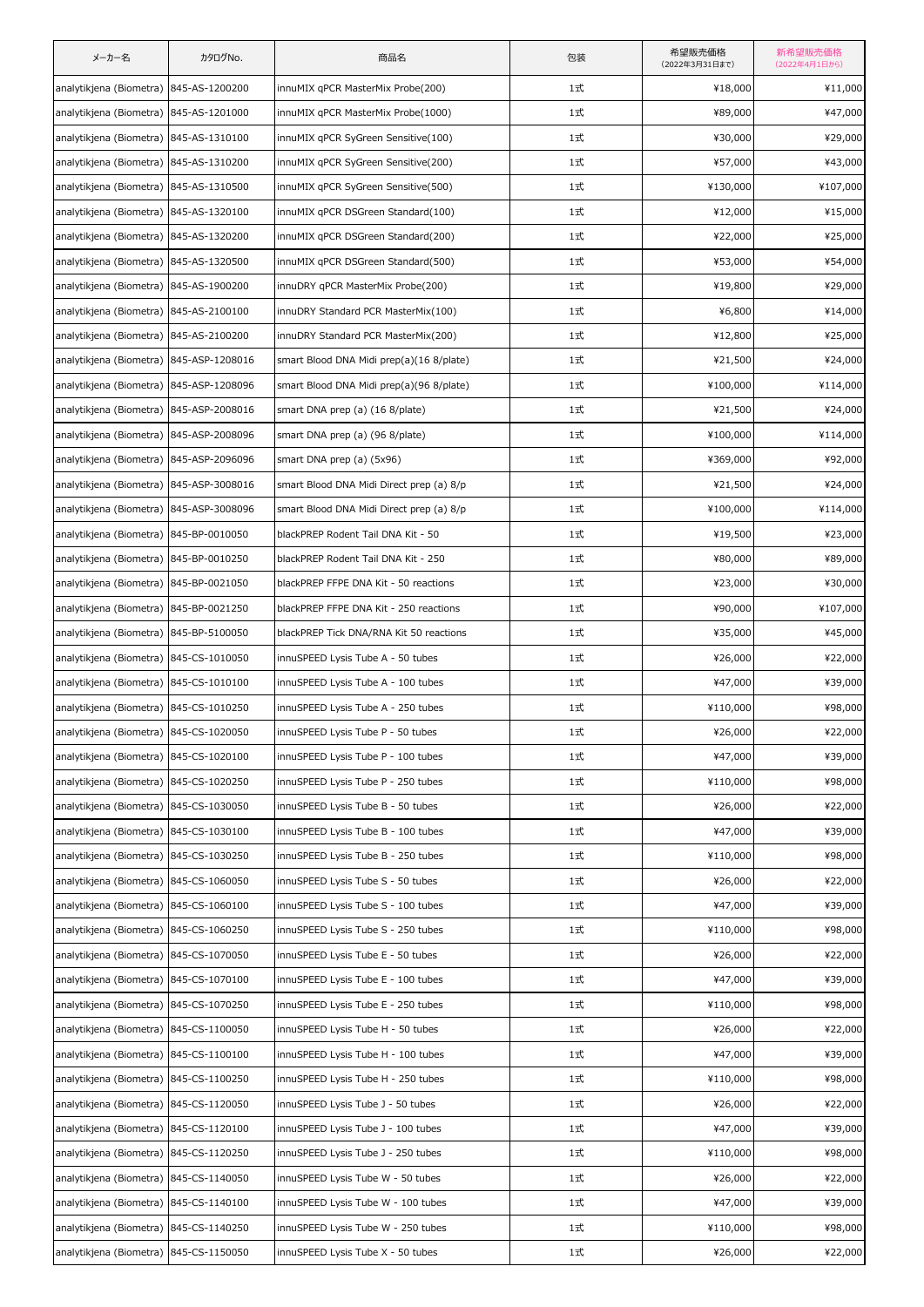| メーカー名 | カタログNo. | 商品名 | 包装 | 希望販売価格(2022年3月31日まで) | 新希望販売価格(2022年4月1日から) |
|---|---|---|---|---|---|
| analytikjena (Biometra) | 845-AS-1200200 | innuMIX qPCR MasterMix Probe(200) | 1式 | ¥18,000 | ¥11,000 |
| analytikjena (Biometra) | 845-AS-1201000 | innuMIX qPCR MasterMix Probe(1000) | 1式 | ¥89,000 | ¥47,000 |
| analytikjena (Biometra) | 845-AS-1310100 | innuMIX qPCR SyGreen Sensitive(100) | 1式 | ¥30,000 | ¥29,000 |
| analytikjena (Biometra) | 845-AS-1310200 | innuMIX qPCR SyGreen Sensitive(200) | 1式 | ¥57,000 | ¥43,000 |
| analytikjena (Biometra) | 845-AS-1310500 | innuMIX qPCR SyGreen Sensitive(500) | 1式 | ¥130,000 | ¥107,000 |
| analytikjena (Biometra) | 845-AS-1320100 | innuMIX qPCR DSGreen Standard(100) | 1式 | ¥12,000 | ¥15,000 |
| analytikjena (Biometra) | 845-AS-1320200 | innuMIX qPCR DSGreen Standard(200) | 1式 | ¥22,000 | ¥25,000 |
| analytikjena (Biometra) | 845-AS-1320500 | innuMIX qPCR DSGreen Standard(500) | 1式 | ¥53,000 | ¥54,000 |
| analytikjena (Biometra) | 845-AS-1900200 | innuDRY qPCR MasterMix Probe(200) | 1式 | ¥19,800 | ¥29,000 |
| analytikjena (Biometra) | 845-AS-2100100 | innuDRY Standard PCR MasterMix(100) | 1式 | ¥6,800 | ¥14,000 |
| analytikjena (Biometra) | 845-AS-2100200 | innuDRY Standard PCR MasterMix(200) | 1式 | ¥12,800 | ¥25,000 |
| analytikjena (Biometra) | 845-ASP-1208016 | smart Blood DNA Midi prep(a)(16 8/plate) | 1式 | ¥21,500 | ¥24,000 |
| analytikjena (Biometra) | 845-ASP-1208096 | smart Blood DNA Midi prep(a)(96 8/plate) | 1式 | ¥100,000 | ¥114,000 |
| analytikjena (Biometra) | 845-ASP-2008016 | smart DNA prep (a) (16 8/plate) | 1式 | ¥21,500 | ¥24,000 |
| analytikjena (Biometra) | 845-ASP-2008096 | smart DNA prep (a) (96 8/plate) | 1式 | ¥100,000 | ¥114,000 |
| analytikjena (Biometra) | 845-ASP-2096096 | smart DNA prep (a) (5x96) | 1式 | ¥369,000 | ¥92,000 |
| analytikjena (Biometra) | 845-ASP-3008016 | smart Blood DNA Midi Direct prep (a) 8/p | 1式 | ¥21,500 | ¥24,000 |
| analytikjena (Biometra) | 845-ASP-3008096 | smart Blood DNA Midi Direct prep (a) 8/p | 1式 | ¥100,000 | ¥114,000 |
| analytikjena (Biometra) | 845-BP-0010050 | blackPREP Rodent Tail DNA Kit - 50 | 1式 | ¥19,500 | ¥23,000 |
| analytikjena (Biometra) | 845-BP-0010250 | blackPREP Rodent Tail DNA Kit - 250 | 1式 | ¥80,000 | ¥89,000 |
| analytikjena (Biometra) | 845-BP-0021050 | blackPREP FFPE DNA Kit - 50 reactions | 1式 | ¥23,000 | ¥30,000 |
| analytikjena (Biometra) | 845-BP-0021250 | blackPREP FFPE DNA Kit - 250 reactions | 1式 | ¥90,000 | ¥107,000 |
| analytikjena (Biometra) | 845-BP-5100050 | blackPREP Tick DNA/RNA Kit 50 reactions | 1式 | ¥35,000 | ¥45,000 |
| analytikjena (Biometra) | 845-CS-1010050 | innuSPEED Lysis Tube A - 50 tubes | 1式 | ¥26,000 | ¥22,000 |
| analytikjena (Biometra) | 845-CS-1010100 | innuSPEED Lysis Tube A - 100 tubes | 1式 | ¥47,000 | ¥39,000 |
| analytikjena (Biometra) | 845-CS-1010250 | innuSPEED Lysis Tube A - 250 tubes | 1式 | ¥110,000 | ¥98,000 |
| analytikjena (Biometra) | 845-CS-1020050 | innuSPEED Lysis Tube P - 50 tubes | 1式 | ¥26,000 | ¥22,000 |
| analytikjena (Biometra) | 845-CS-1020100 | innuSPEED Lysis Tube P - 100 tubes | 1式 | ¥47,000 | ¥39,000 |
| analytikjena (Biometra) | 845-CS-1020250 | innuSPEED Lysis Tube P - 250 tubes | 1式 | ¥110,000 | ¥98,000 |
| analytikjena (Biometra) | 845-CS-1030050 | innuSPEED Lysis Tube B - 50 tubes | 1式 | ¥26,000 | ¥22,000 |
| analytikjena (Biometra) | 845-CS-1030100 | innuSPEED Lysis Tube B - 100 tubes | 1式 | ¥47,000 | ¥39,000 |
| analytikjena (Biometra) | 845-CS-1030250 | innuSPEED Lysis Tube B - 250 tubes | 1式 | ¥110,000 | ¥98,000 |
| analytikjena (Biometra) | 845-CS-1060050 | innuSPEED Lysis Tube S - 50 tubes | 1式 | ¥26,000 | ¥22,000 |
| analytikjena (Biometra) | 845-CS-1060100 | innuSPEED Lysis Tube S - 100 tubes | 1式 | ¥47,000 | ¥39,000 |
| analytikjena (Biometra) | 845-CS-1060250 | innuSPEED Lysis Tube S - 250 tubes | 1式 | ¥110,000 | ¥98,000 |
| analytikjena (Biometra) | 845-CS-1070050 | innuSPEED Lysis Tube E - 50 tubes | 1式 | ¥26,000 | ¥22,000 |
| analytikjena (Biometra) | 845-CS-1070100 | innuSPEED Lysis Tube E - 100 tubes | 1式 | ¥47,000 | ¥39,000 |
| analytikjena (Biometra) | 845-CS-1070250 | innuSPEED Lysis Tube E - 250 tubes | 1式 | ¥110,000 | ¥98,000 |
| analytikjena (Biometra) | 845-CS-1100050 | innuSPEED Lysis Tube H - 50 tubes | 1式 | ¥26,000 | ¥22,000 |
| analytikjena (Biometra) | 845-CS-1100100 | innuSPEED Lysis Tube H - 100 tubes | 1式 | ¥47,000 | ¥39,000 |
| analytikjena (Biometra) | 845-CS-1100250 | innuSPEED Lysis Tube H - 250 tubes | 1式 | ¥110,000 | ¥98,000 |
| analytikjena (Biometra) | 845-CS-1120050 | innuSPEED Lysis Tube J - 50 tubes | 1式 | ¥26,000 | ¥22,000 |
| analytikjena (Biometra) | 845-CS-1120100 | innuSPEED Lysis Tube J - 100 tubes | 1式 | ¥47,000 | ¥39,000 |
| analytikjena (Biometra) | 845-CS-1120250 | innuSPEED Lysis Tube J - 250 tubes | 1式 | ¥110,000 | ¥98,000 |
| analytikjena (Biometra) | 845-CS-1140050 | innuSPEED Lysis Tube W - 50 tubes | 1式 | ¥26,000 | ¥22,000 |
| analytikjena (Biometra) | 845-CS-1140100 | innuSPEED Lysis Tube W - 100 tubes | 1式 | ¥47,000 | ¥39,000 |
| analytikjena (Biometra) | 845-CS-1140250 | innuSPEED Lysis Tube W - 250 tubes | 1式 | ¥110,000 | ¥98,000 |
| analytikjena (Biometra) | 845-CS-1150050 | innuSPEED Lysis Tube X - 50 tubes | 1式 | ¥26,000 | ¥22,000 |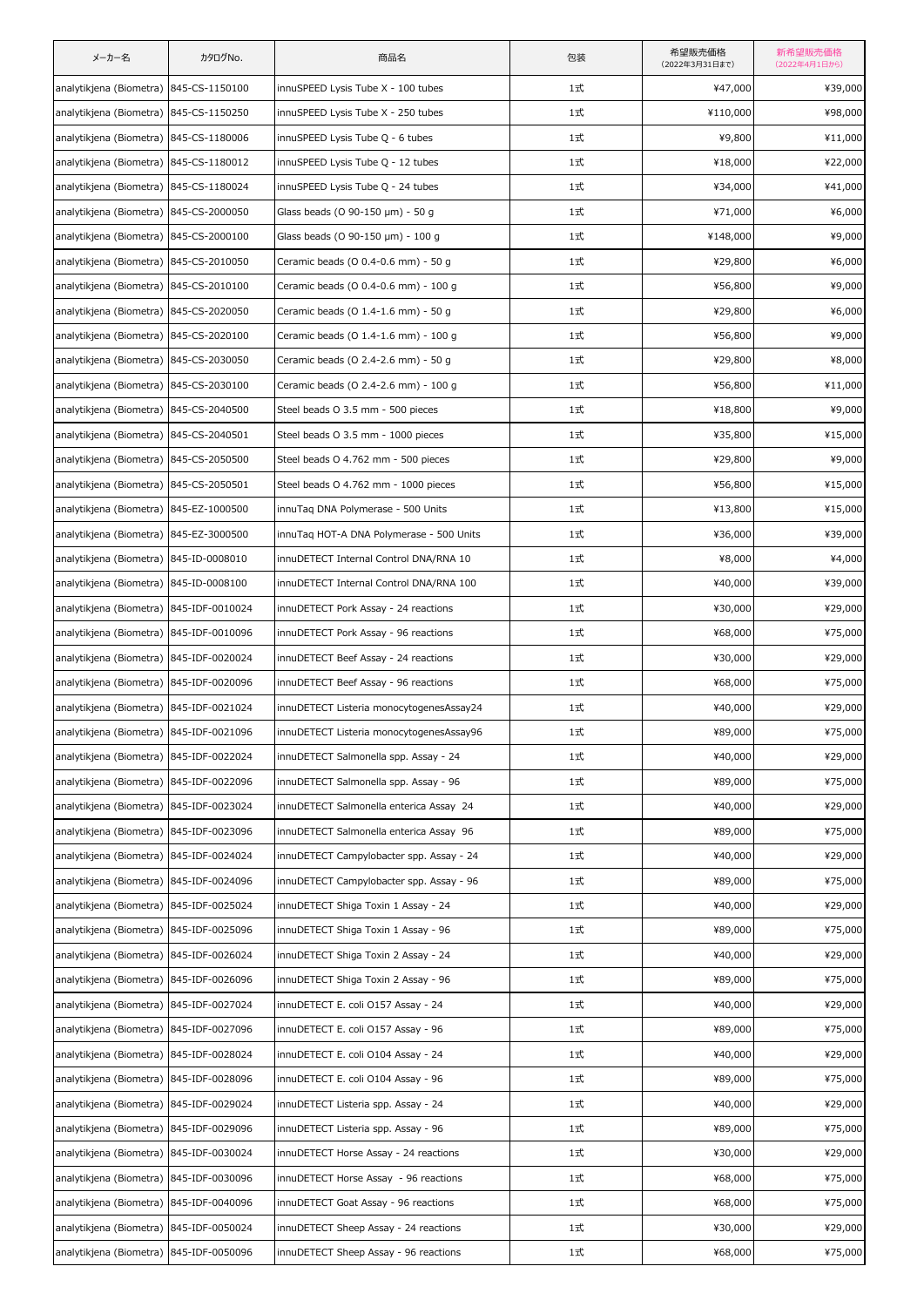| メーカー名 | カタログNo. | 商品名 | 包装 | 希望販売価格（2022年3月31日まで） | 新希望販売価格（2022年4月1日から） |
|---|---|---|---|---|---|
| analytikjena (Biometra) | 845-CS-1150100 | innuSPEED Lysis Tube X - 100 tubes | 1式 | ¥47,000 | ¥39,000 |
| analytikjena (Biometra) | 845-CS-1150250 | innuSPEED Lysis Tube X - 250 tubes | 1式 | ¥110,000 | ¥98,000 |
| analytikjena (Biometra) | 845-CS-1180006 | innuSPEED Lysis Tube Q - 6 tubes | 1式 | ¥9,800 | ¥11,000 |
| analytikjena (Biometra) | 845-CS-1180012 | innuSPEED Lysis Tube Q - 12 tubes | 1式 | ¥18,000 | ¥22,000 |
| analytikjena (Biometra) | 845-CS-1180024 | innuSPEED Lysis Tube Q - 24 tubes | 1式 | ¥34,000 | ¥41,000 |
| analytikjena (Biometra) | 845-CS-2000050 | Glass beads (O 90-150 µm) - 50 g | 1式 | ¥71,000 | ¥6,000 |
| analytikjena (Biometra) | 845-CS-2000100 | Glass beads (O 90-150 µm) - 100 g | 1式 | ¥148,000 | ¥9,000 |
| analytikjena (Biometra) | 845-CS-2010050 | Ceramic beads (O 0.4-0.6 mm) - 50 g | 1式 | ¥29,800 | ¥6,000 |
| analytikjena (Biometra) | 845-CS-2010100 | Ceramic beads (O 0.4-0.6 mm) - 100 g | 1式 | ¥56,800 | ¥9,000 |
| analytikjena (Biometra) | 845-CS-2020050 | Ceramic beads (O 1.4-1.6 mm) - 50 g | 1式 | ¥29,800 | ¥6,000 |
| analytikjena (Biometra) | 845-CS-2020100 | Ceramic beads (O 1.4-1.6 mm) - 100 g | 1式 | ¥56,800 | ¥9,000 |
| analytikjena (Biometra) | 845-CS-2030050 | Ceramic beads (O 2.4-2.6 mm) - 50 g | 1式 | ¥29,800 | ¥8,000 |
| analytikjena (Biometra) | 845-CS-2030100 | Ceramic beads (O 2.4-2.6 mm) - 100 g | 1式 | ¥56,800 | ¥11,000 |
| analytikjena (Biometra) | 845-CS-2040500 | Steel beads O 3.5 mm - 500 pieces | 1式 | ¥18,800 | ¥9,000 |
| analytikjena (Biometra) | 845-CS-2040501 | Steel beads O 3.5 mm - 1000 pieces | 1式 | ¥35,800 | ¥15,000 |
| analytikjena (Biometra) | 845-CS-2050500 | Steel beads O 4.762 mm - 500 pieces | 1式 | ¥29,800 | ¥9,000 |
| analytikjena (Biometra) | 845-CS-2050501 | Steel beads O 4.762 mm - 1000 pieces | 1式 | ¥56,800 | ¥15,000 |
| analytikjena (Biometra) | 845-EZ-1000500 | innuTaq DNA Polymerase - 500 Units | 1式 | ¥13,800 | ¥15,000 |
| analytikjena (Biometra) | 845-EZ-3000500 | innuTaq HOT-A DNA Polymerase - 500 Units | 1式 | ¥36,000 | ¥39,000 |
| analytikjena (Biometra) | 845-ID-0008010 | innuDETECT Internal Control DNA/RNA 10 | 1式 | ¥8,000 | ¥4,000 |
| analytikjena (Biometra) | 845-ID-0008100 | innuDETECT Internal Control DNA/RNA 100 | 1式 | ¥40,000 | ¥39,000 |
| analytikjena (Biometra) | 845-IDF-0010024 | innuDETECT Pork Assay - 24 reactions | 1式 | ¥30,000 | ¥29,000 |
| analytikjena (Biometra) | 845-IDF-0010096 | innuDETECT Pork Assay - 96 reactions | 1式 | ¥68,000 | ¥75,000 |
| analytikjena (Biometra) | 845-IDF-0020024 | innuDETECT Beef Assay - 24 reactions | 1式 | ¥30,000 | ¥29,000 |
| analytikjena (Biometra) | 845-IDF-0020096 | innuDETECT Beef Assay - 96 reactions | 1式 | ¥68,000 | ¥75,000 |
| analytikjena (Biometra) | 845-IDF-0021024 | innuDETECT Listeria monocytogenesAssay24 | 1式 | ¥40,000 | ¥29,000 |
| analytikjena (Biometra) | 845-IDF-0021096 | innuDETECT Listeria monocytogenesAssay96 | 1式 | ¥89,000 | ¥75,000 |
| analytikjena (Biometra) | 845-IDF-0022024 | innuDETECT Salmonella spp. Assay - 24 | 1式 | ¥40,000 | ¥29,000 |
| analytikjena (Biometra) | 845-IDF-0022096 | innuDETECT Salmonella spp. Assay - 96 | 1式 | ¥89,000 | ¥75,000 |
| analytikjena (Biometra) | 845-IDF-0023024 | innuDETECT Salmonella enterica Assay 24 | 1式 | ¥40,000 | ¥29,000 |
| analytikjena (Biometra) | 845-IDF-0023096 | innuDETECT Salmonella enterica Assay 96 | 1式 | ¥89,000 | ¥75,000 |
| analytikjena (Biometra) | 845-IDF-0024024 | innuDETECT Campylobacter spp. Assay - 24 | 1式 | ¥40,000 | ¥29,000 |
| analytikjena (Biometra) | 845-IDF-0024096 | innuDETECT Campylobacter spp. Assay - 96 | 1式 | ¥89,000 | ¥75,000 |
| analytikjena (Biometra) | 845-IDF-0025024 | innuDETECT Shiga Toxin 1 Assay - 24 | 1式 | ¥40,000 | ¥29,000 |
| analytikjena (Biometra) | 845-IDF-0025096 | innuDETECT Shiga Toxin 1 Assay - 96 | 1式 | ¥89,000 | ¥75,000 |
| analytikjena (Biometra) | 845-IDF-0026024 | innuDETECT Shiga Toxin 2 Assay - 24 | 1式 | ¥40,000 | ¥29,000 |
| analytikjena (Biometra) | 845-IDF-0026096 | innuDETECT Shiga Toxin 2 Assay - 96 | 1式 | ¥89,000 | ¥75,000 |
| analytikjena (Biometra) | 845-IDF-0027024 | innuDETECT E. coli O157 Assay - 24 | 1式 | ¥40,000 | ¥29,000 |
| analytikjena (Biometra) | 845-IDF-0027096 | innuDETECT E. coli O157 Assay - 96 | 1式 | ¥89,000 | ¥75,000 |
| analytikjena (Biometra) | 845-IDF-0028024 | innuDETECT E. coli O104 Assay - 24 | 1式 | ¥40,000 | ¥29,000 |
| analytikjena (Biometra) | 845-IDF-0028096 | innuDETECT E. coli O104 Assay - 96 | 1式 | ¥89,000 | ¥75,000 |
| analytikjena (Biometra) | 845-IDF-0029024 | innuDETECT Listeria spp. Assay - 24 | 1式 | ¥40,000 | ¥29,000 |
| analytikjena (Biometra) | 845-IDF-0029096 | innuDETECT Listeria spp. Assay - 96 | 1式 | ¥89,000 | ¥75,000 |
| analytikjena (Biometra) | 845-IDF-0030024 | innuDETECT Horse Assay - 24 reactions | 1式 | ¥30,000 | ¥29,000 |
| analytikjena (Biometra) | 845-IDF-0030096 | innuDETECT Horse Assay - 96 reactions | 1式 | ¥68,000 | ¥75,000 |
| analytikjena (Biometra) | 845-IDF-0040096 | innuDETECT Goat Assay - 96 reactions | 1式 | ¥68,000 | ¥75,000 |
| analytikjena (Biometra) | 845-IDF-0050024 | innuDETECT Sheep Assay - 24 reactions | 1式 | ¥30,000 | ¥29,000 |
| analytikjena (Biometra) | 845-IDF-0050096 | innuDETECT Sheep Assay - 96 reactions | 1式 | ¥68,000 | ¥75,000 |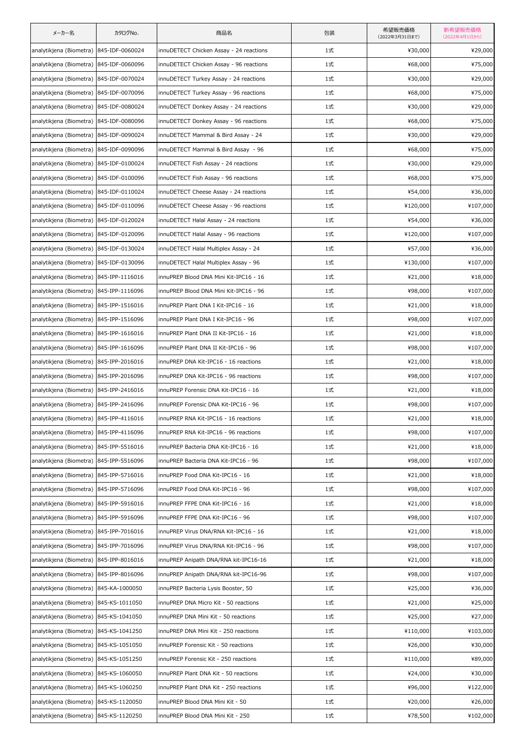| メーカー名 | カタログNo. | 商品名 | 包装 | 希望販売価格（2022年3月31日まで） | 新希望販売価格（2022年4月1日から） |
|---|---|---|---|---|---|
| analytikjena (Biometra) | 845-IDF-0060024 | innuDETECT Chicken Assay - 24 reactions | 1式 | ¥30,000 | ¥29,000 |
| analytikjena (Biometra) | 845-IDF-0060096 | innuDETECT Chicken Assay - 96 reactions | 1式 | ¥68,000 | ¥75,000 |
| analytikjena (Biometra) | 845-IDF-0070024 | innuDETECT Turkey Assay - 24 reactions | 1式 | ¥30,000 | ¥29,000 |
| analytikjena (Biometra) | 845-IDF-0070096 | innuDETECT Turkey Assay - 96 reactions | 1式 | ¥68,000 | ¥75,000 |
| analytikjena (Biometra) | 845-IDF-0080024 | innuDETECT Donkey Assay - 24 reactions | 1式 | ¥30,000 | ¥29,000 |
| analytikjena (Biometra) | 845-IDF-0080096 | innuDETECT Donkey Assay - 96 reactions | 1式 | ¥68,000 | ¥75,000 |
| analytikjena (Biometra) | 845-IDF-0090024 | innuDETECT Mammal & Bird Assay - 24 | 1式 | ¥30,000 | ¥29,000 |
| analytikjena (Biometra) | 845-IDF-0090096 | innuDETECT Mammal & Bird Assay - 96 | 1式 | ¥68,000 | ¥75,000 |
| analytikjena (Biometra) | 845-IDF-0100024 | innuDETECT Fish Assay - 24 reactions | 1式 | ¥30,000 | ¥29,000 |
| analytikjena (Biometra) | 845-IDF-0100096 | innuDETECT Fish Assay - 96 reactions | 1式 | ¥68,000 | ¥75,000 |
| analytikjena (Biometra) | 845-IDF-0110024 | innuDETECT Cheese Assay - 24 reactions | 1式 | ¥54,000 | ¥36,000 |
| analytikjena (Biometra) | 845-IDF-0110096 | innuDETECT Cheese Assay - 96 reactions | 1式 | ¥120,000 | ¥107,000 |
| analytikjena (Biometra) | 845-IDF-0120024 | innuDETECT Halal Assay - 24 reactions | 1式 | ¥54,000 | ¥36,000 |
| analytikjena (Biometra) | 845-IDF-0120096 | innuDETECT Halal Assay - 96 reactions | 1式 | ¥120,000 | ¥107,000 |
| analytikjena (Biometra) | 845-IDF-0130024 | innuDETECT Halal Multiplex Assay - 24 | 1式 | ¥57,000 | ¥36,000 |
| analytikjena (Biometra) | 845-IDF-0130096 | innuDETECT Halal Multiplex Assay - 96 | 1式 | ¥130,000 | ¥107,000 |
| analytikjena (Biometra) | 845-IPP-1116016 | innuPREP Blood DNA Mini Kit-IPC16 - 16 | 1式 | ¥21,000 | ¥18,000 |
| analytikjena (Biometra) | 845-IPP-1116096 | innuPREP Blood DNA Mini Kit-IPC16 - 96 | 1式 | ¥98,000 | ¥107,000 |
| analytikjena (Biometra) | 845-IPP-1516016 | innuPREP Plant DNA I Kit-IPC16 - 16 | 1式 | ¥21,000 | ¥18,000 |
| analytikjena (Biometra) | 845-IPP-1516096 | innuPREP Plant DNA I Kit-IPC16 - 96 | 1式 | ¥98,000 | ¥107,000 |
| analytikjena (Biometra) | 845-IPP-1616016 | innuPREP Plant DNA II Kit-IPC16 - 16 | 1式 | ¥21,000 | ¥18,000 |
| analytikjena (Biometra) | 845-IPP-1616096 | innuPREP Plant DNA II Kit-IPC16 - 96 | 1式 | ¥98,000 | ¥107,000 |
| analytikjena (Biometra) | 845-IPP-2016016 | innuPREP DNA Kit-IPC16 - 16 reactions | 1式 | ¥21,000 | ¥18,000 |
| analytikjena (Biometra) | 845-IPP-2016096 | innuPREP DNA Kit-IPC16 - 96 reactions | 1式 | ¥98,000 | ¥107,000 |
| analytikjena (Biometra) | 845-IPP-2416016 | innuPREP Forensic DNA Kit-IPC16 - 16 | 1式 | ¥21,000 | ¥18,000 |
| analytikjena (Biometra) | 845-IPP-2416096 | innuPREP Forensic DNA Kit-IPC16 - 96 | 1式 | ¥98,000 | ¥107,000 |
| analytikjena (Biometra) | 845-IPP-4116016 | innuPREP RNA Kit-IPC16 - 16 reactions | 1式 | ¥21,000 | ¥18,000 |
| analytikjena (Biometra) | 845-IPP-4116096 | innuPREP RNA Kit-IPC16 - 96 reactions | 1式 | ¥98,000 | ¥107,000 |
| analytikjena (Biometra) | 845-IPP-5516016 | innuPREP Bacteria DNA Kit-IPC16 - 16 | 1式 | ¥21,000 | ¥18,000 |
| analytikjena (Biometra) | 845-IPP-5516096 | innuPREP Bacteria DNA Kit-IPC16 - 96 | 1式 | ¥98,000 | ¥107,000 |
| analytikjena (Biometra) | 845-IPP-5716016 | innuPREP Food DNA Kit-IPC16 - 16 | 1式 | ¥21,000 | ¥18,000 |
| analytikjena (Biometra) | 845-IPP-5716096 | innuPREP Food DNA Kit-IPC16 - 96 | 1式 | ¥98,000 | ¥107,000 |
| analytikjena (Biometra) | 845-IPP-5916016 | innuPREP FFPE DNA Kit-IPC16 - 16 | 1式 | ¥21,000 | ¥18,000 |
| analytikjena (Biometra) | 845-IPP-5916096 | innuPREP FFPE DNA Kit-IPC16 - 96 | 1式 | ¥98,000 | ¥107,000 |
| analytikjena (Biometra) | 845-IPP-7016016 | innuPREP Virus DNA/RNA Kit-IPC16 - 16 | 1式 | ¥21,000 | ¥18,000 |
| analytikjena (Biometra) | 845-IPP-7016096 | innuPREP Virus DNA/RNA Kit-IPC16 - 96 | 1式 | ¥98,000 | ¥107,000 |
| analytikjena (Biometra) | 845-IPP-8016016 | innuPREP Anipath DNA/RNA kit-IPC16-16 | 1式 | ¥21,000 | ¥18,000 |
| analytikjena (Biometra) | 845-IPP-8016096 | innuPREP Anipath DNA/RNA kit-IPC16-96 | 1式 | ¥98,000 | ¥107,000 |
| analytikjena (Biometra) | 845-KA-1000050 | innuPREP Bacteria Lysis Booster, 50 | 1式 | ¥25,000 | ¥36,000 |
| analytikjena (Biometra) | 845-KS-1011050 | innuPREP DNA Micro Kit - 50 reactions | 1式 | ¥21,000 | ¥25,000 |
| analytikjena (Biometra) | 845-KS-1041050 | innuPREP DNA Mini Kit - 50 reactions | 1式 | ¥25,000 | ¥27,000 |
| analytikjena (Biometra) | 845-KS-1041250 | innuPREP DNA Mini Kit - 250 reactions | 1式 | ¥110,000 | ¥103,000 |
| analytikjena (Biometra) | 845-KS-1051050 | innuPREP Forensic Kit - 50 reactions | 1式 | ¥26,000 | ¥30,000 |
| analytikjena (Biometra) | 845-KS-1051250 | innuPREP Forensic Kit - 250 reactions | 1式 | ¥110,000 | ¥89,000 |
| analytikjena (Biometra) | 845-KS-1060050 | innuPREP Plant DNA Kit - 50 reactions | 1式 | ¥24,000 | ¥30,000 |
| analytikjena (Biometra) | 845-KS-1060250 | innuPREP Plant DNA Kit - 250 reactions | 1式 | ¥96,000 | ¥122,000 |
| analytikjena (Biometra) | 845-KS-1120050 | innuPREP Blood DNA Mini Kit - 50 | 1式 | ¥20,000 | ¥26,000 |
| analytikjena (Biometra) | 845-KS-1120250 | innuPREP Blood DNA Mini Kit - 250 | 1式 | ¥78,500 | ¥102,000 |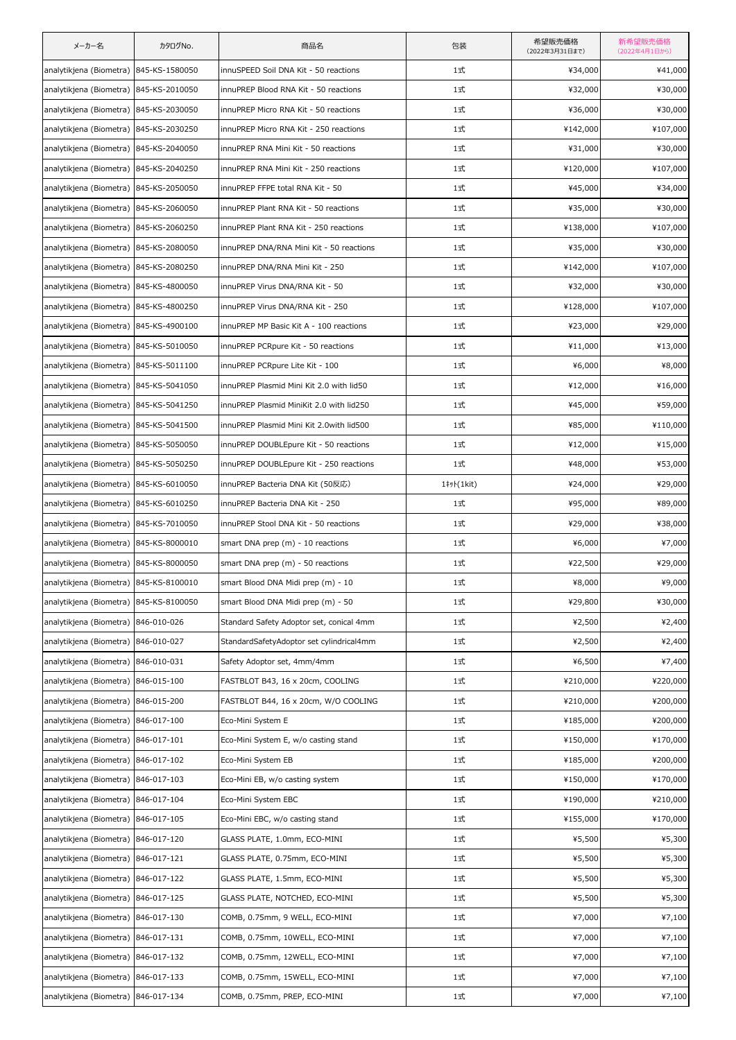| メーカー名 | カタログNo. | 商品名 | 包装 | 希望販売価格（2022年3月31日まで） | 新希望販売価格（2022年4月1日から） |
|---|---|---|---|---|---|
| analytikjena (Biometra) | 845-KS-1580050 | innuSPEED Soil DNA Kit - 50 reactions | 1式 | ¥34,000 | ¥41,000 |
| analytikjena (Biometra) | 845-KS-2010050 | innuPREP Blood RNA Kit - 50 reactions | 1式 | ¥32,000 | ¥30,000 |
| analytikjena (Biometra) | 845-KS-2030050 | innuPREP Micro RNA Kit - 50 reactions | 1式 | ¥36,000 | ¥30,000 |
| analytikjena (Biometra) | 845-KS-2030250 | innuPREP Micro RNA Kit - 250 reactions | 1式 | ¥142,000 | ¥107,000 |
| analytikjena (Biometra) | 845-KS-2040050 | innuPREP RNA Mini Kit - 50 reactions | 1式 | ¥31,000 | ¥30,000 |
| analytikjena (Biometra) | 845-KS-2040250 | innuPREP RNA Mini Kit - 250 reactions | 1式 | ¥120,000 | ¥107,000 |
| analytikjena (Biometra) | 845-KS-2050050 | innuPREP FFPE total RNA Kit - 50 | 1式 | ¥45,000 | ¥34,000 |
| analytikjena (Biometra) | 845-KS-2060050 | innuPREP Plant RNA Kit - 50 reactions | 1式 | ¥35,000 | ¥30,000 |
| analytikjena (Biometra) | 845-KS-2060250 | innuPREP Plant RNA Kit - 250 reactions | 1式 | ¥138,000 | ¥107,000 |
| analytikjena (Biometra) | 845-KS-2080050 | innuPREP DNA/RNA Mini Kit - 50 reactions | 1式 | ¥35,000 | ¥30,000 |
| analytikjena (Biometra) | 845-KS-2080250 | innuPREP DNA/RNA Mini Kit - 250 | 1式 | ¥142,000 | ¥107,000 |
| analytikjena (Biometra) | 845-KS-4800050 | innuPREP Virus DNA/RNA Kit - 50 | 1式 | ¥32,000 | ¥30,000 |
| analytikjena (Biometra) | 845-KS-4800250 | innuPREP Virus DNA/RNA Kit - 250 | 1式 | ¥128,000 | ¥107,000 |
| analytikjena (Biometra) | 845-KS-4900100 | innuPREP MP Basic Kit A - 100 reactions | 1式 | ¥23,000 | ¥29,000 |
| analytikjena (Biometra) | 845-KS-5010050 | innuPREP PCRpure Kit - 50 reactions | 1式 | ¥11,000 | ¥13,000 |
| analytikjena (Biometra) | 845-KS-5011100 | innuPREP PCRpure Lite Kit - 100 | 1式 | ¥6,000 | ¥8,000 |
| analytikjena (Biometra) | 845-KS-5041050 | innuPREP Plasmid Mini Kit 2.0 with lid50 | 1式 | ¥12,000 | ¥16,000 |
| analytikjena (Biometra) | 845-KS-5041250 | innuPREP Plasmid MiniKit 2.0 with lid250 | 1式 | ¥45,000 | ¥59,000 |
| analytikjena (Biometra) | 845-KS-5041500 | innuPREP Plasmid Mini Kit 2.0with lid500 | 1式 | ¥85,000 | ¥110,000 |
| analytikjena (Biometra) | 845-KS-5050050 | innuPREP DOUBLEpure Kit - 50 reactions | 1式 | ¥12,000 | ¥15,000 |
| analytikjena (Biometra) | 845-KS-5050250 | innuPREP DOUBLEpure Kit - 250 reactions | 1式 | ¥48,000 | ¥53,000 |
| analytikjena (Biometra) | 845-KS-6010050 | innuPREP Bacteria DNA Kit (50反応) | 1ｷｯﾄ(1kit) | ¥24,000 | ¥29,000 |
| analytikjena (Biometra) | 845-KS-6010250 | innuPREP Bacteria DNA Kit - 250 | 1式 | ¥95,000 | ¥89,000 |
| analytikjena (Biometra) | 845-KS-7010050 | innuPREP Stool DNA Kit - 50 reactions | 1式 | ¥29,000 | ¥38,000 |
| analytikjena (Biometra) | 845-KS-8000010 | smart DNA prep (m) - 10 reactions | 1式 | ¥6,000 | ¥7,000 |
| analytikjena (Biometra) | 845-KS-8000050 | smart DNA prep (m) - 50 reactions | 1式 | ¥22,500 | ¥29,000 |
| analytikjena (Biometra) | 845-KS-8100010 | smart Blood DNA Midi prep (m) - 10 | 1式 | ¥8,000 | ¥9,000 |
| analytikjena (Biometra) | 845-KS-8100050 | smart Blood DNA Midi prep (m) - 50 | 1式 | ¥29,800 | ¥30,000 |
| analytikjena (Biometra) | 846-010-026 | Standard Safety Adoptor set, conical 4mm | 1式 | ¥2,500 | ¥2,400 |
| analytikjena (Biometra) | 846-010-027 | StandardSafetyAdoptor set cylindrical4mm | 1式 | ¥2,500 | ¥2,400 |
| analytikjena (Biometra) | 846-010-031 | Safety Adoptor set, 4mm/4mm | 1式 | ¥6,500 | ¥7,400 |
| analytikjena (Biometra) | 846-015-100 | FASTBLOT B43, 16 x 20cm, COOLING | 1式 | ¥210,000 | ¥220,000 |
| analytikjena (Biometra) | 846-015-200 | FASTBLOT B44, 16 x 20cm, W/O COOLING | 1式 | ¥210,000 | ¥200,000 |
| analytikjena (Biometra) | 846-017-100 | Eco-Mini System E | 1式 | ¥185,000 | ¥200,000 |
| analytikjena (Biometra) | 846-017-101 | Eco-Mini System E, w/o casting stand | 1式 | ¥150,000 | ¥170,000 |
| analytikjena (Biometra) | 846-017-102 | Eco-Mini System EB | 1式 | ¥185,000 | ¥200,000 |
| analytikjena (Biometra) | 846-017-103 | Eco-Mini EB, w/o casting system | 1式 | ¥150,000 | ¥170,000 |
| analytikjena (Biometra) | 846-017-104 | Eco-Mini System EBC | 1式 | ¥190,000 | ¥210,000 |
| analytikjena (Biometra) | 846-017-105 | Eco-Mini EBC, w/o casting stand | 1式 | ¥155,000 | ¥170,000 |
| analytikjena (Biometra) | 846-017-120 | GLASS PLATE, 1.0mm, ECO-MINI | 1式 | ¥5,500 | ¥5,300 |
| analytikjena (Biometra) | 846-017-121 | GLASS PLATE, 0.75mm, ECO-MINI | 1式 | ¥5,500 | ¥5,300 |
| analytikjena (Biometra) | 846-017-122 | GLASS PLATE, 1.5mm, ECO-MINI | 1式 | ¥5,500 | ¥5,300 |
| analytikjena (Biometra) | 846-017-125 | GLASS PLATE, NOTCHED, ECO-MINI | 1式 | ¥5,500 | ¥5,300 |
| analytikjena (Biometra) | 846-017-130 | COMB, 0.75mm, 9 WELL, ECO-MINI | 1式 | ¥7,000 | ¥7,100 |
| analytikjena (Biometra) | 846-017-131 | COMB, 0.75mm, 10WELL, ECO-MINI | 1式 | ¥7,000 | ¥7,100 |
| analytikjena (Biometra) | 846-017-132 | COMB, 0.75mm, 12WELL, ECO-MINI | 1式 | ¥7,000 | ¥7,100 |
| analytikjena (Biometra) | 846-017-133 | COMB, 0.75mm, 15WELL, ECO-MINI | 1式 | ¥7,000 | ¥7,100 |
| analytikjena (Biometra) | 846-017-134 | COMB, 0.75mm, PREP, ECO-MINI | 1式 | ¥7,000 | ¥7,100 |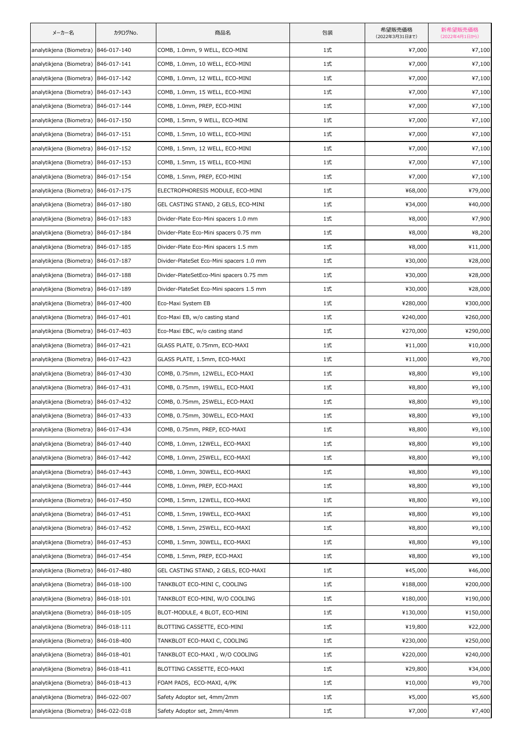| メーカー名 | カタログNo. | 商品名 | 包装 | 希望販売価格<br>(2022年3月31日まで) | 新希望販売価格<br>(2022年4月1日から) |
| --- | --- | --- | --- | --- | --- |
| analytikjena (Biometra) | 846-017-140 | COMB, 1.0mm, 9 WELL, ECO-MINI | 1式 | ¥7,000 | ¥7,100 |
| analytikjena (Biometra) | 846-017-141 | COMB, 1.0mm, 10 WELL, ECO-MINI | 1式 | ¥7,000 | ¥7,100 |
| analytikjena (Biometra) | 846-017-142 | COMB, 1.0mm, 12 WELL, ECO-MINI | 1式 | ¥7,000 | ¥7,100 |
| analytikjena (Biometra) | 846-017-143 | COMB, 1.0mm, 15 WELL, ECO-MINI | 1式 | ¥7,000 | ¥7,100 |
| analytikjena (Biometra) | 846-017-144 | COMB, 1.0mm, PREP, ECO-MINI | 1式 | ¥7,000 | ¥7,100 |
| analytikjena (Biometra) | 846-017-150 | COMB, 1.5mm, 9 WELL, ECO-MINI | 1式 | ¥7,000 | ¥7,100 |
| analytikjena (Biometra) | 846-017-151 | COMB, 1.5mm, 10 WELL, ECO-MINI | 1式 | ¥7,000 | ¥7,100 |
| analytikjena (Biometra) | 846-017-152 | COMB, 1.5mm, 12 WELL, ECO-MINI | 1式 | ¥7,000 | ¥7,100 |
| analytikjena (Biometra) | 846-017-153 | COMB, 1.5mm, 15 WELL, ECO-MINI | 1式 | ¥7,000 | ¥7,100 |
| analytikjena (Biometra) | 846-017-154 | COMB, 1.5mm, PREP, ECO-MINI | 1式 | ¥7,000 | ¥7,100 |
| analytikjena (Biometra) | 846-017-175 | ELECTROPHORESIS MODULE, ECO-MINI | 1式 | ¥68,000 | ¥79,000 |
| analytikjena (Biometra) | 846-017-180 | GEL CASTING STAND, 2 GELS, ECO-MINI | 1式 | ¥34,000 | ¥40,000 |
| analytikjena (Biometra) | 846-017-183 | Divider-Plate Eco-Mini spacers 1.0 mm | 1式 | ¥8,000 | ¥7,900 |
| analytikjena (Biometra) | 846-017-184 | Divider-Plate Eco-Mini spacers 0.75 mm | 1式 | ¥8,000 | ¥8,200 |
| analytikjena (Biometra) | 846-017-185 | Divider-Plate Eco-Mini spacers 1.5 mm | 1式 | ¥8,000 | ¥11,000 |
| analytikjena (Biometra) | 846-017-187 | Divider-PlateSet Eco-Mini spacers 1.0 mm | 1式 | ¥30,000 | ¥28,000 |
| analytikjena (Biometra) | 846-017-188 | Divider-PlateSetEco-Mini spacers 0.75 mm | 1式 | ¥30,000 | ¥28,000 |
| analytikjena (Biometra) | 846-017-189 | Divider-PlateSet Eco-Mini spacers 1.5 mm | 1式 | ¥30,000 | ¥28,000 |
| analytikjena (Biometra) | 846-017-400 | Eco-Maxi System EB | 1式 | ¥280,000 | ¥300,000 |
| analytikjena (Biometra) | 846-017-401 | Eco-Maxi EB, w/o casting stand | 1式 | ¥240,000 | ¥260,000 |
| analytikjena (Biometra) | 846-017-403 | Eco-Maxi EBC, w/o casting stand | 1式 | ¥270,000 | ¥290,000 |
| analytikjena (Biometra) | 846-017-421 | GLASS PLATE, 0.75mm, ECO-MAXI | 1式 | ¥11,000 | ¥10,000 |
| analytikjena (Biometra) | 846-017-423 | GLASS PLATE, 1.5mm, ECO-MAXI | 1式 | ¥11,000 | ¥9,700 |
| analytikjena (Biometra) | 846-017-430 | COMB, 0.75mm, 12WELL, ECO-MAXI | 1式 | ¥8,800 | ¥9,100 |
| analytikjena (Biometra) | 846-017-431 | COMB, 0.75mm, 19WELL, ECO-MAXI | 1式 | ¥8,800 | ¥9,100 |
| analytikjena (Biometra) | 846-017-432 | COMB, 0.75mm, 25WELL, ECO-MAXI | 1式 | ¥8,800 | ¥9,100 |
| analytikjena (Biometra) | 846-017-433 | COMB, 0.75mm, 30WELL, ECO-MAXI | 1式 | ¥8,800 | ¥9,100 |
| analytikjena (Biometra) | 846-017-434 | COMB, 0.75mm, PREP, ECO-MAXI | 1式 | ¥8,800 | ¥9,100 |
| analytikjena (Biometra) | 846-017-440 | COMB, 1.0mm, 12WELL, ECO-MAXI | 1式 | ¥8,800 | ¥9,100 |
| analytikjena (Biometra) | 846-017-442 | COMB, 1.0mm, 25WELL, ECO-MAXI | 1式 | ¥8,800 | ¥9,100 |
| analytikjena (Biometra) | 846-017-443 | COMB, 1.0mm, 30WELL, ECO-MAXI | 1式 | ¥8,800 | ¥9,100 |
| analytikjena (Biometra) | 846-017-444 | COMB, 1.0mm, PREP, ECO-MAXI | 1式 | ¥8,800 | ¥9,100 |
| analytikjena (Biometra) | 846-017-450 | COMB, 1.5mm, 12WELL, ECO-MAXI | 1式 | ¥8,800 | ¥9,100 |
| analytikjena (Biometra) | 846-017-451 | COMB, 1.5mm, 19WELL, ECO-MAXI | 1式 | ¥8,800 | ¥9,100 |
| analytikjena (Biometra) | 846-017-452 | COMB, 1.5mm, 25WELL, ECO-MAXI | 1式 | ¥8,800 | ¥9,100 |
| analytikjena (Biometra) | 846-017-453 | COMB, 1.5mm, 30WELL, ECO-MAXI | 1式 | ¥8,800 | ¥9,100 |
| analytikjena (Biometra) | 846-017-454 | COMB, 1.5mm, PREP, ECO-MAXI | 1式 | ¥8,800 | ¥9,100 |
| analytikjena (Biometra) | 846-017-480 | GEL CASTING STAND, 2 GELS, ECO-MAXI | 1式 | ¥45,000 | ¥46,000 |
| analytikjena (Biometra) | 846-018-100 | TANKBLOT ECO-MINI C, COOLING | 1式 | ¥188,000 | ¥200,000 |
| analytikjena (Biometra) | 846-018-101 | TANKBLOT ECO-MINI, W/O COOLING | 1式 | ¥180,000 | ¥190,000 |
| analytikjena (Biometra) | 846-018-105 | BLOT-MODULE, 4 BLOT, ECO-MINI | 1式 | ¥130,000 | ¥150,000 |
| analytikjena (Biometra) | 846-018-111 | BLOTTING CASSETTE, ECO-MINI | 1式 | ¥19,800 | ¥22,000 |
| analytikjena (Biometra) | 846-018-400 | TANKBLOT ECO-MAXI C, COOLING | 1式 | ¥230,000 | ¥250,000 |
| analytikjena (Biometra) | 846-018-401 | TANKBLOT ECO-MAXI , W/O COOLING | 1式 | ¥220,000 | ¥240,000 |
| analytikjena (Biometra) | 846-018-411 | BLOTTING CASSETTE, ECO-MAXI | 1式 | ¥29,800 | ¥34,000 |
| analytikjena (Biometra) | 846-018-413 | FOAM PADS, ECO-MAXI, 4/PK | 1式 | ¥10,000 | ¥9,700 |
| analytikjena (Biometra) | 846-022-007 | Safety Adoptor set, 4mm/2mm | 1式 | ¥5,000 | ¥5,600 |
| analytikjena (Biometra) | 846-022-018 | Safety Adoptor set, 2mm/4mm | 1式 | ¥7,000 | ¥7,400 |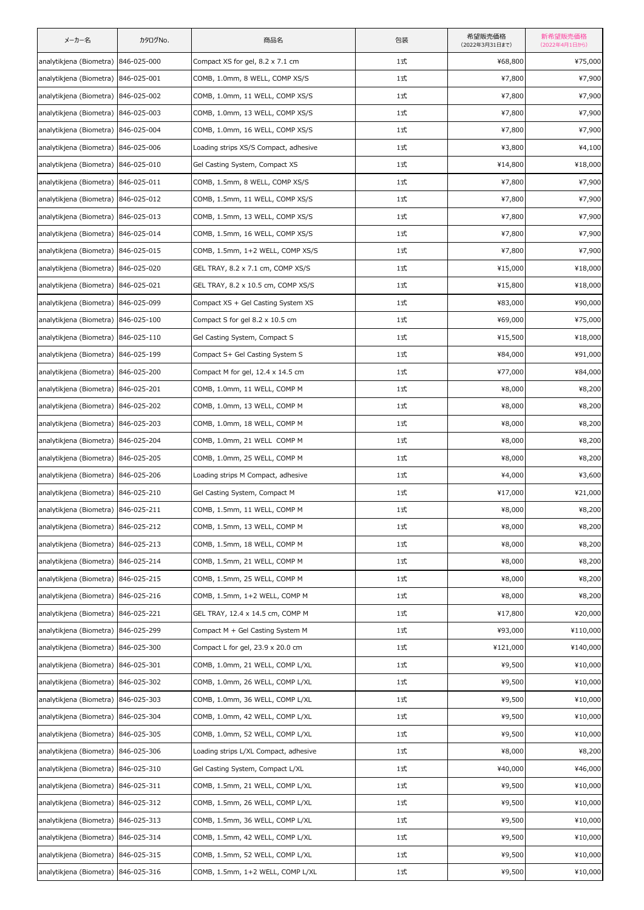| メーカー名 | カタログNo. | 商品名 | 包装 | 希望販売価格（2022年3月31日まで） | 新希望販売価格（2022年4月1日から） |
|---|---|---|---|---|---|
| analytikjena (Biometra) | 846-025-000 | Compact XS for gel, 8.2 x 7.1 cm | 1式 | ¥68,800 | ¥75,000 |
| analytikjena (Biometra) | 846-025-001 | COMB, 1.0mm, 8 WELL, COMP XS/S | 1式 | ¥7,800 | ¥7,900 |
| analytikjena (Biometra) | 846-025-002 | COMB, 1.0mm, 11 WELL, COMP XS/S | 1式 | ¥7,800 | ¥7,900 |
| analytikjena (Biometra) | 846-025-003 | COMB, 1.0mm, 13 WELL, COMP XS/S | 1式 | ¥7,800 | ¥7,900 |
| analytikjena (Biometra) | 846-025-004 | COMB, 1.0mm, 16 WELL, COMP XS/S | 1式 | ¥7,800 | ¥7,900 |
| analytikjena (Biometra) | 846-025-006 | Loading strips XS/S Compact, adhesive | 1式 | ¥3,800 | ¥4,100 |
| analytikjena (Biometra) | 846-025-010 | Gel Casting System, Compact XS | 1式 | ¥14,800 | ¥18,000 |
| analytikjena (Biometra) | 846-025-011 | COMB, 1.5mm, 8 WELL, COMP XS/S | 1式 | ¥7,800 | ¥7,900 |
| analytikjena (Biometra) | 846-025-012 | COMB, 1.5mm, 11 WELL, COMP XS/S | 1式 | ¥7,800 | ¥7,900 |
| analytikjena (Biometra) | 846-025-013 | COMB, 1.5mm, 13 WELL, COMP XS/S | 1式 | ¥7,800 | ¥7,900 |
| analytikjena (Biometra) | 846-025-014 | COMB, 1.5mm, 16 WELL, COMP XS/S | 1式 | ¥7,800 | ¥7,900 |
| analytikjena (Biometra) | 846-025-015 | COMB, 1.5mm, 1+2 WELL, COMP XS/S | 1式 | ¥7,800 | ¥7,900 |
| analytikjena (Biometra) | 846-025-020 | GEL TRAY, 8.2 x 7.1 cm, COMP XS/S | 1式 | ¥15,000 | ¥18,000 |
| analytikjena (Biometra) | 846-025-021 | GEL TRAY, 8.2 x 10.5 cm, COMP XS/S | 1式 | ¥15,800 | ¥18,000 |
| analytikjena (Biometra) | 846-025-099 | Compact XS + Gel Casting System XS | 1式 | ¥83,000 | ¥90,000 |
| analytikjena (Biometra) | 846-025-100 | Compact S for gel 8.2 x 10.5 cm | 1式 | ¥69,000 | ¥75,000 |
| analytikjena (Biometra) | 846-025-110 | Gel Casting System, Compact S | 1式 | ¥15,500 | ¥18,000 |
| analytikjena (Biometra) | 846-025-199 | Compact S+ Gel Casting System S | 1式 | ¥84,000 | ¥91,000 |
| analytikjena (Biometra) | 846-025-200 | Compact M for gel, 12.4 x 14.5 cm | 1式 | ¥77,000 | ¥84,000 |
| analytikjena (Biometra) | 846-025-201 | COMB, 1.0mm, 11 WELL, COMP M | 1式 | ¥8,000 | ¥8,200 |
| analytikjena (Biometra) | 846-025-202 | COMB, 1.0mm, 13 WELL, COMP M | 1式 | ¥8,000 | ¥8,200 |
| analytikjena (Biometra) | 846-025-203 | COMB, 1.0mm, 18 WELL, COMP M | 1式 | ¥8,000 | ¥8,200 |
| analytikjena (Biometra) | 846-025-204 | COMB, 1.0mm, 21 WELL COMP M | 1式 | ¥8,000 | ¥8,200 |
| analytikjena (Biometra) | 846-025-205 | COMB, 1.0mm, 25 WELL, COMP M | 1式 | ¥8,000 | ¥8,200 |
| analytikjena (Biometra) | 846-025-206 | Loading strips M Compact, adhesive | 1式 | ¥4,000 | ¥3,600 |
| analytikjena (Biometra) | 846-025-210 | Gel Casting System, Compact M | 1式 | ¥17,000 | ¥21,000 |
| analytikjena (Biometra) | 846-025-211 | COMB, 1.5mm, 11 WELL, COMP M | 1式 | ¥8,000 | ¥8,200 |
| analytikjena (Biometra) | 846-025-212 | COMB, 1.5mm, 13 WELL, COMP M | 1式 | ¥8,000 | ¥8,200 |
| analytikjena (Biometra) | 846-025-213 | COMB, 1.5mm, 18 WELL, COMP M | 1式 | ¥8,000 | ¥8,200 |
| analytikjena (Biometra) | 846-025-214 | COMB, 1.5mm, 21 WELL, COMP M | 1式 | ¥8,000 | ¥8,200 |
| analytikjena (Biometra) | 846-025-215 | COMB, 1.5mm, 25 WELL, COMP M | 1式 | ¥8,000 | ¥8,200 |
| analytikjena (Biometra) | 846-025-216 | COMB, 1.5mm, 1+2 WELL, COMP M | 1式 | ¥8,000 | ¥8,200 |
| analytikjena (Biometra) | 846-025-221 | GEL TRAY, 12.4 x 14.5 cm, COMP M | 1式 | ¥17,800 | ¥20,000 |
| analytikjena (Biometra) | 846-025-299 | Compact M + Gel Casting System M | 1式 | ¥93,000 | ¥110,000 |
| analytikjena (Biometra) | 846-025-300 | Compact L for gel, 23.9 x 20.0 cm | 1式 | ¥121,000 | ¥140,000 |
| analytikjena (Biometra) | 846-025-301 | COMB, 1.0mm, 21 WELL, COMP L/XL | 1式 | ¥9,500 | ¥10,000 |
| analytikjena (Biometra) | 846-025-302 | COMB, 1.0mm, 26 WELL, COMP L/XL | 1式 | ¥9,500 | ¥10,000 |
| analytikjena (Biometra) | 846-025-303 | COMB, 1.0mm, 36 WELL, COMP L/XL | 1式 | ¥9,500 | ¥10,000 |
| analytikjena (Biometra) | 846-025-304 | COMB, 1.0mm, 42 WELL, COMP L/XL | 1式 | ¥9,500 | ¥10,000 |
| analytikjena (Biometra) | 846-025-305 | COMB, 1.0mm, 52 WELL, COMP L/XL | 1式 | ¥9,500 | ¥10,000 |
| analytikjena (Biometra) | 846-025-306 | Loading strips L/XL Compact, adhesive | 1式 | ¥8,000 | ¥8,200 |
| analytikjena (Biometra) | 846-025-310 | Gel Casting System, Compact L/XL | 1式 | ¥40,000 | ¥46,000 |
| analytikjena (Biometra) | 846-025-311 | COMB, 1.5mm, 21 WELL, COMP L/XL | 1式 | ¥9,500 | ¥10,000 |
| analytikjena (Biometra) | 846-025-312 | COMB, 1.5mm, 26 WELL, COMP L/XL | 1式 | ¥9,500 | ¥10,000 |
| analytikjena (Biometra) | 846-025-313 | COMB, 1.5mm, 36 WELL, COMP L/XL | 1式 | ¥9,500 | ¥10,000 |
| analytikjena (Biometra) | 846-025-314 | COMB, 1.5mm, 42 WELL, COMP L/XL | 1式 | ¥9,500 | ¥10,000 |
| analytikjena (Biometra) | 846-025-315 | COMB, 1.5mm, 52 WELL, COMP L/XL | 1式 | ¥9,500 | ¥10,000 |
| analytikjena (Biometra) | 846-025-316 | COMB, 1.5mm, 1+2 WELL, COMP L/XL | 1式 | ¥9,500 | ¥10,000 |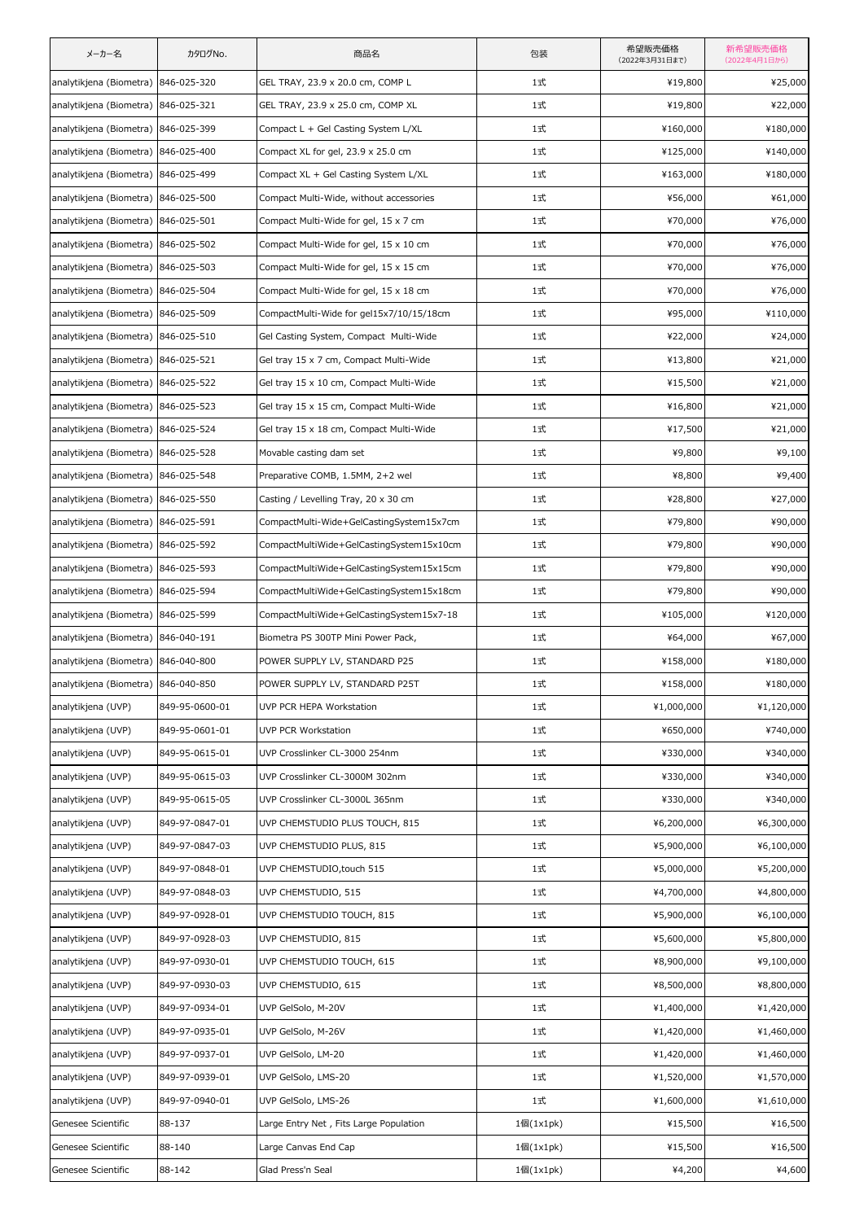| メーカー名 | カタログNo. | 商品名 | 包装 | 希望販売価格 (2022年3月31日まで) | 新希望販売価格 (2022年4月1日から) |
|---|---|---|---|---|---|
| analytikjena (Biometra) | 846-025-320 | GEL TRAY, 23.9 x 20.0 cm, COMP L | 1式 | ¥19,800 | ¥25,000 |
| analytikjena (Biometra) | 846-025-321 | GEL TRAY, 23.9 x 25.0 cm, COMP XL | 1式 | ¥19,800 | ¥22,000 |
| analytikjena (Biometra) | 846-025-399 | Compact L + Gel Casting System L/XL | 1式 | ¥160,000 | ¥180,000 |
| analytikjena (Biometra) | 846-025-400 | Compact XL for gel, 23.9 x 25.0 cm | 1式 | ¥125,000 | ¥140,000 |
| analytikjena (Biometra) | 846-025-499 | Compact XL + Gel Casting System L/XL | 1式 | ¥163,000 | ¥180,000 |
| analytikjena (Biometra) | 846-025-500 | Compact Multi-Wide, without accessories | 1式 | ¥56,000 | ¥61,000 |
| analytikjena (Biometra) | 846-025-501 | Compact Multi-Wide for gel, 15 x 7 cm | 1式 | ¥70,000 | ¥76,000 |
| analytikjena (Biometra) | 846-025-502 | Compact Multi-Wide for gel, 15 x 10 cm | 1式 | ¥70,000 | ¥76,000 |
| analytikjena (Biometra) | 846-025-503 | Compact Multi-Wide for gel, 15 x 15 cm | 1式 | ¥70,000 | ¥76,000 |
| analytikjena (Biometra) | 846-025-504 | Compact Multi-Wide for gel, 15 x 18 cm | 1式 | ¥70,000 | ¥76,000 |
| analytikjena (Biometra) | 846-025-509 | CompactMulti-Wide for gel15x7/10/15/18cm | 1式 | ¥95,000 | ¥110,000 |
| analytikjena (Biometra) | 846-025-510 | Gel Casting System, Compact Multi-Wide | 1式 | ¥22,000 | ¥24,000 |
| analytikjena (Biometra) | 846-025-521 | Gel tray 15 x 7 cm, Compact Multi-Wide | 1式 | ¥13,800 | ¥21,000 |
| analytikjena (Biometra) | 846-025-522 | Gel tray 15 x 10 cm, Compact Multi-Wide | 1式 | ¥15,500 | ¥21,000 |
| analytikjena (Biometra) | 846-025-523 | Gel tray 15 x 15 cm, Compact Multi-Wide | 1式 | ¥16,800 | ¥21,000 |
| analytikjena (Biometra) | 846-025-524 | Gel tray 15 x 18 cm, Compact Multi-Wide | 1式 | ¥17,500 | ¥21,000 |
| analytikjena (Biometra) | 846-025-528 | Movable casting dam set | 1式 | ¥9,800 | ¥9,100 |
| analytikjena (Biometra) | 846-025-548 | Preparative COMB, 1.5MM, 2+2 wel | 1式 | ¥8,800 | ¥9,400 |
| analytikjena (Biometra) | 846-025-550 | Casting / Levelling Tray, 20 x 30 cm | 1式 | ¥28,800 | ¥27,000 |
| analytikjena (Biometra) | 846-025-591 | CompactMulti-Wide+GelCastingSystem15x7cm | 1式 | ¥79,800 | ¥90,000 |
| analytikjena (Biometra) | 846-025-592 | CompactMultiWide+GelCastingSystem15x10cm | 1式 | ¥79,800 | ¥90,000 |
| analytikjena (Biometra) | 846-025-593 | CompactMultiWide+GelCastingSystem15x15cm | 1式 | ¥79,800 | ¥90,000 |
| analytikjena (Biometra) | 846-025-594 | CompactMultiWide+GelCastingSystem15x18cm | 1式 | ¥79,800 | ¥90,000 |
| analytikjena (Biometra) | 846-025-599 | CompactMultiWide+GelCastingSystem15x7-18 | 1式 | ¥105,000 | ¥120,000 |
| analytikjena (Biometra) | 846-040-191 | Biometra PS 300TP Mini Power Pack, | 1式 | ¥64,000 | ¥67,000 |
| analytikjena (Biometra) | 846-040-800 | POWER SUPPLY LV, STANDARD P25 | 1式 | ¥158,000 | ¥180,000 |
| analytikjena (Biometra) | 846-040-850 | POWER SUPPLY LV, STANDARD P25T | 1式 | ¥158,000 | ¥180,000 |
| analytikjena (UVP) | 849-95-0600-01 | UVP PCR HEPA Workstation | 1式 | ¥1,000,000 | ¥1,120,000 |
| analytikjena (UVP) | 849-95-0601-01 | UVP PCR Workstation | 1式 | ¥650,000 | ¥740,000 |
| analytikjena (UVP) | 849-95-0615-01 | UVP Crosslinker CL-3000 254nm | 1式 | ¥330,000 | ¥340,000 |
| analytikjena (UVP) | 849-95-0615-03 | UVP Crosslinker CL-3000M 302nm | 1式 | ¥330,000 | ¥340,000 |
| analytikjena (UVP) | 849-95-0615-05 | UVP Crosslinker CL-3000L 365nm | 1式 | ¥330,000 | ¥340,000 |
| analytikjena (UVP) | 849-97-0847-01 | UVP CHEMSTUDIO PLUS TOUCH, 815 | 1式 | ¥6,200,000 | ¥6,300,000 |
| analytikjena (UVP) | 849-97-0847-03 | UVP CHEMSTUDIO PLUS, 815 | 1式 | ¥5,900,000 | ¥6,100,000 |
| analytikjena (UVP) | 849-97-0848-01 | UVP CHEMSTUDIO,touch 515 | 1式 | ¥5,000,000 | ¥5,200,000 |
| analytikjena (UVP) | 849-97-0848-03 | UVP CHEMSTUDIO, 515 | 1式 | ¥4,700,000 | ¥4,800,000 |
| analytikjena (UVP) | 849-97-0928-01 | UVP CHEMSTUDIO TOUCH, 815 | 1式 | ¥5,900,000 | ¥6,100,000 |
| analytikjena (UVP) | 849-97-0928-03 | UVP CHEMSTUDIO, 815 | 1式 | ¥5,600,000 | ¥5,800,000 |
| analytikjena (UVP) | 849-97-0930-01 | UVP CHEMSTUDIO TOUCH, 615 | 1式 | ¥8,900,000 | ¥9,100,000 |
| analytikjena (UVP) | 849-97-0930-03 | UVP CHEMSTUDIO, 615 | 1式 | ¥8,500,000 | ¥8,800,000 |
| analytikjena (UVP) | 849-97-0934-01 | UVP GelSolo, M-20V | 1式 | ¥1,400,000 | ¥1,420,000 |
| analytikjena (UVP) | 849-97-0935-01 | UVP GelSolo, M-26V | 1式 | ¥1,420,000 | ¥1,460,000 |
| analytikjena (UVP) | 849-97-0937-01 | UVP GelSolo, LM-20 | 1式 | ¥1,420,000 | ¥1,460,000 |
| analytikjena (UVP) | 849-97-0939-01 | UVP GelSolo, LMS-20 | 1式 | ¥1,520,000 | ¥1,570,000 |
| analytikjena (UVP) | 849-97-0940-01 | UVP GelSolo, LMS-26 | 1式 | ¥1,600,000 | ¥1,610,000 |
| Genesee Scientific | 88-137 | Large Entry Net , Fits Large Population | 1個(1x1pk) | ¥15,500 | ¥16,500 |
| Genesee Scientific | 88-140 | Large Canvas End Cap | 1個(1x1pk) | ¥15,500 | ¥16,500 |
| Genesee Scientific | 88-142 | Glad Press'n Seal | 1個(1x1pk) | ¥4,200 | ¥4,600 |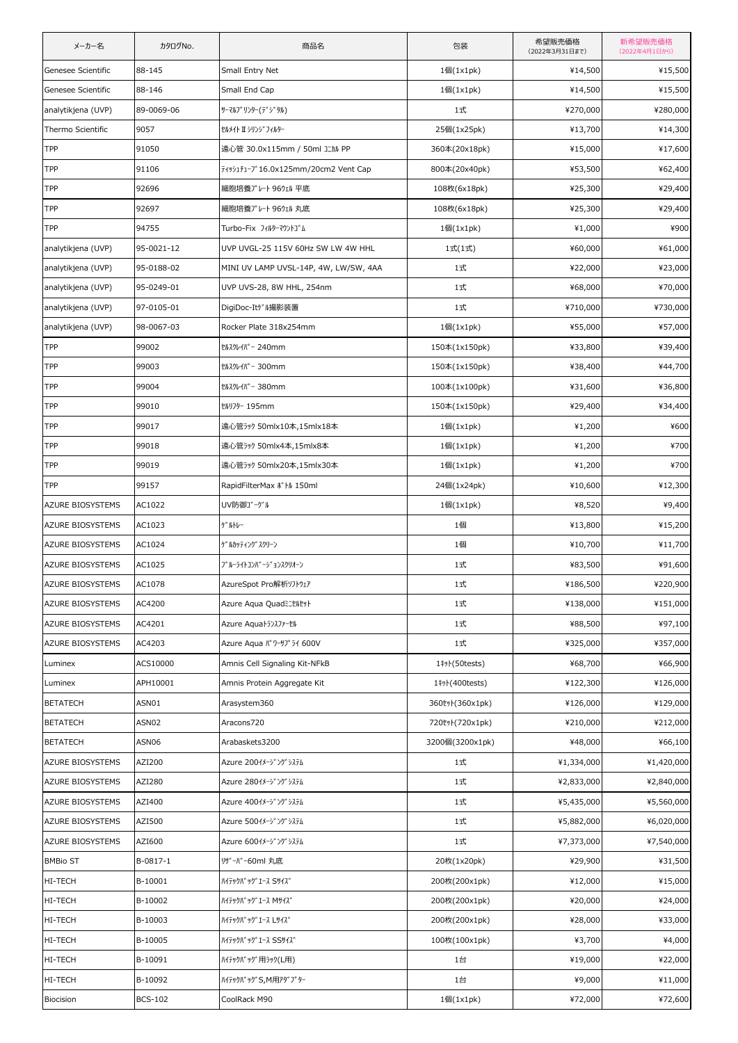| メーカー名 | カタログNo. | 商品名 | 包装 | 希望販売価格<br>(2022年3月31日まで) | 新希望販売価格<br>(2022年4月1日から) |
|---|---|---|---|---|---|
| Genesee Scientific | 88-145 | Small Entry Net | 1個(1x1pk) | ¥14,500 | ¥15,500 |
| Genesee Scientific | 88-146 | Small End Cap | 1個(1x1pk) | ¥14,500 | ¥15,500 |
| analytikjena (UVP) | 89-0069-06 | ｻｰﾏﾙﾌﾟﾘﾝﾀｰ(ﾃﾞｼﾞﾀﾙ) | 1式 | ¥270,000 | ¥280,000 |
| Thermo Scientific | 9057 | ｾﾙﾒｲﾄⅡｼﾘﾝｼﾞﾌｨﾙﾀｰ | 25個(1x25pk) | ¥13,700 | ¥14,300 |
| TPP | 91050 | 遠心管 30.0x115mm / 50ml ｺﾆｶﾙ PP | 360本(20x18pk) | ¥15,000 | ¥17,600 |
| TPP | 91106 | ﾃｨｯｼｭﾁｭｰﾌﾞ16.0x125mm/20cm2 Vent Cap | 800本(20x40pk) | ¥53,500 | ¥62,400 |
| TPP | 92696 | 細胞培養ﾌﾟﾚｰﾄ 96ｳｪﾙ 平底 | 108枚(6x18pk) | ¥25,300 | ¥29,400 |
| TPP | 92697 | 細胞培養ﾌﾟﾚｰﾄ 96ｳｪﾙ 丸底 | 108枚(6x18pk) | ¥25,300 | ¥29,400 |
| TPP | 94755 | Turbo-Fix ﾌｨﾙﾀｰﾏｳﾝﾄｺﾞﾑ | 1個(1x1pk) | ¥1,000 | ¥900 |
| analytikjena (UVP) | 95-0021-12 | UVP UVGL-25 115V 60Hz SW LW 4W HHL | 1式(1式) | ¥60,000 | ¥61,000 |
| analytikjena (UVP) | 95-0188-02 | MINI UV LAMP UVSL-14P, 4W, LW/SW, 4AA | 1式 | ¥22,000 | ¥23,000 |
| analytikjena (UVP) | 95-0249-01 | UVP UVS-28, 8W HHL, 254nm | 1式 | ¥68,000 | ¥70,000 |
| analytikjena (UVP) | 97-0105-01 | DigiDoc-Itｹﾞﾙ撮影装置 | 1式 | ¥710,000 | ¥730,000 |
| analytikjena (UVP) | 98-0067-03 | Rocker Plate 318x254mm | 1個(1x1pk) | ¥55,000 | ¥57,000 |
| TPP | 99002 | ｾﾙｽｸﾚｲﾊﾟｰ 240mm | 150本(1x150pk) | ¥33,800 | ¥39,400 |
| TPP | 99003 | ｾﾙｽｸﾚｲﾊﾟｰ 300mm | 150本(1x150pk) | ¥38,400 | ¥44,700 |
| TPP | 99004 | ｾﾙｽｸﾚｲﾊﾟｰ 380mm | 100本(1x100pk) | ¥31,600 | ¥36,800 |
| TPP | 99010 | ｾﾙﾘﾌﾀｰ 195mm | 150本(1x150pk) | ¥29,400 | ¥34,400 |
| TPP | 99017 | 遠心管ﾗｯｸ 50mlx10本,15mlx18本 | 1個(1x1pk) | ¥1,200 | ¥600 |
| TPP | 99018 | 遠心管ﾗｯｸ 50mlx4本,15mlx8本 | 1個(1x1pk) | ¥1,200 | ¥700 |
| TPP | 99019 | 遠心管ﾗｯｸ 50mlx20本,15mlx30本 | 1個(1x1pk) | ¥1,200 | ¥700 |
| TPP | 99157 | RapidFilterMax ﾎﾞﾄﾙ 150ml | 24個(1x24pk) | ¥10,600 | ¥12,300 |
| AZURE BIOSYSTEMS | AC1022 | UV防御ｺﾞｰｸﾞﾙ | 1個(1x1pk) | ¥8,520 | ¥9,400 |
| AZURE BIOSYSTEMS | AC1023 | ｹﾞﾙﾄﾚｰ | 1個 | ¥13,800 | ¥15,200 |
| AZURE BIOSYSTEMS | AC1024 | ｹﾞﾙｶｯﾃｨﾝｸﾞｽｸﾘｰﾝ | 1個 | ¥10,700 | ¥11,700 |
| AZURE BIOSYSTEMS | AC1025 | ﾌﾞﾙｰﾗｲﾄｺﾝﾊﾞｰｼﾞｮﾝｽｸﾘｵｰﾝ | 1式 | ¥83,500 | ¥91,600 |
| AZURE BIOSYSTEMS | AC1078 | AzureSpot Pro解析ｿﾌﾄｳｪｱ | 1式 | ¥186,500 | ¥220,900 |
| AZURE BIOSYSTEMS | AC4200 | Azure Aqua Quadﾐﾆｾﾙｾｯﾄ | 1式 | ¥138,000 | ¥151,000 |
| AZURE BIOSYSTEMS | AC4201 | Azure Aquaﾄﾗﾝｽﾌｧｰｾﾙ | 1式 | ¥88,500 | ¥97,100 |
| AZURE BIOSYSTEMS | AC4203 | Azure Aqua ﾊﾟﾜｰｻﾌﾟﾗｲ 600V | 1式 | ¥325,000 | ¥357,000 |
| Luminex | ACS10000 | Amnis Cell Signaling Kit-NFkB | 1ｷｯﾄ(50tests) | ¥68,700 | ¥66,900 |
| Luminex | APH10001 | Amnis Protein Aggregate Kit | 1ｷｯﾄ(400tests) | ¥122,300 | ¥126,000 |
| BETATECH | ASN01 | Arasystem360 | 360ｾｯﾄ(360x1pk) | ¥126,000 | ¥129,000 |
| BETATECH | ASN02 | Aracons720 | 720ｾｯﾄ(720x1pk) | ¥210,000 | ¥212,000 |
| BETATECH | ASN06 | Arabaskets3200 | 3200個(3200x1pk) | ¥48,000 | ¥66,100 |
| AZURE BIOSYSTEMS | AZI200 | Azure 200ｲﾒｰｼﾞﾝｸﾞｼｽﾃﾑ | 1式 | ¥1,334,000 | ¥1,420,000 |
| AZURE BIOSYSTEMS | AZI280 | Azure 280ｲﾒｰｼﾞﾝｸﾞｼｽﾃﾑ | 1式 | ¥2,833,000 | ¥2,840,000 |
| AZURE BIOSYSTEMS | AZI400 | Azure 400ｲﾒｰｼﾞﾝｸﾞｼｽﾃﾑ | 1式 | ¥5,435,000 | ¥5,560,000 |
| AZURE BIOSYSTEMS | AZI500 | Azure 500ｲﾒｰｼﾞﾝｸﾞｼｽﾃﾑ | 1式 | ¥5,882,000 | ¥6,020,000 |
| AZURE BIOSYSTEMS | AZI600 | Azure 600ｲﾒｰｼﾞﾝｸﾞｼｽﾃﾑ | 1式 | ¥7,373,000 | ¥7,540,000 |
| BMBio ST | B-0817-1 | ﾘｻﾞｰﾊﾞｰ60ml 丸底 | 20枚(1x20pk) | ¥29,900 | ¥31,500 |
| HI-TECH | B-10001 | ﾊｲﾃｯｸﾊﾞｯｸﾞｴｰｽ Sｻｲｽﾞ | 200枚(200x1pk) | ¥12,000 | ¥15,000 |
| HI-TECH | B-10002 | ﾊｲﾃｯｸﾊﾞｯｸﾞｴｰｽ Mｻｲｽﾞ | 200枚(200x1pk) | ¥20,000 | ¥24,000 |
| HI-TECH | B-10003 | ﾊｲﾃｯｸﾊﾞｯｸﾞｴｰｽ Lｻｲｽﾞ | 200枚(200x1pk) | ¥28,000 | ¥33,000 |
| HI-TECH | B-10005 | ﾊｲﾃｯｸﾊﾞｯｸﾞｴｰｽ SSｻｲｽﾞ | 100枚(100x1pk) | ¥3,700 | ¥4,000 |
| HI-TECH | B-10091 | ﾊｲﾃｯｸﾊﾞｯｸﾞ用ﾗｯｸ(L用) | 1台 | ¥19,000 | ¥22,000 |
| HI-TECH | B-10092 | ﾊｲﾃｯｸﾊﾞｯｸﾞS,M用ｱﾀﾞﾌﾟﾀｰ | 1台 | ¥9,000 | ¥11,000 |
| Biocision | BCS-102 | CoolRack M90 | 1個(1x1pk) | ¥72,000 | ¥72,600 |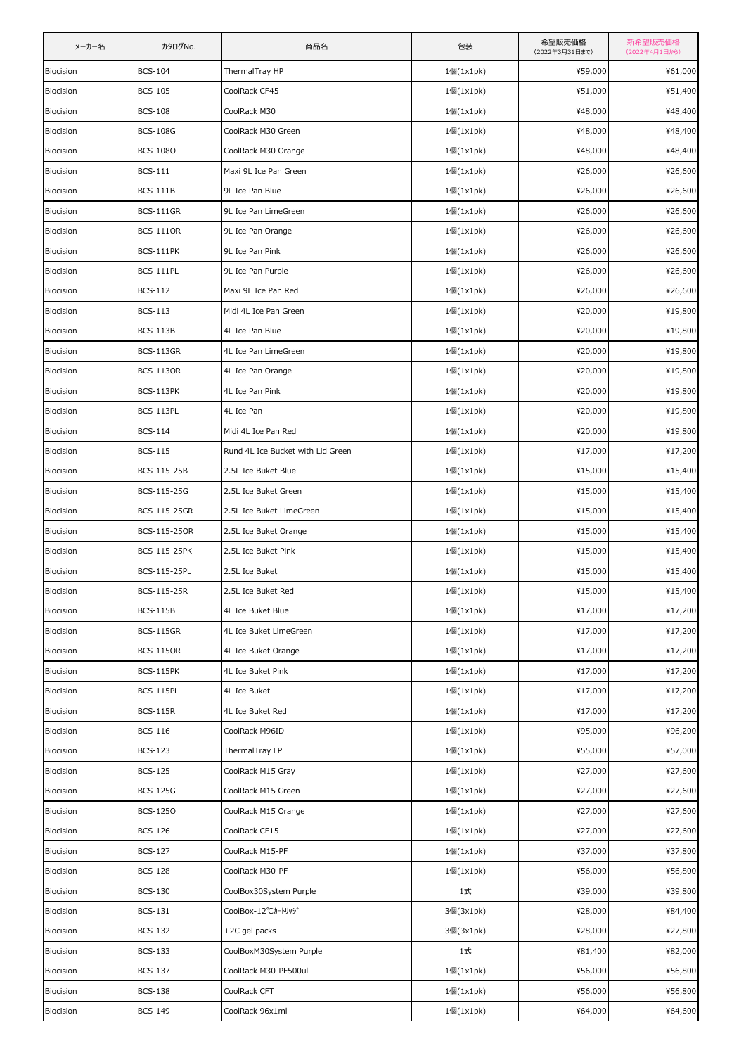| メーカー名 | カタログNo. | 商品名 | 包装 | 希望販売価格（2022年3月31日まで） | 新希望販売価格（2022年4月1日から） |
|---|---|---|---|---|---|
| Biocision | BCS-104 | ThermalTray HP | 1個(1x1pk) | ¥59,000 | ¥61,000 |
| Biocision | BCS-105 | CoolRack CF45 | 1個(1x1pk) | ¥51,000 | ¥51,400 |
| Biocision | BCS-108 | CoolRack M30 | 1個(1x1pk) | ¥48,000 | ¥48,400 |
| Biocision | BCS-108G | CoolRack M30 Green | 1個(1x1pk) | ¥48,000 | ¥48,400 |
| Biocision | BCS-108O | CoolRack M30 Orange | 1個(1x1pk) | ¥48,000 | ¥48,400 |
| Biocision | BCS-111 | Maxi 9L Ice Pan Green | 1個(1x1pk) | ¥26,000 | ¥26,600 |
| Biocision | BCS-111B | 9L Ice Pan Blue | 1個(1x1pk) | ¥26,000 | ¥26,600 |
| Biocision | BCS-111GR | 9L Ice Pan LimeGreen | 1個(1x1pk) | ¥26,000 | ¥26,600 |
| Biocision | BCS-111OR | 9L Ice Pan Orange | 1個(1x1pk) | ¥26,000 | ¥26,600 |
| Biocision | BCS-111PK | 9L Ice Pan Pink | 1個(1x1pk) | ¥26,000 | ¥26,600 |
| Biocision | BCS-111PL | 9L Ice Pan Purple | 1個(1x1pk) | ¥26,000 | ¥26,600 |
| Biocision | BCS-112 | Maxi 9L Ice Pan Red | 1個(1x1pk) | ¥26,000 | ¥26,600 |
| Biocision | BCS-113 | Midi 4L Ice Pan Green | 1個(1x1pk) | ¥20,000 | ¥19,800 |
| Biocision | BCS-113B | 4L Ice Pan Blue | 1個(1x1pk) | ¥20,000 | ¥19,800 |
| Biocision | BCS-113GR | 4L Ice Pan LimeGreen | 1個(1x1pk) | ¥20,000 | ¥19,800 |
| Biocision | BCS-113OR | 4L Ice Pan Orange | 1個(1x1pk) | ¥20,000 | ¥19,800 |
| Biocision | BCS-113PK | 4L Ice Pan Pink | 1個(1x1pk) | ¥20,000 | ¥19,800 |
| Biocision | BCS-113PL | 4L Ice Pan | 1個(1x1pk) | ¥20,000 | ¥19,800 |
| Biocision | BCS-114 | Midi 4L Ice Pan Red | 1個(1x1pk) | ¥20,000 | ¥19,800 |
| Biocision | BCS-115 | Rund 4L Ice Bucket with Lid Green | 1個(1x1pk) | ¥17,000 | ¥17,200 |
| Biocision | BCS-115-25B | 2.5L Ice Buket Blue | 1個(1x1pk) | ¥15,000 | ¥15,400 |
| Biocision | BCS-115-25G | 2.5L Ice Buket Green | 1個(1x1pk) | ¥15,000 | ¥15,400 |
| Biocision | BCS-115-25GR | 2.5L Ice Buket LimeGreen | 1個(1x1pk) | ¥15,000 | ¥15,400 |
| Biocision | BCS-115-25OR | 2.5L Ice Buket Orange | 1個(1x1pk) | ¥15,000 | ¥15,400 |
| Biocision | BCS-115-25PK | 2.5L Ice Buket Pink | 1個(1x1pk) | ¥15,000 | ¥15,400 |
| Biocision | BCS-115-25PL | 2.5L Ice Buket | 1個(1x1pk) | ¥15,000 | ¥15,400 |
| Biocision | BCS-115-25R | 2.5L Ice Buket Red | 1個(1x1pk) | ¥15,000 | ¥15,400 |
| Biocision | BCS-115B | 4L Ice Buket Blue | 1個(1x1pk) | ¥17,000 | ¥17,200 |
| Biocision | BCS-115GR | 4L Ice Buket LimeGreen | 1個(1x1pk) | ¥17,000 | ¥17,200 |
| Biocision | BCS-115OR | 4L Ice Buket Orange | 1個(1x1pk) | ¥17,000 | ¥17,200 |
| Biocision | BCS-115PK | 4L Ice Buket Pink | 1個(1x1pk) | ¥17,000 | ¥17,200 |
| Biocision | BCS-115PL | 4L Ice Buket | 1個(1x1pk) | ¥17,000 | ¥17,200 |
| Biocision | BCS-115R | 4L Ice Buket Red | 1個(1x1pk) | ¥17,000 | ¥17,200 |
| Biocision | BCS-116 | CoolRack M96ID | 1個(1x1pk) | ¥95,000 | ¥96,200 |
| Biocision | BCS-123 | ThermalTray LP | 1個(1x1pk) | ¥55,000 | ¥57,000 |
| Biocision | BCS-125 | CoolRack M15 Gray | 1個(1x1pk) | ¥27,000 | ¥27,600 |
| Biocision | BCS-125G | CoolRack M15 Green | 1個(1x1pk) | ¥27,000 | ¥27,600 |
| Biocision | BCS-125O | CoolRack M15 Orange | 1個(1x1pk) | ¥27,000 | ¥27,600 |
| Biocision | BCS-126 | CoolRack CF15 | 1個(1x1pk) | ¥27,000 | ¥27,600 |
| Biocision | BCS-127 | CoolRack M15-PF | 1個(1x1pk) | ¥37,000 | ¥37,800 |
| Biocision | BCS-128 | CoolRack M30-PF | 1個(1x1pk) | ¥56,000 | ¥56,800 |
| Biocision | BCS-130 | CoolBox30System Purple | 1式 | ¥39,000 | ¥39,800 |
| Biocision | BCS-131 | CoolBox-12℃ｶｰﾄﾘｯｼﾞ | 3個(3x1pk) | ¥28,000 | ¥84,400 |
| Biocision | BCS-132 | +2C gel packs | 3個(3x1pk) | ¥28,000 | ¥27,800 |
| Biocision | BCS-133 | CoolBoxM30System Purple | 1式 | ¥81,400 | ¥82,000 |
| Biocision | BCS-137 | CoolRack M30-PF500ul | 1個(1x1pk) | ¥56,000 | ¥56,800 |
| Biocision | BCS-138 | CoolRack CFT | 1個(1x1pk) | ¥56,000 | ¥56,800 |
| Biocision | BCS-149 | CoolRack 96x1ml | 1個(1x1pk) | ¥64,000 | ¥64,600 |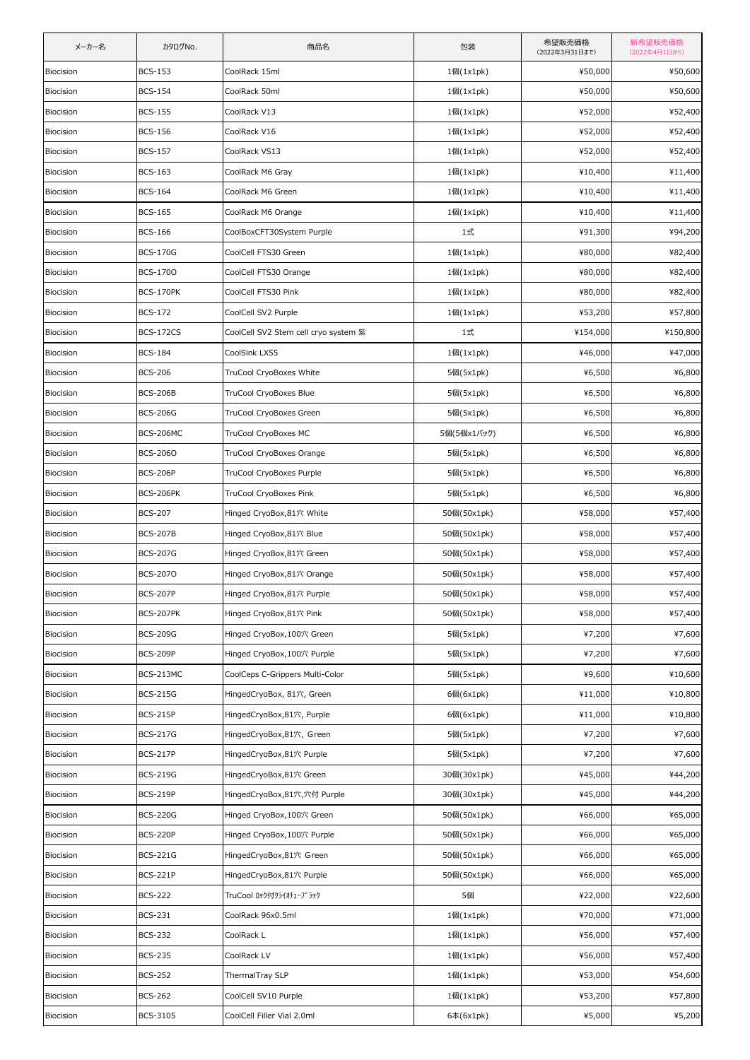| メーカー名 | カタログNo. | 商品名 | 包装 | 希望販売価格（2022年3月31日まで） | 新希望販売価格（2022年4月1日から） |
| --- | --- | --- | --- | --- | --- |
| Biocision | BCS-153 | CoolRack 15ml | 1個(1x1pk) | ¥50,000 | ¥50,600 |
| Biocision | BCS-154 | CoolRack 50ml | 1個(1x1pk) | ¥50,000 | ¥50,600 |
| Biocision | BCS-155 | CoolRack V13 | 1個(1x1pk) | ¥52,000 | ¥52,400 |
| Biocision | BCS-156 | CoolRack V16 | 1個(1x1pk) | ¥52,000 | ¥52,400 |
| Biocision | BCS-157 | CoolRack VS13 | 1個(1x1pk) | ¥52,000 | ¥52,400 |
| Biocision | BCS-163 | CoolRack M6 Gray | 1個(1x1pk) | ¥10,400 | ¥11,400 |
| Biocision | BCS-164 | CoolRack M6 Green | 1個(1x1pk) | ¥10,400 | ¥11,400 |
| Biocision | BCS-165 | CoolRack M6 Orange | 1個(1x1pk) | ¥10,400 | ¥11,400 |
| Biocision | BCS-166 | CoolBoxCFT30System Purple | 1式 | ¥91,300 | ¥94,200 |
| Biocision | BCS-170G | CoolCell FTS30 Green | 1個(1x1pk) | ¥80,000 | ¥82,400 |
| Biocision | BCS-170O | CoolCell FTS30 Orange | 1個(1x1pk) | ¥80,000 | ¥82,400 |
| Biocision | BCS-170PK | CoolCell FTS30 Pink | 1個(1x1pk) | ¥80,000 | ¥82,400 |
| Biocision | BCS-172 | CoolCell SV2 Purple | 1個(1x1pk) | ¥53,200 | ¥57,800 |
| Biocision | BCS-172CS | CoolCell SV2 Stem cell cryo system 紫 | 1式 | ¥154,000 | ¥150,800 |
| Biocision | BCS-184 | CoolSink LX55 | 1個(1x1pk) | ¥46,000 | ¥47,000 |
| Biocision | BCS-206 | TruCool CryoBoxes White | 5個(5x1pk) | ¥6,500 | ¥6,800 |
| Biocision | BCS-206B | TruCool CryoBoxes Blue | 5個(5x1pk) | ¥6,500 | ¥6,800 |
| Biocision | BCS-206G | TruCool CryoBoxes Green | 5個(5x1pk) | ¥6,500 | ¥6,800 |
| Biocision | BCS-206MC | TruCool CryoBoxes MC | 5個(5個x1ﾊﾟｯｸ) | ¥6,500 | ¥6,800 |
| Biocision | BCS-206O | TruCool CryoBoxes Orange | 5個(5x1pk) | ¥6,500 | ¥6,800 |
| Biocision | BCS-206P | TruCool CryoBoxes Purple | 5個(5x1pk) | ¥6,500 | ¥6,800 |
| Biocision | BCS-206PK | TruCool CryoBoxes Pink | 5個(5x1pk) | ¥6,500 | ¥6,800 |
| Biocision | BCS-207 | Hinged CryoBox,81穴 White | 50個(50x1pk) | ¥58,000 | ¥57,400 |
| Biocision | BCS-207B | Hinged CryoBox,81穴 Blue | 50個(50x1pk) | ¥58,000 | ¥57,400 |
| Biocision | BCS-207G | Hinged CryoBox,81穴 Green | 50個(50x1pk) | ¥58,000 | ¥57,400 |
| Biocision | BCS-207O | Hinged CryoBox,81穴 Orange | 50個(50x1pk) | ¥58,000 | ¥57,400 |
| Biocision | BCS-207P | Hinged CryoBox,81穴 Purple | 50個(50x1pk) | ¥58,000 | ¥57,400 |
| Biocision | BCS-207PK | Hinged CryoBox,81穴 Pink | 50個(50x1pk) | ¥58,000 | ¥57,400 |
| Biocision | BCS-209G | Hinged CryoBox,100穴 Green | 5個(5x1pk) | ¥7,200 | ¥7,600 |
| Biocision | BCS-209P | Hinged CryoBox,100穴 Purple | 5個(5x1pk) | ¥7,200 | ¥7,600 |
| Biocision | BCS-213MC | CoolCeps C-Grippers Multi-Color | 5個(5x1pk) | ¥9,600 | ¥10,600 |
| Biocision | BCS-215G | HingedCryoBox, 81穴, Green | 6個(6x1pk) | ¥11,000 | ¥10,800 |
| Biocision | BCS-215P | HingedCryoBox,81穴, Purple | 6個(6x1pk) | ¥11,000 | ¥10,800 |
| Biocision | BCS-217G | HingedCryoBox,81穴, Green | 5個(5x1pk) | ¥7,200 | ¥7,600 |
| Biocision | BCS-217P | HingedCryoBox,81穴 Purple | 5個(5x1pk) | ¥7,200 | ¥7,600 |
| Biocision | BCS-219G | HingedCryoBox,81穴 Green | 30個(30x1pk) | ¥45,000 | ¥44,200 |
| Biocision | BCS-219P | HingedCryoBox,81穴,穴付 Purple | 30個(30x1pk) | ¥45,000 | ¥44,200 |
| Biocision | BCS-220G | Hinged CryoBox,100穴 Green | 50個(50x1pk) | ¥66,000 | ¥65,000 |
| Biocision | BCS-220P | Hinged CryoBox,100穴 Purple | 50個(50x1pk) | ¥66,000 | ¥65,000 |
| Biocision | BCS-221G | HingedCryoBox,81穴 Green | 50個(50x1pk) | ¥66,000 | ¥65,000 |
| Biocision | BCS-221P | HingedCryoBox,81穴 Purple | 50個(50x1pk) | ¥66,000 | ¥65,000 |
| Biocision | BCS-222 | TruCool ﾛｯｸ付ｸﾗｲｵﾁｭｰﾌﾞﾗｯｸ | 5個 | ¥22,000 | ¥22,600 |
| Biocision | BCS-231 | CoolRack 96x0.5ml | 1個(1x1pk) | ¥70,000 | ¥71,000 |
| Biocision | BCS-232 | CoolRack L | 1個(1x1pk) | ¥56,000 | ¥57,400 |
| Biocision | BCS-235 | CoolRack LV | 1個(1x1pk) | ¥56,000 | ¥57,400 |
| Biocision | BCS-252 | ThermalTray SLP | 1個(1x1pk) | ¥53,000 | ¥54,600 |
| Biocision | BCS-262 | CoolCell SV10 Purple | 1個(1x1pk) | ¥53,200 | ¥57,800 |
| Biocision | BCS-3105 | CoolCell Filler Vial 2.0ml | 6本(6x1pk) | ¥5,000 | ¥5,200 |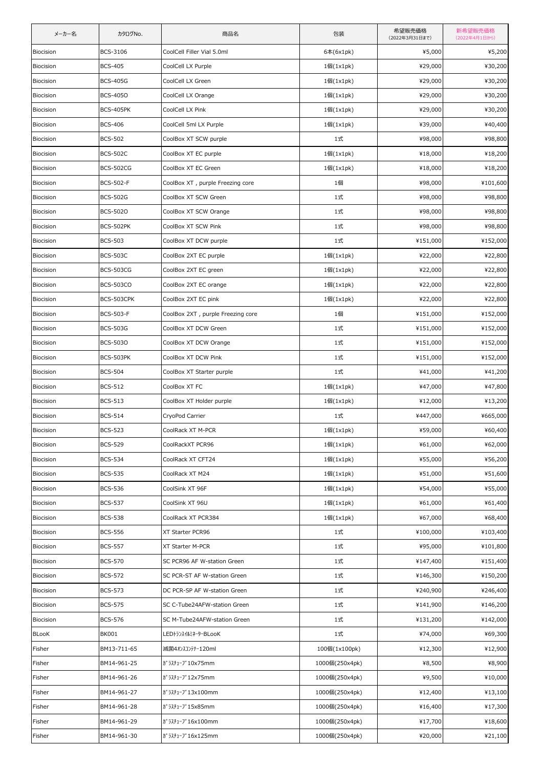| メーカー名 | カタログNo. | 商品名 | 包装 | 希望販売価格 (2022年3月31日まで) | 新希望販売価格 (2022年4月1日から) |
|---|---|---|---|---|---|
| Biocision | BCS-3106 | CoolCell Filler Vial 5.0ml | 6本(6x1pk) | ¥5,000 | ¥5,200 |
| Biocision | BCS-405 | CoolCell LX Purple | 1個(1x1pk) | ¥29,000 | ¥30,200 |
| Biocision | BCS-405G | CoolCell LX Green | 1個(1x1pk) | ¥29,000 | ¥30,200 |
| Biocision | BCS-405O | CoolCell LX Orange | 1個(1x1pk) | ¥29,000 | ¥30,200 |
| Biocision | BCS-405PK | CoolCell LX Pink | 1個(1x1pk) | ¥29,000 | ¥30,200 |
| Biocision | BCS-406 | CoolCell 5ml LX Purple | 1個(1x1pk) | ¥39,000 | ¥40,400 |
| Biocision | BCS-502 | CoolBox XT SCW purple | 1式 | ¥98,000 | ¥98,800 |
| Biocision | BCS-502C | CoolBox XT EC purple | 1個(1x1pk) | ¥18,000 | ¥18,200 |
| Biocision | BCS-502CG | CoolBox XT EC Green | 1個(1x1pk) | ¥18,000 | ¥18,200 |
| Biocision | BCS-502-F | CoolBox XT , purple Freezing core | 1個 | ¥98,000 | ¥101,600 |
| Biocision | BCS-502G | CoolBox XT SCW Green | 1式 | ¥98,000 | ¥98,800 |
| Biocision | BCS-502O | CoolBox XT SCW Orange | 1式 | ¥98,000 | ¥98,800 |
| Biocision | BCS-502PK | CoolBox XT SCW Pink | 1式 | ¥98,000 | ¥98,800 |
| Biocision | BCS-503 | CoolBox XT DCW purple | 1式 | ¥151,000 | ¥152,000 |
| Biocision | BCS-503C | CoolBox 2XT EC purple | 1個(1x1pk) | ¥22,000 | ¥22,800 |
| Biocision | BCS-503CG | CoolBox 2XT EC green | 1個(1x1pk) | ¥22,000 | ¥22,800 |
| Biocision | BCS-503CO | CoolBox 2XT EC orange | 1個(1x1pk) | ¥22,000 | ¥22,800 |
| Biocision | BCS-503CPK | CoolBox 2XT EC pink | 1個(1x1pk) | ¥22,000 | ¥22,800 |
| Biocision | BCS-503-F | CoolBox 2XT , purple Freezing core | 1個 | ¥151,000 | ¥152,000 |
| Biocision | BCS-503G | CoolBox XT DCW Green | 1式 | ¥151,000 | ¥152,000 |
| Biocision | BCS-503O | CoolBox XT DCW Orange | 1式 | ¥151,000 | ¥152,000 |
| Biocision | BCS-503PK | CoolBox XT DCW Pink | 1式 | ¥151,000 | ¥152,000 |
| Biocision | BCS-504 | CoolBox XT Starter purple | 1式 | ¥41,000 | ¥41,200 |
| Biocision | BCS-512 | CoolBox XT FC | 1個(1x1pk) | ¥47,000 | ¥47,800 |
| Biocision | BCS-513 | CoolBox XT Holder purple | 1個(1x1pk) | ¥12,000 | ¥13,200 |
| Biocision | BCS-514 | CryoPod Carrier | 1式 | ¥447,000 | ¥665,000 |
| Biocision | BCS-523 | CoolRack XT M-PCR | 1個(1x1pk) | ¥59,000 | ¥60,400 |
| Biocision | BCS-529 | CoolRackXT PCR96 | 1個(1x1pk) | ¥61,000 | ¥62,000 |
| Biocision | BCS-534 | CoolRack XT CFT24 | 1個(1x1pk) | ¥55,000 | ¥56,200 |
| Biocision | BCS-535 | CoolRack XT M24 | 1個(1x1pk) | ¥51,000 | ¥51,600 |
| Biocision | BCS-536 | CoolSink XT 96F | 1個(1x1pk) | ¥54,000 | ¥55,000 |
| Biocision | BCS-537 | CoolSink XT 96U | 1個(1x1pk) | ¥61,000 | ¥61,400 |
| Biocision | BCS-538 | CoolRack XT PCR384 | 1個(1x1pk) | ¥67,000 | ¥68,400 |
| Biocision | BCS-556 | XT Starter PCR96 | 1式 | ¥100,000 | ¥103,400 |
| Biocision | BCS-557 | XT Starter M-PCR | 1式 | ¥95,000 | ¥101,800 |
| Biocision | BCS-570 | SC PCR96 AF W-station Green | 1式 | ¥147,400 | ¥151,400 |
| Biocision | BCS-572 | SC PCR-ST AF W-station Green | 1式 | ¥146,300 | ¥150,200 |
| Biocision | BCS-573 | DC PCR-SP AF W-station Green | 1式 | ¥240,900 | ¥246,400 |
| Biocision | BCS-575 | SC C-Tube24AFW-station Green | 1式 | ¥141,900 | ¥146,200 |
| Biocision | BCS-576 | SC M-Tube24AFW-station Green | 1式 | ¥131,200 | ¥142,000 |
| BLooK | BK001 | LEDﾄﾗﾝｽｲﾙﾐﾈｰﾀｰBLooK | 1式 | ¥74,000 | ¥69,300 |
| Fisher | BM13-711-65 | 滅菌4ｵﾝｽｺﾝﾃﾅｰ120ml | 100個(1x100pk) | ¥12,300 | ¥12,900 |
| Fisher | BM14-961-25 | ｶﾞﾗｽﾁｭｰﾌﾞ10x75mm | 1000個(250x4pk) | ¥8,500 | ¥8,900 |
| Fisher | BM14-961-26 | ｶﾞﾗｽﾁｭｰﾌﾞ12x75mm | 1000個(250x4pk) | ¥9,500 | ¥10,000 |
| Fisher | BM14-961-27 | ｶﾞﾗｽﾁｭｰﾌﾞ13x100mm | 1000個(250x4pk) | ¥12,400 | ¥13,100 |
| Fisher | BM14-961-28 | ｶﾞﾗｽﾁｭｰﾌﾞ15x85mm | 1000個(250x4pk) | ¥16,400 | ¥17,300 |
| Fisher | BM14-961-29 | ｶﾞﾗｽﾁｭｰﾌﾞ16x100mm | 1000個(250x4pk) | ¥17,700 | ¥18,600 |
| Fisher | BM14-961-30 | ｶﾞﾗｽﾁｭｰﾌﾞ16x125mm | 1000個(250x4pk) | ¥20,000 | ¥21,100 |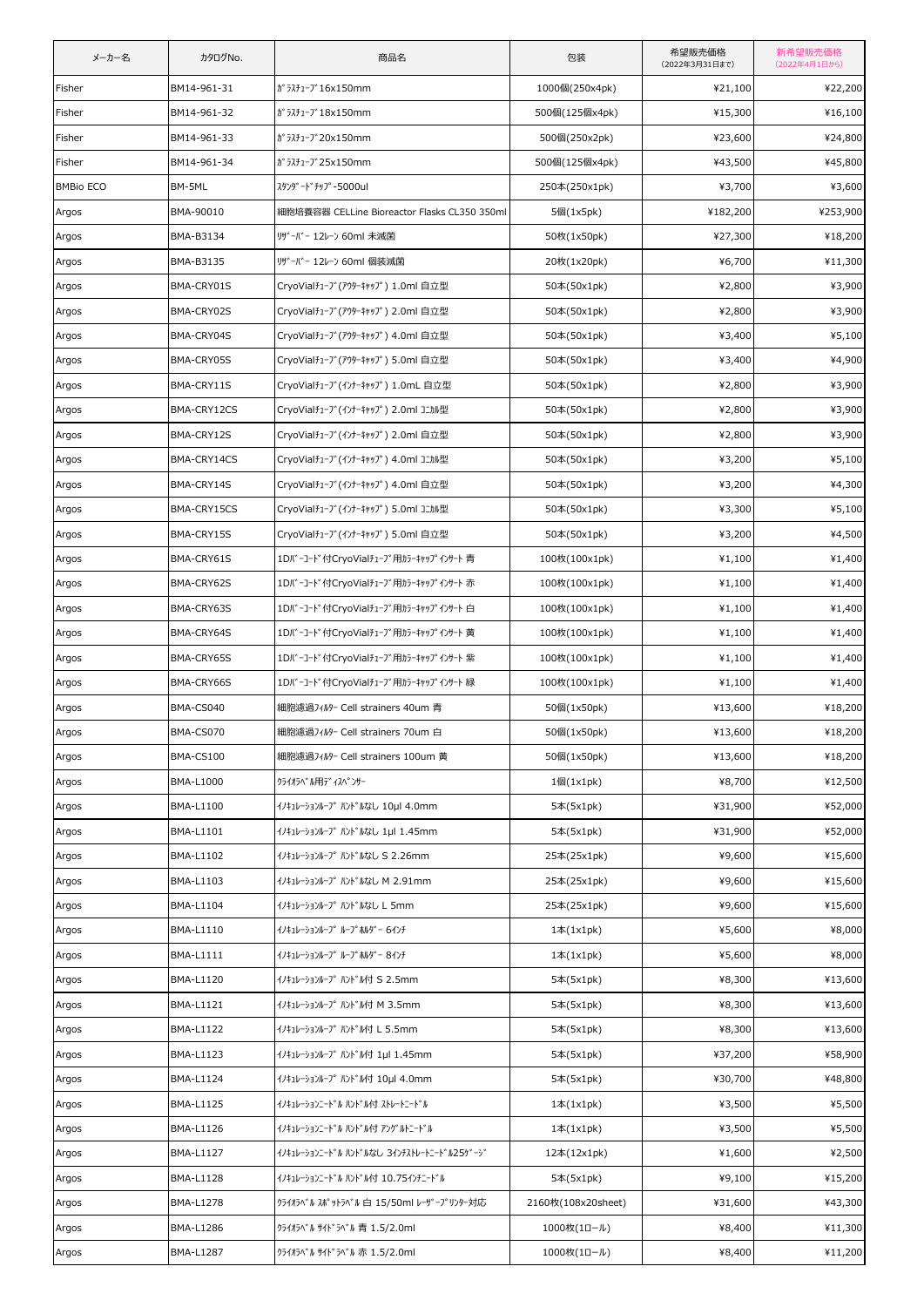| メーカー名 | カタログNo. | 商品名 | 包装 | 希望販売価格 (2022年3月31日まで) | 新希望販売価格 (2022年4月1日から) |
|---|---|---|---|---|---|
| Fisher | BM14-961-31 | ｶﾞﾗｽﾁｭｰﾌﾞ16x150mm | 1000個(250x4pk) | ¥21,100 | ¥22,200 |
| Fisher | BM14-961-32 | ｶﾞﾗｽﾁｭｰﾌﾞ18x150mm | 500個(125個x4pk) | ¥15,300 | ¥16,100 |
| Fisher | BM14-961-33 | ｶﾞﾗｽﾁｭｰﾌﾞ20x150mm | 500個(250x2pk) | ¥23,600 | ¥24,800 |
| Fisher | BM14-961-34 | ｶﾞﾗｽﾁｭｰﾌﾞ25x150mm | 500個(125個x4pk) | ¥43,500 | ¥45,800 |
| BMBio ECO | BM-5ML | ｽﾀﾝﾀﾞｰﾄﾞﾁｯﾌﾟ-5000ul | 250本(250x1pk) | ¥3,700 | ¥3,600 |
| Argos | BMA-90010 | 細胞培養容器 CELLine Bioreactor Flasks CL350 350ml | 5個(1x5pk) | ¥182,200 | ¥253,900 |
| Argos | BMA-B3134 | ﾘｻﾞｰﾊﾞｰ 12ﾚｰﾝ 60ml 未滅菌 | 50枚(1x50pk) | ¥27,300 | ¥18,200 |
| Argos | BMA-B3135 | ﾘｻﾞｰﾊﾞｰ 12ﾚｰﾝ 60ml 個装滅菌 | 20枚(1x20pk) | ¥6,700 | ¥11,300 |
| Argos | BMA-CRY01S | CryoVialﾁｭｰﾌﾞ(ｱｳﾀｰｷｬｯﾌﾟ) 1.0ml 自立型 | 50本(50x1pk) | ¥2,800 | ¥3,900 |
| Argos | BMA-CRY02S | CryoVialﾁｭｰﾌﾞ(ｱｳﾀｰｷｬｯﾌﾟ) 2.0ml 自立型 | 50本(50x1pk) | ¥2,800 | ¥3,900 |
| Argos | BMA-CRY04S | CryoVialﾁｭｰﾌﾞ(ｱｳﾀｰｷｬｯﾌﾟ) 4.0ml 自立型 | 50本(50x1pk) | ¥3,400 | ¥5,100 |
| Argos | BMA-CRY05S | CryoVialﾁｭｰﾌﾞ(ｱｳﾀｰｷｬｯﾌﾟ) 5.0ml 自立型 | 50本(50x1pk) | ¥3,400 | ¥4,900 |
| Argos | BMA-CRY11S | CryoVialﾁｭｰﾌﾞ(ｲﾝﾅｰｷｬｯﾌﾟ) 1.0mL 自立型 | 50本(50x1pk) | ¥2,800 | ¥3,900 |
| Argos | BMA-CRY12CS | CryoVialﾁｭｰﾌﾞ(ｲﾝﾅｰｷｬｯﾌﾟ) 2.0ml ｺﾆｶﾙ型 | 50本(50x1pk) | ¥2,800 | ¥3,900 |
| Argos | BMA-CRY12S | CryoVialﾁｭｰﾌﾞ(ｲﾝﾅｰｷｬｯﾌﾟ) 2.0ml 自立型 | 50本(50x1pk) | ¥2,800 | ¥3,900 |
| Argos | BMA-CRY14CS | CryoVialﾁｭｰﾌﾞ(ｲﾝﾅｰｷｬｯﾌﾟ) 4.0ml ｺﾆｶﾙ型 | 50本(50x1pk) | ¥3,200 | ¥5,100 |
| Argos | BMA-CRY14S | CryoVialﾁｭｰﾌﾞ(ｲﾝﾅｰｷｬｯﾌﾟ) 4.0ml 自立型 | 50本(50x1pk) | ¥3,200 | ¥4,300 |
| Argos | BMA-CRY15CS | CryoVialﾁｭｰﾌﾞ(ｲﾝﾅｰｷｬｯﾌﾟ) 5.0ml ｺﾆｶﾙ型 | 50本(50x1pk) | ¥3,300 | ¥5,100 |
| Argos | BMA-CRY15S | CryoVialﾁｭｰﾌﾞ(ｲﾝﾅｰｷｬｯﾌﾟ) 5.0ml 自立型 | 50本(50x1pk) | ¥3,200 | ¥4,500 |
| Argos | BMA-CRY61S | 1Dﾊﾞｰｺｰﾄﾞ付CryoVialﾁｭｰﾌﾞ用ｶﾗｰｷｬｯﾌﾟｲﾝｻｰﾄ 青 | 100枚(100x1pk) | ¥1,100 | ¥1,400 |
| Argos | BMA-CRY62S | 1Dﾊﾞｰｺｰﾄﾞ付CryoVialﾁｭｰﾌﾞ用ｶﾗｰｷｬｯﾌﾟｲﾝｻｰﾄ 赤 | 100枚(100x1pk) | ¥1,100 | ¥1,400 |
| Argos | BMA-CRY63S | 1Dﾊﾞｰｺｰﾄﾞ付CryoVialﾁｭｰﾌﾞ用ｶﾗｰｷｬｯﾌﾟｲﾝｻｰﾄ 白 | 100枚(100x1pk) | ¥1,100 | ¥1,400 |
| Argos | BMA-CRY64S | 1Dﾊﾞｰｺｰﾄﾞ付CryoVialﾁｭｰﾌﾞ用ｶﾗｰｷｬｯﾌﾟｲﾝｻｰﾄ 黄 | 100枚(100x1pk) | ¥1,100 | ¥1,400 |
| Argos | BMA-CRY65S | 1Dﾊﾞｰｺｰﾄﾞ付CryoVialﾁｭｰﾌﾞ用ｶﾗｰｷｬｯﾌﾟｲﾝｻｰﾄ 紫 | 100枚(100x1pk) | ¥1,100 | ¥1,400 |
| Argos | BMA-CRY66S | 1Dﾊﾞｰｺｰﾄﾞ付CryoVialﾁｭｰﾌﾞ用ｶﾗｰｷｬｯﾌﾟｲﾝｻｰﾄ 緑 | 100枚(100x1pk) | ¥1,100 | ¥1,400 |
| Argos | BMA-CS040 | 細胞濾過ﾌｨﾙﾀｰ Cell strainers 40um 青 | 50個(1x50pk) | ¥13,600 | ¥18,200 |
| Argos | BMA-CS070 | 細胞濾過ﾌｨﾙﾀｰ Cell strainers 70um 白 | 50個(1x50pk) | ¥13,600 | ¥18,200 |
| Argos | BMA-CS100 | 細胞濾過ﾌｨﾙﾀｰ Cell strainers 100um 黄 | 50個(1x50pk) | ¥13,600 | ¥18,200 |
| Argos | BMA-L1000 | ｸﾗｲｵﾗﾍﾞﾙ用ﾃﾞｨｽﾍﾟﾝｻｰ | 1個(1x1pk) | ¥8,700 | ¥12,500 |
| Argos | BMA-L1100 | ｲﾉｷｭﾚｰｼｮﾝﾙｰﾌﾟ ﾊﾝﾄﾞﾙなし 10µl 4.0mm | 5本(5x1pk) | ¥31,900 | ¥52,000 |
| Argos | BMA-L1101 | ｲﾉｷｭﾚｰｼｮﾝﾙｰﾌﾟ ﾊﾝﾄﾞﾙなし 1µl 1.45mm | 5本(5x1pk) | ¥31,900 | ¥52,000 |
| Argos | BMA-L1102 | ｲﾉｷｭﾚｰｼｮﾝﾙｰﾌﾟ ﾊﾝﾄﾞﾙなし S 2.26mm | 25本(25x1pk) | ¥9,600 | ¥15,600 |
| Argos | BMA-L1103 | ｲﾉｷｭﾚｰｼｮﾝﾙｰﾌﾟ ﾊﾝﾄﾞﾙなし M 2.91mm | 25本(25x1pk) | ¥9,600 | ¥15,600 |
| Argos | BMA-L1104 | ｲﾉｷｭﾚｰｼｮﾝﾙｰﾌﾟ ﾊﾝﾄﾞﾙなし L 5mm | 25本(25x1pk) | ¥9,600 | ¥15,600 |
| Argos | BMA-L1110 | ｲﾉｷｭﾚｰｼｮﾝﾙｰﾌﾟ ﾙｰﾌﾟﾎﾙﾀﾞｰ 6ｲﾝﾁ | 1本(1x1pk) | ¥5,600 | ¥8,000 |
| Argos | BMA-L1111 | ｲﾉｷｭﾚｰｼｮﾝﾙｰﾌﾟ ﾙｰﾌﾟﾎﾙﾀﾞｰ 8ｲﾝﾁ | 1本(1x1pk) | ¥5,600 | ¥8,000 |
| Argos | BMA-L1120 | ｲﾉｷｭﾚｰｼｮﾝﾙｰﾌﾟ ﾊﾝﾄﾞﾙ付 S 2.5mm | 5本(5x1pk) | ¥8,300 | ¥13,600 |
| Argos | BMA-L1121 | ｲﾉｷｭﾚｰｼｮﾝﾙｰﾌﾟ ﾊﾝﾄﾞﾙ付 M 3.5mm | 5本(5x1pk) | ¥8,300 | ¥13,600 |
| Argos | BMA-L1122 | ｲﾉｷｭﾚｰｼｮﾝﾙｰﾌﾟ ﾊﾝﾄﾞﾙ付 L 5.5mm | 5本(5x1pk) | ¥8,300 | ¥13,600 |
| Argos | BMA-L1123 | ｲﾉｷｭﾚｰｼｮﾝﾙｰﾌﾟ ﾊﾝﾄﾞﾙ付 1µl 1.45mm | 5本(5x1pk) | ¥37,200 | ¥58,900 |
| Argos | BMA-L1124 | ｲﾉｷｭﾚｰｼｮﾝﾙｰﾌﾟ ﾊﾝﾄﾞﾙ付 10µl 4.0mm | 5本(5x1pk) | ¥30,700 | ¥48,800 |
| Argos | BMA-L1125 | ｲﾉｷｭﾚｰｼｮﾝﾆｰﾄﾞﾙ ﾊﾝﾄﾞﾙ付 ｽﾄﾚｰﾄﾆｰﾄﾞﾙ | 1本(1x1pk) | ¥3,500 | ¥5,500 |
| Argos | BMA-L1126 | ｲﾉｷｭﾚｰｼｮﾝﾆｰﾄﾞﾙ ﾊﾝﾄﾞﾙ付 ｱﾝｸﾞﾙﾄﾆｰﾄﾞﾙ | 1本(1x1pk) | ¥3,500 | ¥5,500 |
| Argos | BMA-L1127 | ｲﾉｷｭﾚｰｼｮﾝﾆｰﾄﾞﾙ ﾊﾝﾄﾞﾙなし 3ｲﾝﾁｽﾄﾚｰﾄﾆｰﾄﾞﾙ25ｹﾞｰｼﾞ | 12本(12x1pk) | ¥1,600 | ¥2,500 |
| Argos | BMA-L1128 | ｲﾉｷｭﾚｰｼｮﾝﾆｰﾄﾞﾙ ﾊﾝﾄﾞﾙ付 10.75ｲﾝﾁﾆｰﾄﾞﾙ | 5本(5x1pk) | ¥9,100 | ¥15,200 |
| Argos | BMA-L1278 | ｸﾗｲｵﾗﾍﾞﾙ ｽﾎﾟｯﾄﾗﾍﾞﾙ 白 15/50ml ﾚｰｻﾞｰﾌﾟﾘﾝﾀｰ対応 | 2160枚(108x20sheet) | ¥31,600 | ¥43,300 |
| Argos | BMA-L1286 | ｸﾗｲｵﾗﾍﾞﾙ ｻｲﾄﾞﾗﾍﾞﾙ 青 1.5/2.0ml | 1000枚(1ﾛｰﾙ) | ¥8,400 | ¥11,300 |
| Argos | BMA-L1287 | ｸﾗｲｵﾗﾍﾞﾙ ｻｲﾄﾞﾗﾍﾞﾙ 赤 1.5/2.0ml | 1000枚(1ﾛｰﾙ) | ¥8,400 | ¥11,200 |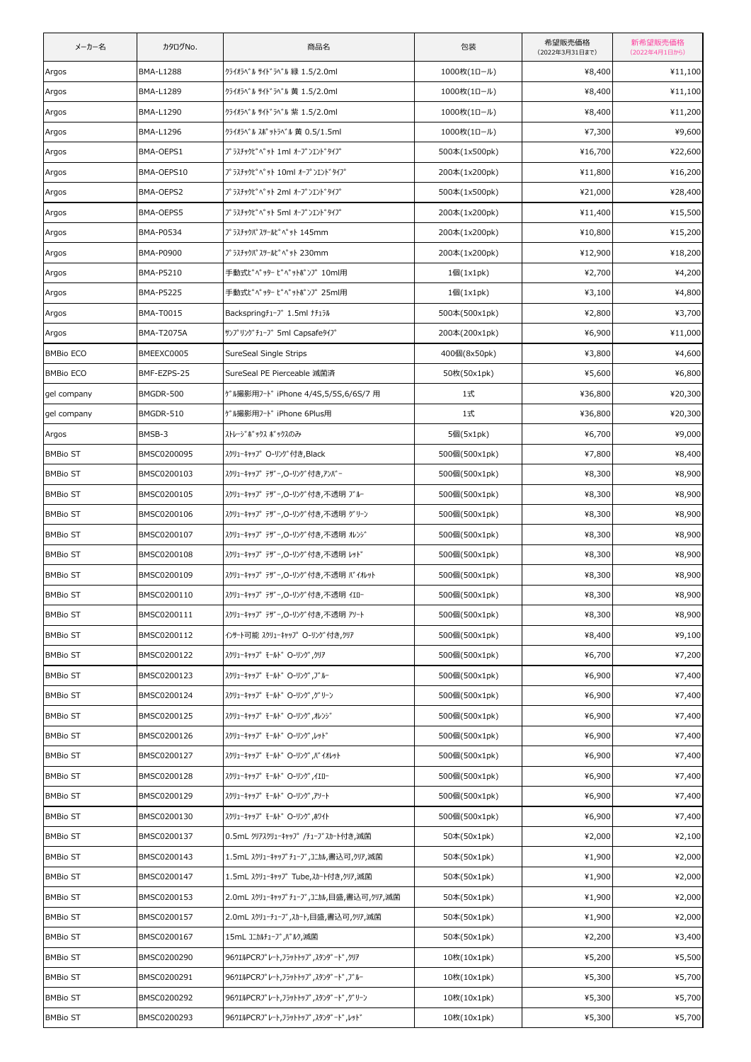| メーカー名 | カタログNo. | 商品名 | 包装 | 希望販売価格 (2022年3月31日まで) | 新希望販売価格 (2022年4月1日から) |
|---|---|---|---|---|---|
| Argos | BMA-L1288 | ｸﾗｲｵﾗﾍﾞﾙ ｻｲﾄﾞﾗﾍﾞﾙ 緑 1.5/2.0ml | 1000枚(1ロール) | ¥8,400 | ¥11,100 |
| Argos | BMA-L1289 | ｸﾗｲｵﾗﾍﾞﾙ ｻｲﾄﾞﾗﾍﾞﾙ 黄 1.5/2.0ml | 1000枚(1ロール) | ¥8,400 | ¥11,100 |
| Argos | BMA-L1290 | ｸﾗｲｵﾗﾍﾞﾙ ｻｲﾄﾞﾗﾍﾞﾙ 紫 1.5/2.0ml | 1000枚(1ロール) | ¥8,400 | ¥11,200 |
| Argos | BMA-L1296 | ｸﾗｲｵﾗﾍﾞﾙ ｽﾎﾟｯﾄﾗﾍﾞﾙ 黄 0.5/1.5ml | 1000枚(1ロール) | ¥7,300 | ¥9,600 |
| Argos | BMA-OEPS1 | ﾌﾟﾗｽﾁｯｸﾋﾟﾍﾟｯﾄ 1ml ｵｰﾌﾟﾝｴﾝﾄﾞﾀｲﾌﾟ | 500本(1x500pk) | ¥16,700 | ¥22,600 |
| Argos | BMA-OEPS10 | ﾌﾟﾗｽﾁｯｸﾋﾟﾍﾟｯﾄ 10ml ｵｰﾌﾟﾝｴﾝﾄﾞﾀｲﾌﾟ | 200本(1x200pk) | ¥11,800 | ¥16,200 |
| Argos | BMA-OEPS2 | ﾌﾟﾗｽﾁｯｸﾋﾟﾍﾟｯﾄ 2ml ｵｰﾌﾟﾝｴﾝﾄﾞﾀｲﾌﾟ | 500本(1x500pk) | ¥21,000 | ¥28,400 |
| Argos | BMA-OEPS5 | ﾌﾟﾗｽﾁｯｸﾋﾟﾍﾟｯﾄ 5ml ｵｰﾌﾟﾝｴﾝﾄﾞﾀｲﾌﾟ | 200本(1x200pk) | ¥11,400 | ¥15,500 |
| Argos | BMA-P0534 | ﾌﾟﾗｽﾁｯｸﾊﾟｽﾂｰﾙﾋﾟﾍﾟｯﾄ 145mm | 200本(1x200pk) | ¥10,800 | ¥15,200 |
| Argos | BMA-P0900 | ﾌﾟﾗｽﾁｯｸﾊﾟｽﾂｰﾙﾋﾟﾍﾟｯﾄ 230mm | 200本(1x200pk) | ¥12,900 | ¥18,200 |
| Argos | BMA-P5210 | 手動式ﾋﾟﾍﾟｯﾀｰ ﾋﾟﾍﾟｯﾄﾎﾟﾝﾌﾟ 10ml用 | 1個(1x1pk) | ¥2,700 | ¥4,200 |
| Argos | BMA-P5225 | 手動式ﾋﾟﾍﾟｯﾀｰ ﾋﾟﾍﾟｯﾄﾎﾟﾝﾌﾟ 25ml用 | 1個(1x1pk) | ¥3,100 | ¥4,800 |
| Argos | BMA-T0015 | Backspringﾁｭｰﾌﾞ 1.5ml ﾅﾁｭﾗﾙ | 500本(500x1pk) | ¥2,800 | ¥3,700 |
| Argos | BMA-T2075A | ｻﾝﾌﾟﾘﾝｸﾞﾁｭｰﾌﾞ 5ml Capsafeﾀｲﾌﾟ | 200本(200x1pk) | ¥6,900 | ¥11,000 |
| BMBio ECO | BMEEXC0005 | SureSeal Single Strips | 400個(8x50pk) | ¥3,800 | ¥4,600 |
| BMBio ECO | BMF-EZPS-25 | SureSeal PE Pierceable 滅菌済 | 50枚(50x1pk) | ¥5,600 | ¥6,800 |
| gel company | BMGDR-500 | ｹﾞﾙ撮影用ﾌｰﾄﾞ iPhone 4/4S,5/5S,6/6S/7 用 | 1式 | ¥36,800 | ¥20,300 |
| gel company | BMGDR-510 | ｹﾞﾙ撮影用ﾌｰﾄﾞ iPhone 6Plus用 | 1式 | ¥36,800 | ¥20,300 |
| Argos | BMSB-3 | ｽﾄﾚｰｼﾞﾎﾞｯｸｽ ﾎﾞｯｸｽのみ | 5個(5x1pk) | ¥6,700 | ¥9,000 |
| BMBio ST | BMSC0200095 | ｽｸﾘｭｰｷｬｯﾌﾟ O-ﾘﾝｸﾞ付き,Black | 500個(500x1pk) | ¥7,800 | ¥8,400 |
| BMBio ST | BMSC0200103 | ｽｸﾘｭｰｷｬｯﾌﾟ ﾃｻﾞｰ,O-ﾘﾝｸﾞ付き,ｱﾝﾊﾞｰ | 500個(500x1pk) | ¥8,300 | ¥8,900 |
| BMBio ST | BMSC0200105 | ｽｸﾘｭｰｷｬｯﾌﾟ ﾃｻﾞｰ,O-ﾘﾝｸﾞ付き,不透明 ﾌﾞﾙｰ | 500個(500x1pk) | ¥8,300 | ¥8,900 |
| BMBio ST | BMSC0200106 | ｽｸﾘｭｰｷｬｯﾌﾟ ﾃｻﾞｰ,O-ﾘﾝｸﾞ付き,不透明 ｸﾞﾘｰﾝ | 500個(500x1pk) | ¥8,300 | ¥8,900 |
| BMBio ST | BMSC0200107 | ｽｸﾘｭｰｷｬｯﾌﾟ ﾃｻﾞｰ,O-ﾘﾝｸﾞ付き,不透明 ｵﾚﾝｼﾞ | 500個(500x1pk) | ¥8,300 | ¥8,900 |
| BMBio ST | BMSC0200108 | ｽｸﾘｭｰｷｬｯﾌﾟ ﾃｻﾞｰ,O-ﾘﾝｸﾞ付き,不透明 ﾚｯﾄﾞ | 500個(500x1pk) | ¥8,300 | ¥8,900 |
| BMBio ST | BMSC0200109 | ｽｸﾘｭｰｷｬｯﾌﾟ ﾃｻﾞｰ,O-ﾘﾝｸﾞ付き,不透明 ﾊﾞｲｵﾚｯﾄ | 500個(500x1pk) | ¥8,300 | ¥8,900 |
| BMBio ST | BMSC0200110 | ｽｸﾘｭｰｷｬｯﾌﾟ ﾃｻﾞｰ,O-ﾘﾝｸﾞ付き,不透明 ｲｴﾛｰ | 500個(500x1pk) | ¥8,300 | ¥8,900 |
| BMBio ST | BMSC0200111 | ｽｸﾘｭｰｷｬｯﾌﾟ ﾃｻﾞｰ,O-ﾘﾝｸﾞ付き,不透明 ｱｿｰﾄ | 500個(500x1pk) | ¥8,300 | ¥8,900 |
| BMBio ST | BMSC0200112 | ｲﾝｻｰﾄ可能 ｽｸﾘｭｰｷｬｯﾌﾟ O-ﾘﾝｸﾞ付き,ｸﾘｱ | 500個(500x1pk) | ¥8,400 | ¥9,100 |
| BMBio ST | BMSC0200122 | ｽｸﾘｭｰｷｬｯﾌﾟ ﾓｰﾙﾄﾞ O-ﾘﾝｸﾞ,ｸﾘｱ | 500個(500x1pk) | ¥6,700 | ¥7,200 |
| BMBio ST | BMSC0200123 | ｽｸﾘｭｰｷｬｯﾌﾟ ﾓｰﾙﾄﾞ O-ﾘﾝｸﾞ,ﾌﾞﾙｰ | 500個(500x1pk) | ¥6,900 | ¥7,400 |
| BMBio ST | BMSC0200124 | ｽｸﾘｭｰｷｬｯﾌﾟ ﾓｰﾙﾄﾞ O-ﾘﾝｸﾞ,ｸﾞﾘｰﾝ | 500個(500x1pk) | ¥6,900 | ¥7,400 |
| BMBio ST | BMSC0200125 | ｽｸﾘｭｰｷｬｯﾌﾟ ﾓｰﾙﾄﾞ O-ﾘﾝｸﾞ,ｵﾚﾝｼﾞ | 500個(500x1pk) | ¥6,900 | ¥7,400 |
| BMBio ST | BMSC0200126 | ｽｸﾘｭｰｷｬｯﾌﾟ ﾓｰﾙﾄﾞ O-ﾘﾝｸﾞ,ﾚｯﾄﾞ | 500個(500x1pk) | ¥6,900 | ¥7,400 |
| BMBio ST | BMSC0200127 | ｽｸﾘｭｰｷｬｯﾌﾟ ﾓｰﾙﾄﾞ O-ﾘﾝｸﾞ,ﾊﾞｲｵﾚｯﾄ | 500個(500x1pk) | ¥6,900 | ¥7,400 |
| BMBio ST | BMSC0200128 | ｽｸﾘｭｰｷｬｯﾌﾟ ﾓｰﾙﾄﾞ O-ﾘﾝｸﾞ,ｲｴﾛｰ | 500個(500x1pk) | ¥6,900 | ¥7,400 |
| BMBio ST | BMSC0200129 | ｽｸﾘｭｰｷｬｯﾌﾟ ﾓｰﾙﾄﾞ O-ﾘﾝｸﾞ,ｱｿｰﾄ | 500個(500x1pk) | ¥6,900 | ¥7,400 |
| BMBio ST | BMSC0200130 | ｽｸﾘｭｰｷｬｯﾌﾟ ﾓｰﾙﾄﾞ O-ﾘﾝｸﾞ,ﾎﾜｲﾄ | 500個(500x1pk) | ¥6,900 | ¥7,400 |
| BMBio ST | BMSC0200137 | 0.5mL ｸﾘｱｽｸﾘｭｰｷｬｯﾌﾟ /ﾁｭｰﾌﾞｽｶｰﾄ付き,滅菌 | 50本(50x1pk) | ¥2,000 | ¥2,100 |
| BMBio ST | BMSC0200143 | 1.5mL ｽｸﾘｭｰｷｬｯﾌﾟﾁｭｰﾌﾞ,ｺﾆｶﾙ,書込可,ｸﾘｱ,滅菌 | 50本(50x1pk) | ¥1,900 | ¥2,000 |
| BMBio ST | BMSC0200147 | 1.5mL ｽｸﾘｭｰｷｬｯﾌﾟ Tube,ｽｶｰﾄ付き,ｸﾘｱ,滅菌 | 50本(50x1pk) | ¥1,900 | ¥2,000 |
| BMBio ST | BMSC0200153 | 2.0mL ｽｸﾘｭｰｷｬｯﾌﾟﾁｭｰﾌﾞ,ｺﾆｶﾙ,目盛,書込可,ｸﾘｱ,滅菌 | 50本(50x1pk) | ¥1,900 | ¥2,000 |
| BMBio ST | BMSC0200157 | 2.0mL ｽｸﾘｭｰﾁｭｰﾌﾞ,ｽｶｰﾄ,目盛,書込可,ｸﾘｱ,滅菌 | 50本(50x1pk) | ¥1,900 | ¥2,000 |
| BMBio ST | BMSC0200167 | 15mL ｺﾆｶﾙﾁｭｰﾌﾞ,ﾊﾞﾙｸ,滅菌 | 50本(50x1pk) | ¥2,200 | ¥3,400 |
| BMBio ST | BMSC0200290 | 96ｳｴﾙPCRﾌﾟﾚｰﾄ,ﾌﾗｯﾄﾄｯﾌﾟ,ｽﾀﾝﾀﾞｰﾄﾞ,ｸﾘｱ | 10枚(10x1pk) | ¥5,200 | ¥5,500 |
| BMBio ST | BMSC0200291 | 96ｳｴﾙPCRﾌﾟﾚｰﾄ,ﾌﾗｯﾄﾄｯﾌﾟ,ｽﾀﾝﾀﾞｰﾄﾞ,ﾌﾞﾙｰ | 10枚(10x1pk) | ¥5,300 | ¥5,700 |
| BMBio ST | BMSC0200292 | 96ｳｴﾙPCRﾌﾟﾚｰﾄ,ﾌﾗｯﾄﾄｯﾌﾟ,ｽﾀﾝﾀﾞｰﾄﾞ,ｸﾞﾘｰﾝ | 10枚(10x1pk) | ¥5,300 | ¥5,700 |
| BMBio ST | BMSC0200293 | 96ｳｴﾙPCRﾌﾟﾚｰﾄ,ﾌﾗｯﾄﾄｯﾌﾟ,ｽﾀﾝﾀﾞｰﾄﾞ,ﾚｯﾄﾞ | 10枚(10x1pk) | ¥5,300 | ¥5,700 |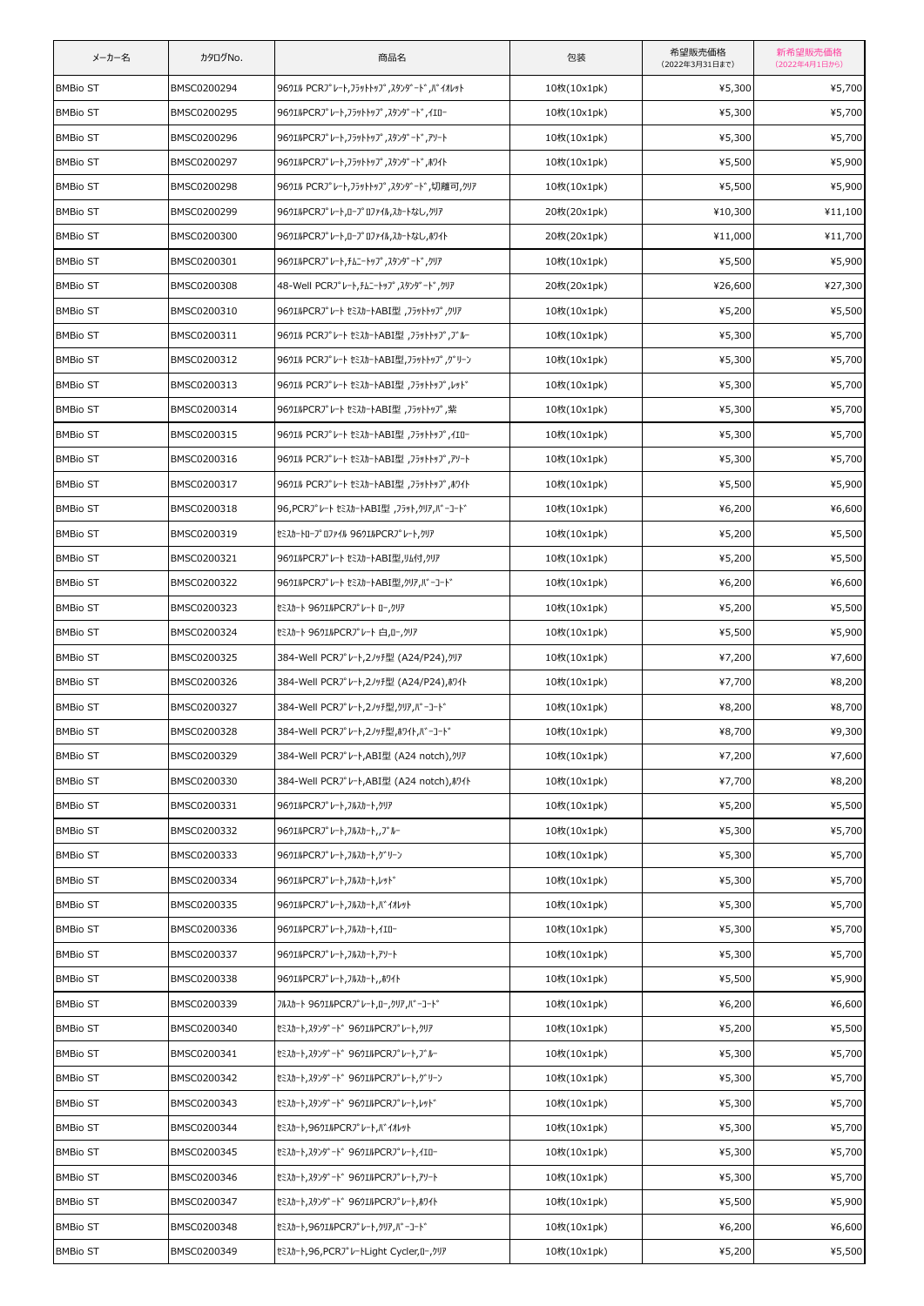| メーカー名 | カタログNo. | 商品名 | 包装 | 希望販売価格（2022年3月31日まで） | 新希望販売価格（2022年4月1日から） |
|---|---|---|---|---|---|
| BMBio ST | BMSC0200294 | 96ウエル PCRプレート,フラットトップ,スタンダード,バイオレット | 10枚(10x1pk) | ¥5,300 | ¥5,700 |
| BMBio ST | BMSC0200295 | 96ウエルPCRプレート,フラットトップ,スタンダード,イエロー | 10枚(10x1pk) | ¥5,300 | ¥5,700 |
| BMBio ST | BMSC0200296 | 96ウエルPCRプレート,フラットトップ,スタンダード,アソート | 10枚(10x1pk) | ¥5,300 | ¥5,700 |
| BMBio ST | BMSC0200297 | 96ウエルPCRプレート,フラットトップ,スタンダード,ホワイト | 10枚(10x1pk) | ¥5,500 | ¥5,900 |
| BMBio ST | BMSC0200298 | 96ウエル PCRプレート,フラットトップ,スタンダード,切離可,クリア | 10枚(10x1pk) | ¥5,500 | ¥5,900 |
| BMBio ST | BMSC0200299 | 96ウエルPCRプレート,ロープロファイル,スカートなし,クリア | 20枚(20x1pk) | ¥10,300 | ¥11,100 |
| BMBio ST | BMSC0200300 | 96ウエルPCRプレート,ロープロファイル,スカートなし,ホワイト | 20枚(20x1pk) | ¥11,000 | ¥11,700 |
| BMBio ST | BMSC0200301 | 96ウエルPCRプレート,チムニートップ,スタンダード,クリア | 10枚(10x1pk) | ¥5,500 | ¥5,900 |
| BMBio ST | BMSC0200308 | 48-Well PCRプレート,チムニートップ,スタンダード,クリア | 20枚(20x1pk) | ¥26,600 | ¥27,300 |
| BMBio ST | BMSC0200310 | 96ウエルPCRプレート セミスカートABI型 ,フラットトップ,クリア | 10枚(10x1pk) | ¥5,200 | ¥5,500 |
| BMBio ST | BMSC0200311 | 96ウエル PCRプレート セミスカートABI型 ,フラットトップ,ブルー | 10枚(10x1pk) | ¥5,300 | ¥5,700 |
| BMBio ST | BMSC0200312 | 96ウエル PCRプレート セミスカートABI型,フラットトップ,グリーン | 10枚(10x1pk) | ¥5,300 | ¥5,700 |
| BMBio ST | BMSC0200313 | 96ウエル PCRプレート セミスカートABI型 ,フラットトップ,レッド | 10枚(10x1pk) | ¥5,300 | ¥5,700 |
| BMBio ST | BMSC0200314 | 96ウエルPCRプレート セミスカートABI型 ,フラットトップ,紫 | 10枚(10x1pk) | ¥5,300 | ¥5,700 |
| BMBio ST | BMSC0200315 | 96ウエル PCRプレート セミスカートABI型 ,フラットトップ,イエロー | 10枚(10x1pk) | ¥5,300 | ¥5,700 |
| BMBio ST | BMSC0200316 | 96ウエル PCRプレート セミスカートABI型 ,フラットトップ,アソート | 10枚(10x1pk) | ¥5,300 | ¥5,700 |
| BMBio ST | BMSC0200317 | 96ウエル PCRプレート セミスカートABI型 ,フラットトップ,ホワイト | 10枚(10x1pk) | ¥5,500 | ¥5,900 |
| BMBio ST | BMSC0200318 | 96,PCRプレート セミスカートABI型 ,フラット,クリア,バーコード | 10枚(10x1pk) | ¥6,200 | ¥6,600 |
| BMBio ST | BMSC0200319 | セミスカートロープロファイル 96ウエルPCRプレート,クリア | 10枚(10x1pk) | ¥5,200 | ¥5,500 |
| BMBio ST | BMSC0200321 | 96ウエルPCRプレート セミスカートABI型,リム付,クリア | 10枚(10x1pk) | ¥5,200 | ¥5,500 |
| BMBio ST | BMSC0200322 | 96ウエルPCRプレート セミスカートABI型,クリア,バーコード | 10枚(10x1pk) | ¥6,200 | ¥6,600 |
| BMBio ST | BMSC0200323 | セミスカート 96ウエルPCRプレート ロー,クリア | 10枚(10x1pk) | ¥5,200 | ¥5,500 |
| BMBio ST | BMSC0200324 | セミスカート 96ウエルPCRプレート 白,ロー,クリア | 10枚(10x1pk) | ¥5,500 | ¥5,900 |
| BMBio ST | BMSC0200325 | 384-Well PCRプレート,2ノッチ型 (A24/P24),クリア | 10枚(10x1pk) | ¥7,200 | ¥7,600 |
| BMBio ST | BMSC0200326 | 384-Well PCRプレート,2ノッチ型 (A24/P24),ホワイト | 10枚(10x1pk) | ¥7,700 | ¥8,200 |
| BMBio ST | BMSC0200327 | 384-Well PCRプレート,2ノッチ型,クリア,バーコード | 10枚(10x1pk) | ¥8,200 | ¥8,700 |
| BMBio ST | BMSC0200328 | 384-Well PCRプレート,2ノッチ型,ホワイト,バーコード | 10枚(10x1pk) | ¥8,700 | ¥9,300 |
| BMBio ST | BMSC0200329 | 384-Well PCRプレート,ABI型 (A24 notch),クリア | 10枚(10x1pk) | ¥7,200 | ¥7,600 |
| BMBio ST | BMSC0200330 | 384-Well PCRプレート,ABI型 (A24 notch),ホワイト | 10枚(10x1pk) | ¥7,700 | ¥8,200 |
| BMBio ST | BMSC0200331 | 96ウエルPCRプレート,フルスカート,クリア | 10枚(10x1pk) | ¥5,200 | ¥5,500 |
| BMBio ST | BMSC0200332 | 96ウエルPCRプレート,フルスカート,,ブルー | 10枚(10x1pk) | ¥5,300 | ¥5,700 |
| BMBio ST | BMSC0200333 | 96ウエルPCRプレート,フルスカート,グリーン | 10枚(10x1pk) | ¥5,300 | ¥5,700 |
| BMBio ST | BMSC0200334 | 96ウエルPCRプレート,フルスカート,レッド | 10枚(10x1pk) | ¥5,300 | ¥5,700 |
| BMBio ST | BMSC0200335 | 96ウエルPCRプレート,フルスカート,バイオレット | 10枚(10x1pk) | ¥5,300 | ¥5,700 |
| BMBio ST | BMSC0200336 | 96ウエルPCRプレート,フルスカート,イエロー | 10枚(10x1pk) | ¥5,300 | ¥5,700 |
| BMBio ST | BMSC0200337 | 96ウエルPCRプレート,フルスカート,アソート | 10枚(10x1pk) | ¥5,300 | ¥5,700 |
| BMBio ST | BMSC0200338 | 96ウエルPCRプレート,フルスカート,,ホワイト | 10枚(10x1pk) | ¥5,500 | ¥5,900 |
| BMBio ST | BMSC0200339 | フルスカート 96ウエルPCRプレート,ロー,クリア,バーコード | 10枚(10x1pk) | ¥6,200 | ¥6,600 |
| BMBio ST | BMSC0200340 | セミスカート,スタンダード 96ウエルPCRプレート,クリア | 10枚(10x1pk) | ¥5,200 | ¥5,500 |
| BMBio ST | BMSC0200341 | セミスカート,スタンダード 96ウエルPCRプレート,ブルー | 10枚(10x1pk) | ¥5,300 | ¥5,700 |
| BMBio ST | BMSC0200342 | セミスカート,スタンダード 96ウエルPCRプレート,グリーン | 10枚(10x1pk) | ¥5,300 | ¥5,700 |
| BMBio ST | BMSC0200343 | セミスカート,スタンダード 96ウエルPCRプレート,レッド | 10枚(10x1pk) | ¥5,300 | ¥5,700 |
| BMBio ST | BMSC0200344 | セミスカート,96ウエルPCRプレート,バイオレット | 10枚(10x1pk) | ¥5,300 | ¥5,700 |
| BMBio ST | BMSC0200345 | セミスカート,スタンダード 96ウエルPCRプレート,イエロー | 10枚(10x1pk) | ¥5,300 | ¥5,700 |
| BMBio ST | BMSC0200346 | セミスカート,スタンダード 96ウエルPCRプレート,アソート | 10枚(10x1pk) | ¥5,300 | ¥5,700 |
| BMBio ST | BMSC0200347 | セミスカート,スタンダード 96ウエルPCRプレート,ホワイト | 10枚(10x1pk) | ¥5,500 | ¥5,900 |
| BMBio ST | BMSC0200348 | セミスカート,96ウエルPCRプレート,クリア,バーコード | 10枚(10x1pk) | ¥6,200 | ¥6,600 |
| BMBio ST | BMSC0200349 | セミスカート,96,PCRプレートLight Cycler,ロー,クリア | 10枚(10x1pk) | ¥5,200 | ¥5,500 |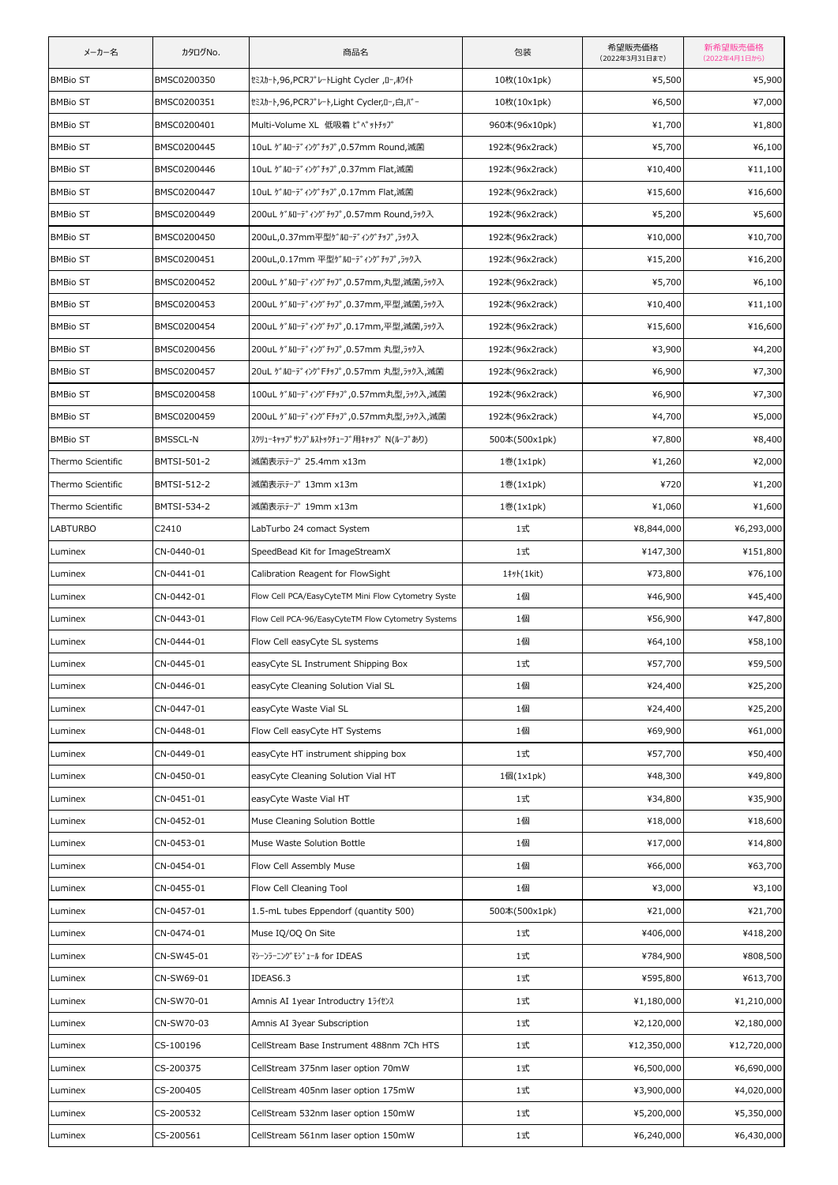| メーカー名 | カタログNo. | 商品名 | 包装 | 希望販売価格 (2022年3月31日まで) | 新希望販売価格 (2022年4月1日から) |
|---|---|---|---|---|---|
| BMBio ST | BMSC0200350 | ｾﾐｽｶｰﾄ,96,PCRﾌﾟﾚｰﾄLight Cycler ,ﾛｰ,ﾎﾜｲﾄ | 10枚(10x1pk) | ¥5,500 | ¥5,900 |
| BMBio ST | BMSC0200351 | ｾﾐｽｶｰﾄ,96,PCRﾌﾟﾚｰﾄ,Light Cycler,ﾛｰ,白,ﾊﾞｰ | 10枚(10x1pk) | ¥6,500 | ¥7,000 |
| BMBio ST | BMSC0200401 | Multi-Volume XL 低吸着 ﾋﾟﾍﾟｯﾄﾁｯﾌﾟ | 960本(96x10pk) | ¥1,700 | ¥1,800 |
| BMBio ST | BMSC0200445 | 10uL ｹﾞﾙﾛｰﾃﾞｨﾝｸﾞﾁｯﾌﾟ,0.57mm Round,滅菌 | 192本(96x2rack) | ¥5,700 | ¥6,100 |
| BMBio ST | BMSC0200446 | 10uL ｹﾞﾙﾛｰﾃﾞｨﾝｸﾞﾁｯﾌﾟ,0.37mm Flat,滅菌 | 192本(96x2rack) | ¥10,400 | ¥11,100 |
| BMBio ST | BMSC0200447 | 10uL ｹﾞﾙﾛｰﾃﾞｨﾝｸﾞﾁｯﾌﾟ,0.17mm Flat,滅菌 | 192本(96x2rack) | ¥15,600 | ¥16,600 |
| BMBio ST | BMSC0200449 | 200uL ｹﾞﾙﾛｰﾃﾞｨﾝｸﾞﾁｯﾌﾟ,0.57mm Round,ﾗｯｸ入 | 192本(96x2rack) | ¥5,200 | ¥5,600 |
| BMBio ST | BMSC0200450 | 200uL,0.37mm平型ｹﾞﾙﾛｰﾃﾞｨﾝｸﾞﾁｯﾌﾟ,ﾗｯｸ入 | 192本(96x2rack) | ¥10,000 | ¥10,700 |
| BMBio ST | BMSC0200451 | 200uL,0.17mm 平型ｹﾞﾙﾛｰﾃﾞｨﾝｸﾞﾁｯﾌﾟ,ﾗｯｸ入 | 192本(96x2rack) | ¥15,200 | ¥16,200 |
| BMBio ST | BMSC0200452 | 200uL ｹﾞﾙﾛｰﾃﾞｨﾝｸﾞﾁｯﾌﾟ,0.57mm,丸型,滅菌,ﾗｯｸ入 | 192本(96x2rack) | ¥5,700 | ¥6,100 |
| BMBio ST | BMSC0200453 | 200uL ｹﾞﾙﾛｰﾃﾞｨﾝｸﾞﾁｯﾌﾟ,0.37mm,平型,滅菌,ﾗｯｸ入 | 192本(96x2rack) | ¥10,400 | ¥11,100 |
| BMBio ST | BMSC0200454 | 200uL ｹﾞﾙﾛｰﾃﾞｨﾝｸﾞﾁｯﾌﾟ,0.17mm,平型,滅菌,ﾗｯｸ入 | 192本(96x2rack) | ¥15,600 | ¥16,600 |
| BMBio ST | BMSC0200456 | 200uL ｹﾞﾙﾛｰﾃﾞｨﾝｸﾞﾁｯﾌﾟ,0.57mm 丸型,ﾗｯｸ入 | 192本(96x2rack) | ¥3,900 | ¥4,200 |
| BMBio ST | BMSC0200457 | 20uL ｹﾞﾙﾛｰﾃﾞｨﾝｸﾞFﾁｯﾌﾟ,0.57mm 丸型,ﾗｯｸ入,滅菌 | 192本(96x2rack) | ¥6,900 | ¥7,300 |
| BMBio ST | BMSC0200458 | 100uL ｹﾞﾙﾛｰﾃﾞｨﾝｸﾞFﾁｯﾌﾟ,0.57mm丸型,ﾗｯｸ入,滅菌 | 192本(96x2rack) | ¥6,900 | ¥7,300 |
| BMBio ST | BMSC0200459 | 200uL ｹﾞﾙﾛｰﾃﾞｨﾝｸﾞFﾁｯﾌﾟ,0.57mm丸型,ﾗｯｸ入,滅菌 | 192本(96x2rack) | ¥4,700 | ¥5,000 |
| BMBio ST | BMSSCL-N | ｽｸﾘｭｰｷｬｯﾌﾟｻﾝﾌﾟﾙｽﾄｯｸﾁｭｰﾌﾞ用ｷｬｯﾌﾟ N(ﾙｰﾌﾟあり) | 500本(500x1pk) | ¥7,800 | ¥8,400 |
| Thermo Scientific | BMTSI-501-2 | 滅菌表示ﾃｰﾌﾟ 25.4mm x13m | 1巻(1x1pk) | ¥1,260 | ¥2,000 |
| Thermo Scientific | BMTSI-512-2 | 滅菌表示ﾃｰﾌﾟ 13mm x13m | 1巻(1x1pk) | ¥720 | ¥1,200 |
| Thermo Scientific | BMTSI-534-2 | 滅菌表示ﾃｰﾌﾟ 19mm x13m | 1巻(1x1pk) | ¥1,060 | ¥1,600 |
| LABTURBO | C2410 | LabTurbo 24 comact System | 1式 | ¥8,844,000 | ¥6,293,000 |
| Luminex | CN-0440-01 | SpeedBead Kit for ImageStreamX | 1式 | ¥147,300 | ¥151,800 |
| Luminex | CN-0441-01 | Calibration Reagent for FlowSight | 1ｷｯﾄ(1kit) | ¥73,800 | ¥76,100 |
| Luminex | CN-0442-01 | Flow Cell PCA/EasyCyteTM Mini Flow Cytometry Syste | 1個 | ¥46,900 | ¥45,400 |
| Luminex | CN-0443-01 | Flow Cell PCA-96/EasyCyteTM Flow Cytometry Systems | 1個 | ¥56,900 | ¥47,800 |
| Luminex | CN-0444-01 | Flow Cell easyCyte SL systems | 1個 | ¥64,100 | ¥58,100 |
| Luminex | CN-0445-01 | easyCyte SL Instrument Shipping Box | 1式 | ¥57,700 | ¥59,500 |
| Luminex | CN-0446-01 | easyCyte Cleaning Solution Vial SL | 1個 | ¥24,400 | ¥25,200 |
| Luminex | CN-0447-01 | easyCyte Waste Vial SL | 1個 | ¥24,400 | ¥25,200 |
| Luminex | CN-0448-01 | Flow Cell easyCyte HT Systems | 1個 | ¥69,900 | ¥61,000 |
| Luminex | CN-0449-01 | easyCyte HT instrument shipping box | 1式 | ¥57,700 | ¥50,400 |
| Luminex | CN-0450-01 | easyCyte Cleaning Solution Vial HT | 1個(1x1pk) | ¥48,300 | ¥49,800 |
| Luminex | CN-0451-01 | easyCyte Waste Vial HT | 1式 | ¥34,800 | ¥35,900 |
| Luminex | CN-0452-01 | Muse Cleaning Solution Bottle | 1個 | ¥18,000 | ¥18,600 |
| Luminex | CN-0453-01 | Muse Waste Solution Bottle | 1個 | ¥17,000 | ¥14,800 |
| Luminex | CN-0454-01 | Flow Cell Assembly Muse | 1個 | ¥66,000 | ¥63,700 |
| Luminex | CN-0455-01 | Flow Cell Cleaning Tool | 1個 | ¥3,000 | ¥3,100 |
| Luminex | CN-0457-01 | 1.5-mL tubes Eppendorf (quantity 500) | 500本(500x1pk) | ¥21,000 | ¥21,700 |
| Luminex | CN-0474-01 | Muse IQ/OQ On Site | 1式 | ¥406,000 | ¥418,200 |
| Luminex | CN-SW45-01 | ﾏｼｰﾝﾗｰﾆﾝｸﾞﾓｼﾞｭｰﾙ for IDEAS | 1式 | ¥784,900 | ¥808,500 |
| Luminex | CN-SW69-01 | IDEAS6.3 | 1式 | ¥595,800 | ¥613,700 |
| Luminex | CN-SW70-01 | Amnis AI 1year Introductry 1ﾗｲｾﾝｽ | 1式 | ¥1,180,000 | ¥1,210,000 |
| Luminex | CN-SW70-03 | Amnis AI 3year Subscription | 1式 | ¥2,120,000 | ¥2,180,000 |
| Luminex | CS-100196 | CellStream Base Instrument 488nm 7Ch HTS | 1式 | ¥12,350,000 | ¥12,720,000 |
| Luminex | CS-200375 | CellStream 375nm laser option 70mW | 1式 | ¥6,500,000 | ¥6,690,000 |
| Luminex | CS-200405 | CellStream 405nm laser option 175mW | 1式 | ¥3,900,000 | ¥4,020,000 |
| Luminex | CS-200532 | CellStream 532nm laser option 150mW | 1式 | ¥5,200,000 | ¥5,350,000 |
| Luminex | CS-200561 | CellStream 561nm laser option 150mW | 1式 | ¥6,240,000 | ¥6,430,000 |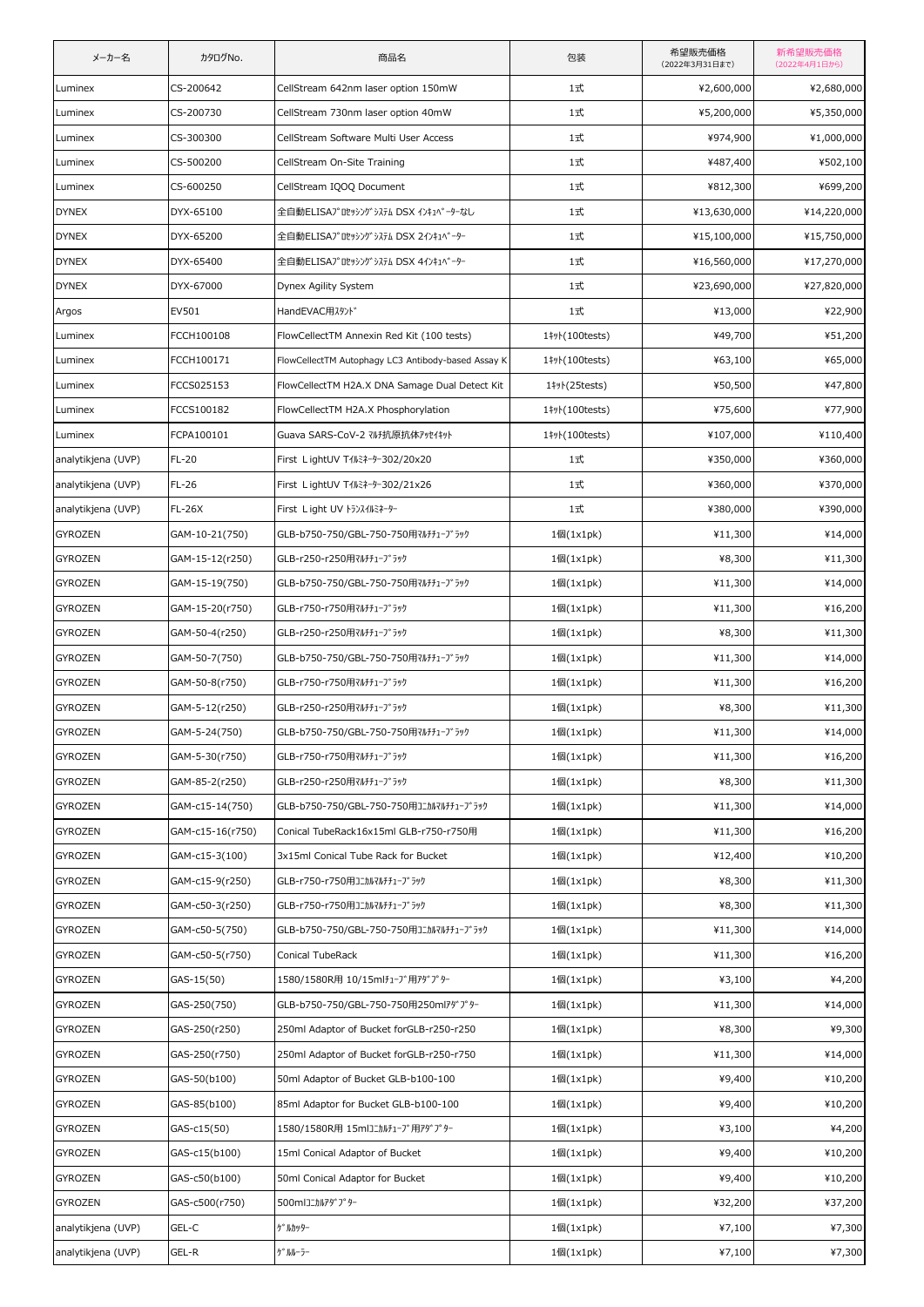| メーカー名 | カタログNo. | 商品名 | 包装 | 希望販売価格 (2022年3月31日まで) | 新希望販売価格 (2022年4月1日から) |
|---|---|---|---|---|---|
| Luminex | CS-200642 | CellStream 642nm laser option 150mW | 1式 | ¥2,600,000 | ¥2,680,000 |
| Luminex | CS-200730 | CellStream 730nm laser option 40mW | 1式 | ¥5,200,000 | ¥5,350,000 |
| Luminex | CS-300300 | CellStream Software Multi User Access | 1式 | ¥974,900 | ¥1,000,000 |
| Luminex | CS-500200 | CellStream On-Site Training | 1式 | ¥487,400 | ¥502,100 |
| Luminex | CS-600250 | CellStream IQOQ Document | 1式 | ¥812,300 | ¥699,200 |
| DYNEX | DYX-65100 | 全自動ELISAﾌﾟﾛｾｯｼﾝｸﾞｼｽﾃﾑ DSX ｲﾝｷｭﾍﾞｰﾀｰなし | 1式 | ¥13,630,000 | ¥14,220,000 |
| DYNEX | DYX-65200 | 全自動ELISAﾌﾟﾛｾｯｼﾝｸﾞｼｽﾃﾑ DSX 2ｲﾝｷｭﾍﾞｰﾀｰ | 1式 | ¥15,100,000 | ¥15,750,000 |
| DYNEX | DYX-65400 | 全自動ELISAﾌﾟﾛｾｯｼﾝｸﾞｼｽﾃﾑ DSX 4ｲﾝｷｭﾍﾞｰﾀｰ | 1式 | ¥16,560,000 | ¥17,270,000 |
| DYNEX | DYX-67000 | Dynex Agility System | 1式 | ¥23,690,000 | ¥27,820,000 |
| Argos | EV501 | HandEVAC用ｽﾀﾝﾄﾞ | 1式 | ¥13,000 | ¥22,900 |
| Luminex | FCCH100108 | FlowCellectTM Annexin Red Kit (100 tests) | 1ｷｯﾄ(100tests) | ¥49,700 | ¥51,200 |
| Luminex | FCCH100171 | FlowCellectTM Autophagy LC3 Antibody-based Assay K | 1ｷｯﾄ(100tests) | ¥63,100 | ¥65,000 |
| Luminex | FCCS025153 | FlowCellectTM H2A.X DNA Samage Dual Detect Kit | 1ｷｯﾄ(25tests) | ¥50,500 | ¥47,800 |
| Luminex | FCCS100182 | FlowCellectTM H2A.X Phosphorylation | 1ｷｯﾄ(100tests) | ¥75,600 | ¥77,900 |
| Luminex | FCPA100101 | Guava SARS-CoV-2 ﾏﾙﾁ抗原抗体ｱｯｾｲｷｯﾄ | 1ｷｯﾄ(100tests) | ¥107,000 | ¥110,400 |
| analytikjena (UVP) | FL-20 | First LightUV ﾃｲﾙﾐﾈｰﾀｰ302/20x20 | 1式 | ¥350,000 | ¥360,000 |
| analytikjena (UVP) | FL-26 | First LightUV ﾃｲﾙﾐﾈｰﾀｰ302/21x26 | 1式 | ¥360,000 | ¥370,000 |
| analytikjena (UVP) | FL-26X | First Light UV ﾄﾗﾝｽｲﾙﾐﾈｰﾀｰ | 1式 | ¥380,000 | ¥390,000 |
| GYROZEN | GAM-10-21(750) | GLB-b750-750/GBL-750-750用ﾏﾙﾁﾁｭｰﾌﾞﾗｯｸ | 1個(1x1pk) | ¥11,300 | ¥14,000 |
| GYROZEN | GAM-15-12(r250) | GLB-r250-r250用ﾏﾙﾁﾁｭｰﾌﾞﾗｯｸ | 1個(1x1pk) | ¥8,300 | ¥11,300 |
| GYROZEN | GAM-15-19(750) | GLB-b750-750/GBL-750-750用ﾏﾙﾁﾁｭｰﾌﾞﾗｯｸ | 1個(1x1pk) | ¥11,300 | ¥14,000 |
| GYROZEN | GAM-15-20(r750) | GLB-r750-r750用ﾏﾙﾁﾁｭｰﾌﾞﾗｯｸ | 1個(1x1pk) | ¥11,300 | ¥16,200 |
| GYROZEN | GAM-50-4(r250) | GLB-r250-r250用ﾏﾙﾁﾁｭｰﾌﾞﾗｯｸ | 1個(1x1pk) | ¥8,300 | ¥11,300 |
| GYROZEN | GAM-50-7(750) | GLB-b750-750/GBL-750-750用ﾏﾙﾁﾁｭｰﾌﾞﾗｯｸ | 1個(1x1pk) | ¥11,300 | ¥14,000 |
| GYROZEN | GAM-50-8(r750) | GLB-r750-r750用ﾏﾙﾁﾁｭｰﾌﾞﾗｯｸ | 1個(1x1pk) | ¥11,300 | ¥16,200 |
| GYROZEN | GAM-5-12(r250) | GLB-r250-r250用ﾏﾙﾁﾁｭｰﾌﾞﾗｯｸ | 1個(1x1pk) | ¥8,300 | ¥11,300 |
| GYROZEN | GAM-5-24(750) | GLB-b750-750/GBL-750-750用ﾏﾙﾁﾁｭｰﾌﾞﾗｯｸ | 1個(1x1pk) | ¥11,300 | ¥14,000 |
| GYROZEN | GAM-5-30(r750) | GLB-r750-r750用ﾏﾙﾁﾁｭｰﾌﾞﾗｯｸ | 1個(1x1pk) | ¥11,300 | ¥16,200 |
| GYROZEN | GAM-85-2(r250) | GLB-r250-r250用ﾏﾙﾁﾁｭｰﾌﾞﾗｯｸ | 1個(1x1pk) | ¥8,300 | ¥11,300 |
| GYROZEN | GAM-c15-14(750) | GLB-b750-750/GBL-750-750用ｺﾆｶﾙﾏﾙﾁﾁｭｰﾌﾞﾗｯｸ | 1個(1x1pk) | ¥11,300 | ¥14,000 |
| GYROZEN | GAM-c15-16(r750) | Conical TubeRack16x15ml GLB-r750-r750用 | 1個(1x1pk) | ¥11,300 | ¥16,200 |
| GYROZEN | GAM-c15-3(100) | 3x15ml Conical Tube Rack for Bucket | 1個(1x1pk) | ¥12,400 | ¥10,200 |
| GYROZEN | GAM-c15-9(r250) | GLB-r750-r750用ｺﾆｶﾙﾏﾙﾁﾁｭｰﾌﾞﾗｯｸ | 1個(1x1pk) | ¥8,300 | ¥11,300 |
| GYROZEN | GAM-c50-3(r250) | GLB-r750-r750用ｺﾆｶﾙﾏﾙﾁﾁｭｰﾌﾞﾗｯｸ | 1個(1x1pk) | ¥8,300 | ¥11,300 |
| GYROZEN | GAM-c50-5(750) | GLB-b750-750/GBL-750-750用ｺﾆｶﾙﾏﾙﾁﾁｭｰﾌﾞﾗｯｸ | 1個(1x1pk) | ¥11,300 | ¥14,000 |
| GYROZEN | GAM-c50-5(r750) | Conical TubeRack | 1個(1x1pk) | ¥11,300 | ¥16,200 |
| GYROZEN | GAS-15(50) | 1580/1580R用 10/15mlﾁｭｰﾌﾞ用ｱﾀﾞﾌﾟﾀｰ | 1個(1x1pk) | ¥3,100 | ¥4,200 |
| GYROZEN | GAS-250(750) | GLB-b750-750/GBL-750-750用250mlｱﾀﾞﾌﾟﾀｰ | 1個(1x1pk) | ¥11,300 | ¥14,000 |
| GYROZEN | GAS-250(r250) | 250ml Adaptor of Bucket forGLB-r250-r250 | 1個(1x1pk) | ¥8,300 | ¥9,300 |
| GYROZEN | GAS-250(r750) | 250ml Adaptor of Bucket forGLB-r250-r750 | 1個(1x1pk) | ¥11,300 | ¥14,000 |
| GYROZEN | GAS-50(b100) | 50ml Adaptor of Bucket GLB-b100-100 | 1個(1x1pk) | ¥9,400 | ¥10,200 |
| GYROZEN | GAS-85(b100) | 85ml Adaptor for Bucket GLB-b100-100 | 1個(1x1pk) | ¥9,400 | ¥10,200 |
| GYROZEN | GAS-c15(50) | 1580/1580R用 15mlｺﾆｶﾙﾁｭｰﾌﾞ用ｱﾀﾞﾌﾟﾀｰ | 1個(1x1pk) | ¥3,100 | ¥4,200 |
| GYROZEN | GAS-c15(b100) | 15ml Conical Adaptor of Bucket | 1個(1x1pk) | ¥9,400 | ¥10,200 |
| GYROZEN | GAS-c50(b100) | 50ml Conical Adaptor for Bucket | 1個(1x1pk) | ¥9,400 | ¥10,200 |
| GYROZEN | GAS-c500(r750) | 500mlｺﾆｶﾙｱﾀﾞﾌﾟﾀｰ | 1個(1x1pk) | ¥32,200 | ¥37,200 |
| analytikjena (UVP) | GEL-C | ｹﾞﾙｶｯﾀｰ | 1個(1x1pk) | ¥7,100 | ¥7,300 |
| analytikjena (UVP) | GEL-R | ｹﾞﾙﾙｰﾗｰ | 1個(1x1pk) | ¥7,100 | ¥7,300 |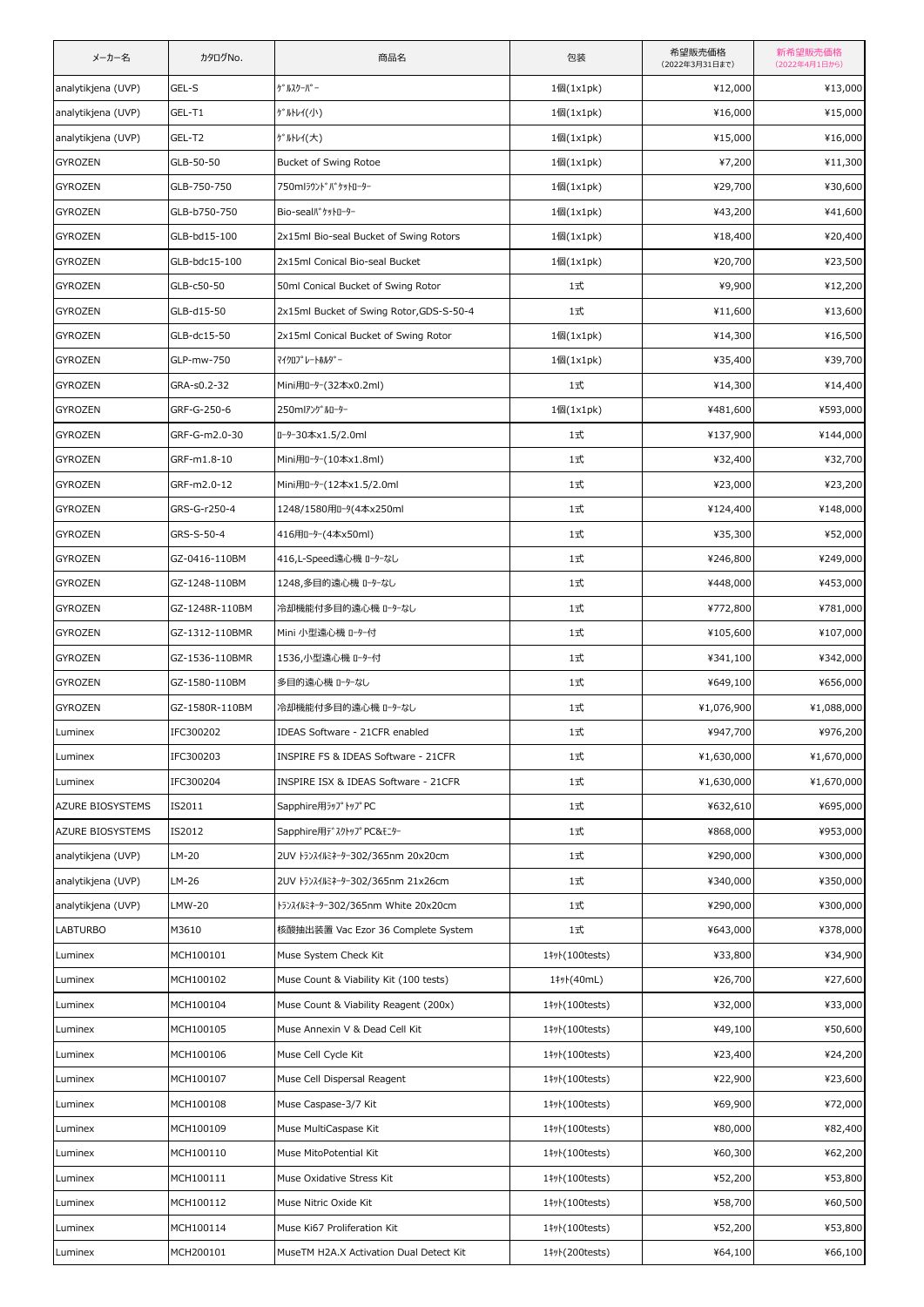| メーカー名 | カタログNo. | 商品名 | 包装 | 希望販売価格 (2022年3月31日まで) | 新希望販売価格 (2022年4月1日から) |
|---|---|---|---|---|---|
| analytikjena (UVP) | GEL-S | ｹﾞﾙｽｸｰﾊﾟｰ | 1個(1x1pk) | ¥12,000 | ¥13,000 |
| analytikjena (UVP) | GEL-T1 | ｹﾞﾙﾄﾚｲ(小) | 1個(1x1pk) | ¥16,000 | ¥15,000 |
| analytikjena (UVP) | GEL-T2 | ｹﾞﾙﾄﾚｲ(大) | 1個(1x1pk) | ¥15,000 | ¥16,000 |
| GYROZEN | GLB-50-50 | Bucket of Swing Rotoe | 1個(1x1pk) | ¥7,200 | ¥11,300 |
| GYROZEN | GLB-750-750 | 750mlﾗｳﾝﾄﾞﾊﾞｹｯﾄﾛｰﾀｰ | 1個(1x1pk) | ¥29,700 | ¥30,600 |
| GYROZEN | GLB-b750-750 | Bio-sealﾊﾞｹｯﾄﾛｰﾀｰ | 1個(1x1pk) | ¥43,200 | ¥41,600 |
| GYROZEN | GLB-bd15-100 | 2x15ml Bio-seal Bucket of Swing Rotors | 1個(1x1pk) | ¥18,400 | ¥20,400 |
| GYROZEN | GLB-bdc15-100 | 2x15ml Conical Bio-seal Bucket | 1個(1x1pk) | ¥20,700 | ¥23,500 |
| GYROZEN | GLB-c50-50 | 50ml Conical Bucket of Swing Rotor | 1式 | ¥9,900 | ¥12,200 |
| GYROZEN | GLB-d15-50 | 2x15ml Bucket of Swing Rotor,GDS-S-50-4 | 1式 | ¥11,600 | ¥13,600 |
| GYROZEN | GLB-dc15-50 | 2x15ml Conical Bucket of Swing Rotor | 1個(1x1pk) | ¥14,300 | ¥16,500 |
| GYROZEN | GLP-mw-750 | ﾏｲｸﾛﾌﾟﾚｰﾄﾎﾙﾀﾞｰ | 1個(1x1pk) | ¥35,400 | ¥39,700 |
| GYROZEN | GRA-s0.2-32 | Mini用ﾛｰﾀｰ(32本x0.2ml) | 1式 | ¥14,300 | ¥14,400 |
| GYROZEN | GRF-G-250-6 | 250mlｱﾝｸﾞﾙﾛｰﾀｰ | 1個(1x1pk) | ¥481,600 | ¥593,000 |
| GYROZEN | GRF-G-m2.0-30 | ﾛｰﾀｰ30本x1.5/2.0ml | 1式 | ¥137,900 | ¥144,000 |
| GYROZEN | GRF-m1.8-10 | Mini用ﾛｰﾀｰ(10本x1.8ml) | 1式 | ¥32,400 | ¥32,700 |
| GYROZEN | GRF-m2.0-12 | Mini用ﾛｰﾀｰ(12本x1.5/2.0ml | 1式 | ¥23,000 | ¥23,200 |
| GYROZEN | GRS-G-r250-4 | 1248/1580用ﾛｰﾀ(4本x250ml | 1式 | ¥124,400 | ¥148,000 |
| GYROZEN | GRS-S-50-4 | 416用ﾛｰﾀｰ(4本x50ml) | 1式 | ¥35,300 | ¥52,000 |
| GYROZEN | GZ-0416-110BM | 416,L-Speed遠心機 ﾛｰﾀｰなし | 1式 | ¥246,800 | ¥249,000 |
| GYROZEN | GZ-1248-110BM | 1248,多目的遠心機 ﾛｰﾀｰなし | 1式 | ¥448,000 | ¥453,000 |
| GYROZEN | GZ-1248R-110BM | 冷却機能付多目的遠心機 ﾛｰﾀｰなし | 1式 | ¥772,800 | ¥781,000 |
| GYROZEN | GZ-1312-110BMR | Mini 小型遠心機 ﾛｰﾀｰ付 | 1式 | ¥105,600 | ¥107,000 |
| GYROZEN | GZ-1536-110BMR | 1536,小型遠心機 ﾛｰﾀｰ付 | 1式 | ¥341,100 | ¥342,000 |
| GYROZEN | GZ-1580-110BM | 多目的遠心機 ﾛｰﾀｰなし | 1式 | ¥649,100 | ¥656,000 |
| GYROZEN | GZ-1580R-110BM | 冷却機能付多目的遠心機 ﾛｰﾀｰなし | 1式 | ¥1,076,900 | ¥1,088,000 |
| Luminex | IFC300202 | IDEAS Software - 21CFR enabled | 1式 | ¥947,700 | ¥976,200 |
| Luminex | IFC300203 | INSPIRE FS & IDEAS Software - 21CFR | 1式 | ¥1,630,000 | ¥1,670,000 |
| Luminex | IFC300204 | INSPIRE ISX & IDEAS Software - 21CFR | 1式 | ¥1,630,000 | ¥1,670,000 |
| AZURE BIOSYSTEMS | IS2011 | Sapphire用ﾗｯﾌﾟﾄｯﾌﾟPC | 1式 | ¥632,610 | ¥695,000 |
| AZURE BIOSYSTEMS | IS2012 | Sapphire用ﾃﾞｽｸﾄｯﾌﾟPC&ﾓﾆﾀｰ | 1式 | ¥868,000 | ¥953,000 |
| analytikjena (UVP) | LM-20 | 2UV ﾄﾗﾝｽｲﾙﾐﾈｰﾀｰ302/365nm 20x20cm | 1式 | ¥290,000 | ¥300,000 |
| analytikjena (UVP) | LM-26 | 2UV ﾄﾗﾝｽｲﾙﾐﾈｰﾀｰ302/365nm 21x26cm | 1式 | ¥340,000 | ¥350,000 |
| analytikjena (UVP) | LMW-20 | ﾄﾗﾝｽｲﾙﾐﾈｰﾀｰ302/365nm White 20x20cm | 1式 | ¥290,000 | ¥300,000 |
| LABTURBO | M3610 | 核酸抽出装置 Vac Ezor 36 Complete System | 1式 | ¥643,000 | ¥378,000 |
| Luminex | MCH100101 | Muse System Check Kit | 1ｷｯﾄ(100tests) | ¥33,800 | ¥34,900 |
| Luminex | MCH100102 | Muse Count & Viability Kit (100 tests) | 1ｷｯﾄ(40mL) | ¥26,700 | ¥27,600 |
| Luminex | MCH100104 | Muse Count & Viability Reagent (200x) | 1ｷｯﾄ(100tests) | ¥32,000 | ¥33,000 |
| Luminex | MCH100105 | Muse Annexin V & Dead Cell Kit | 1ｷｯﾄ(100tests) | ¥49,100 | ¥50,600 |
| Luminex | MCH100106 | Muse Cell Cycle Kit | 1ｷｯﾄ(100tests) | ¥23,400 | ¥24,200 |
| Luminex | MCH100107 | Muse Cell Dispersal Reagent | 1ｷｯﾄ(100tests) | ¥22,900 | ¥23,600 |
| Luminex | MCH100108 | Muse Caspase-3/7 Kit | 1ｷｯﾄ(100tests) | ¥69,900 | ¥72,000 |
| Luminex | MCH100109 | Muse MultiCaspase Kit | 1ｷｯﾄ(100tests) | ¥80,000 | ¥82,400 |
| Luminex | MCH100110 | Muse MitoPotential Kit | 1ｷｯﾄ(100tests) | ¥60,300 | ¥62,200 |
| Luminex | MCH100111 | Muse Oxidative Stress Kit | 1ｷｯﾄ(100tests) | ¥52,200 | ¥53,800 |
| Luminex | MCH100112 | Muse Nitric Oxide Kit | 1ｷｯﾄ(100tests) | ¥58,700 | ¥60,500 |
| Luminex | MCH100114 | Muse Ki67 Proliferation Kit | 1ｷｯﾄ(100tests) | ¥52,200 | ¥53,800 |
| Luminex | MCH200101 | MuseTM H2A.X Activation Dual Detect Kit | 1ｷｯﾄ(200tests) | ¥64,100 | ¥66,100 |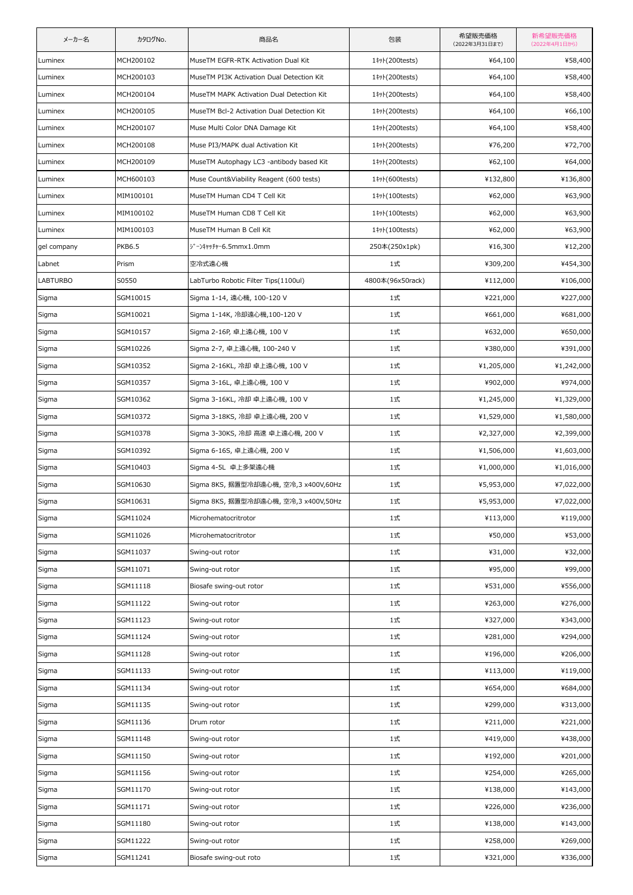| メーカー名 | カタログNo. | 商品名 | 包装 | 希望販売価格（2022年3月31日まで） | 新希望販売価格（2022年4月1日から） |
|---|---|---|---|---|---|
| Luminex | MCH200102 | MuseTM EGFR-RTK Activation Dual Kit | 1ｷｯﾄ(200tests) | ¥64,100 | ¥58,400 |
| Luminex | MCH200103 | MuseTM PI3K Activation Dual Detection Kit | 1ｷｯﾄ(200tests) | ¥64,100 | ¥58,400 |
| Luminex | MCH200104 | MuseTM MAPK Activation Dual Detection Kit | 1ｷｯﾄ(200tests) | ¥64,100 | ¥58,400 |
| Luminex | MCH200105 | MuseTM Bcl-2 Activation Dual Detection Kit | 1ｷｯﾄ(200tests) | ¥64,100 | ¥66,100 |
| Luminex | MCH200107 | Muse Multi Color DNA Damage Kit | 1ｷｯﾄ(200tests) | ¥64,100 | ¥58,400 |
| Luminex | MCH200108 | Muse PI3/MAPK dual Activation Kit | 1ｷｯﾄ(200tests) | ¥76,200 | ¥72,700 |
| Luminex | MCH200109 | MuseTM Autophagy LC3 -antibody based Kit | 1ｷｯﾄ(200tests) | ¥62,100 | ¥64,000 |
| Luminex | MCH600103 | Muse Count&Viability Reagent (600 tests) | 1ｷｯﾄ(600tests) | ¥132,800 | ¥136,800 |
| Luminex | MIM100101 | MuseTM Human CD4 T Cell Kit | 1ｷｯﾄ(100tests) | ¥62,000 | ¥63,900 |
| Luminex | MIM100102 | MuseTM Human CD8 T Cell Kit | 1ｷｯﾄ(100tests) | ¥62,000 | ¥63,900 |
| Luminex | MIM100103 | MuseTM Human B Cell Kit | 1ｷｯﾄ(100tests) | ¥62,000 | ¥63,900 |
| gel company | PKB6.5 | ｼﾞｰﾝｷｬｯﾁｬｰ6.5mmx1.0mm | 250本(250x1pk) | ¥16,300 | ¥12,200 |
| Labnet | Prism | 空冷式遠心機 | 1式 | ¥309,200 | ¥454,300 |
| LABTURBO | S0550 | LabTurbo Robotic Filter Tips(1100ul) | 4800本(96x50rack) | ¥112,000 | ¥106,000 |
| Sigma | SGM10015 | Sigma 1-14, 遠心機, 100-120 V | 1式 | ¥221,000 | ¥227,000 |
| Sigma | SGM10021 | Sigma 1-14K, 冷却遠心機,100-120 V | 1式 | ¥661,000 | ¥681,000 |
| Sigma | SGM10157 | Sigma 2-16P, 卓上遠心機, 100 V | 1式 | ¥632,000 | ¥650,000 |
| Sigma | SGM10226 | Sigma 2-7, 卓上遠心機, 100-240 V | 1式 | ¥380,000 | ¥391,000 |
| Sigma | SGM10352 | Sigma 2-16KL, 冷却 卓上遠心機, 100 V | 1式 | ¥1,205,000 | ¥1,242,000 |
| Sigma | SGM10357 | Sigma 3-16L, 卓上遠心機, 100 V | 1式 | ¥902,000 | ¥974,000 |
| Sigma | SGM10362 | Sigma 3-16KL, 冷却 卓上遠心機, 100 V | 1式 | ¥1,245,000 | ¥1,329,000 |
| Sigma | SGM10372 | Sigma 3-18KS, 冷却 卓上遠心機, 200 V | 1式 | ¥1,529,000 | ¥1,580,000 |
| Sigma | SGM10378 | Sigma 3-30KS, 冷却 高速 卓上遠心機, 200 V | 1式 | ¥2,327,000 | ¥2,399,000 |
| Sigma | SGM10392 | Sigma 6-16S, 卓上遠心機, 200 V | 1式 | ¥1,506,000 | ¥1,603,000 |
| Sigma | SGM10403 | Sigma 4-5L 卓上多架遠心機 | 1式 | ¥1,000,000 | ¥1,016,000 |
| Sigma | SGM10630 | Sigma 8KS, 据置型冷却遠心機, 空冷,3 x400V,60Hz | 1式 | ¥5,953,000 | ¥7,022,000 |
| Sigma | SGM10631 | Sigma 8KS, 据置型冷却遠心機, 空冷,3 x400V,50Hz | 1式 | ¥5,953,000 | ¥7,022,000 |
| Sigma | SGM11024 | Microhematocritrotor | 1式 | ¥113,000 | ¥119,000 |
| Sigma | SGM11026 | Microhematocritrotor | 1式 | ¥50,000 | ¥53,000 |
| Sigma | SGM11037 | Swing-out rotor | 1式 | ¥31,000 | ¥32,000 |
| Sigma | SGM11071 | Swing-out rotor | 1式 | ¥95,000 | ¥99,000 |
| Sigma | SGM11118 | Biosafe swing-out rotor | 1式 | ¥531,000 | ¥556,000 |
| Sigma | SGM11122 | Swing-out rotor | 1式 | ¥263,000 | ¥276,000 |
| Sigma | SGM11123 | Swing-out rotor | 1式 | ¥327,000 | ¥343,000 |
| Sigma | SGM11124 | Swing-out rotor | 1式 | ¥281,000 | ¥294,000 |
| Sigma | SGM11128 | Swing-out rotor | 1式 | ¥196,000 | ¥206,000 |
| Sigma | SGM11133 | Swing-out rotor | 1式 | ¥113,000 | ¥119,000 |
| Sigma | SGM11134 | Swing-out rotor | 1式 | ¥654,000 | ¥684,000 |
| Sigma | SGM11135 | Swing-out rotor | 1式 | ¥299,000 | ¥313,000 |
| Sigma | SGM11136 | Drum rotor | 1式 | ¥211,000 | ¥221,000 |
| Sigma | SGM11148 | Swing-out rotor | 1式 | ¥419,000 | ¥438,000 |
| Sigma | SGM11150 | Swing-out rotor | 1式 | ¥192,000 | ¥201,000 |
| Sigma | SGM11156 | Swing-out rotor | 1式 | ¥254,000 | ¥265,000 |
| Sigma | SGM11170 | Swing-out rotor | 1式 | ¥138,000 | ¥143,000 |
| Sigma | SGM11171 | Swing-out rotor | 1式 | ¥226,000 | ¥236,000 |
| Sigma | SGM11180 | Swing-out rotor | 1式 | ¥138,000 | ¥143,000 |
| Sigma | SGM11222 | Swing-out rotor | 1式 | ¥258,000 | ¥269,000 |
| Sigma | SGM11241 | Biosafe swing-out roto | 1式 | ¥321,000 | ¥336,000 |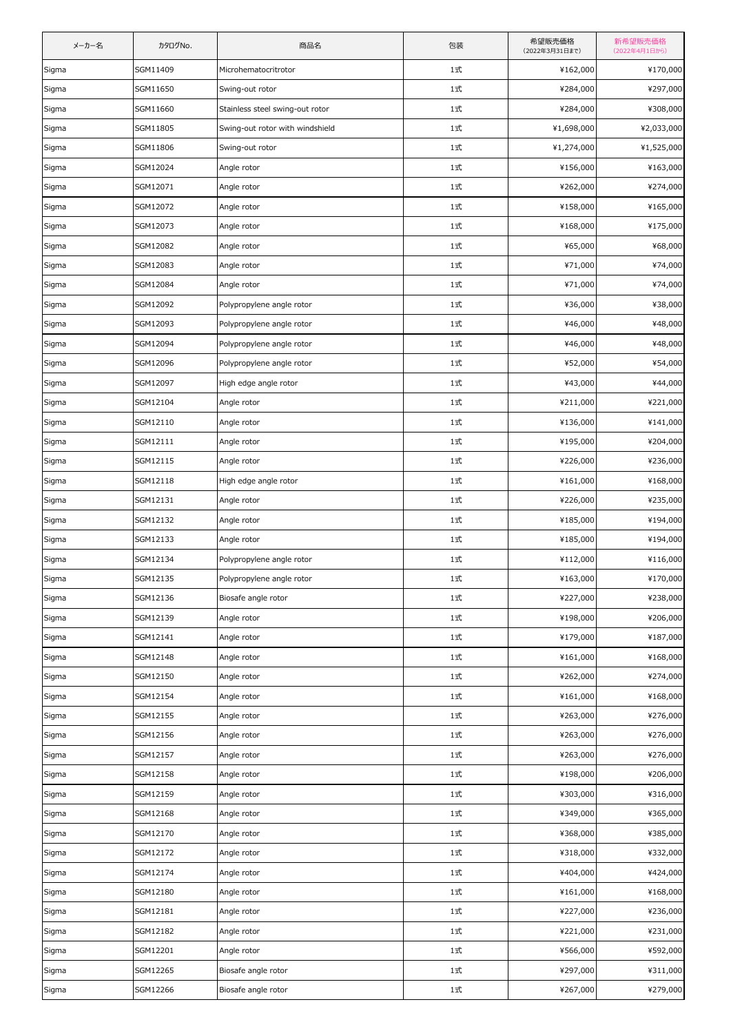| メーカー名 | カタログNo. | 商品名 | 包装 | 希望販売価格（2022年3月31日まで） | 新希望販売価格（2022年4月1日から） |
|---|---|---|---|---|---|
| Sigma | SGM11409 | Microhematocritrotor | 1式 | ¥162,000 | ¥170,000 |
| Sigma | SGM11650 | Swing-out rotor | 1式 | ¥284,000 | ¥297,000 |
| Sigma | SGM11660 | Stainless steel swing-out rotor | 1式 | ¥284,000 | ¥308,000 |
| Sigma | SGM11805 | Swing-out rotor with windshield | 1式 | ¥1,698,000 | ¥2,033,000 |
| Sigma | SGM11806 | Swing-out rotor | 1式 | ¥1,274,000 | ¥1,525,000 |
| Sigma | SGM12024 | Angle rotor | 1式 | ¥156,000 | ¥163,000 |
| Sigma | SGM12071 | Angle rotor | 1式 | ¥262,000 | ¥274,000 |
| Sigma | SGM12072 | Angle rotor | 1式 | ¥158,000 | ¥165,000 |
| Sigma | SGM12073 | Angle rotor | 1式 | ¥168,000 | ¥175,000 |
| Sigma | SGM12082 | Angle rotor | 1式 | ¥65,000 | ¥68,000 |
| Sigma | SGM12083 | Angle rotor | 1式 | ¥71,000 | ¥74,000 |
| Sigma | SGM12084 | Angle rotor | 1式 | ¥71,000 | ¥74,000 |
| Sigma | SGM12092 | Polypropylene angle rotor | 1式 | ¥36,000 | ¥38,000 |
| Sigma | SGM12093 | Polypropylene angle rotor | 1式 | ¥46,000 | ¥48,000 |
| Sigma | SGM12094 | Polypropylene angle rotor | 1式 | ¥46,000 | ¥48,000 |
| Sigma | SGM12096 | Polypropylene angle rotor | 1式 | ¥52,000 | ¥54,000 |
| Sigma | SGM12097 | High edge angle rotor | 1式 | ¥43,000 | ¥44,000 |
| Sigma | SGM12104 | Angle rotor | 1式 | ¥211,000 | ¥221,000 |
| Sigma | SGM12110 | Angle rotor | 1式 | ¥136,000 | ¥141,000 |
| Sigma | SGM12111 | Angle rotor | 1式 | ¥195,000 | ¥204,000 |
| Sigma | SGM12115 | Angle rotor | 1式 | ¥226,000 | ¥236,000 |
| Sigma | SGM12118 | High edge angle rotor | 1式 | ¥161,000 | ¥168,000 |
| Sigma | SGM12131 | Angle rotor | 1式 | ¥226,000 | ¥235,000 |
| Sigma | SGM12132 | Angle rotor | 1式 | ¥185,000 | ¥194,000 |
| Sigma | SGM12133 | Angle rotor | 1式 | ¥185,000 | ¥194,000 |
| Sigma | SGM12134 | Polypropylene angle rotor | 1式 | ¥112,000 | ¥116,000 |
| Sigma | SGM12135 | Polypropylene angle rotor | 1式 | ¥163,000 | ¥170,000 |
| Sigma | SGM12136 | Biosafe angle rotor | 1式 | ¥227,000 | ¥238,000 |
| Sigma | SGM12139 | Angle rotor | 1式 | ¥198,000 | ¥206,000 |
| Sigma | SGM12141 | Angle rotor | 1式 | ¥179,000 | ¥187,000 |
| Sigma | SGM12148 | Angle rotor | 1式 | ¥161,000 | ¥168,000 |
| Sigma | SGM12150 | Angle rotor | 1式 | ¥262,000 | ¥274,000 |
| Sigma | SGM12154 | Angle rotor | 1式 | ¥161,000 | ¥168,000 |
| Sigma | SGM12155 | Angle rotor | 1式 | ¥263,000 | ¥276,000 |
| Sigma | SGM12156 | Angle rotor | 1式 | ¥263,000 | ¥276,000 |
| Sigma | SGM12157 | Angle rotor | 1式 | ¥263,000 | ¥276,000 |
| Sigma | SGM12158 | Angle rotor | 1式 | ¥198,000 | ¥206,000 |
| Sigma | SGM12159 | Angle rotor | 1式 | ¥303,000 | ¥316,000 |
| Sigma | SGM12168 | Angle rotor | 1式 | ¥349,000 | ¥365,000 |
| Sigma | SGM12170 | Angle rotor | 1式 | ¥368,000 | ¥385,000 |
| Sigma | SGM12172 | Angle rotor | 1式 | ¥318,000 | ¥332,000 |
| Sigma | SGM12174 | Angle rotor | 1式 | ¥404,000 | ¥424,000 |
| Sigma | SGM12180 | Angle rotor | 1式 | ¥161,000 | ¥168,000 |
| Sigma | SGM12181 | Angle rotor | 1式 | ¥227,000 | ¥236,000 |
| Sigma | SGM12182 | Angle rotor | 1式 | ¥221,000 | ¥231,000 |
| Sigma | SGM12201 | Angle rotor | 1式 | ¥566,000 | ¥592,000 |
| Sigma | SGM12265 | Biosafe angle rotor | 1式 | ¥297,000 | ¥311,000 |
| Sigma | SGM12266 | Biosafe angle rotor | 1式 | ¥267,000 | ¥279,000 |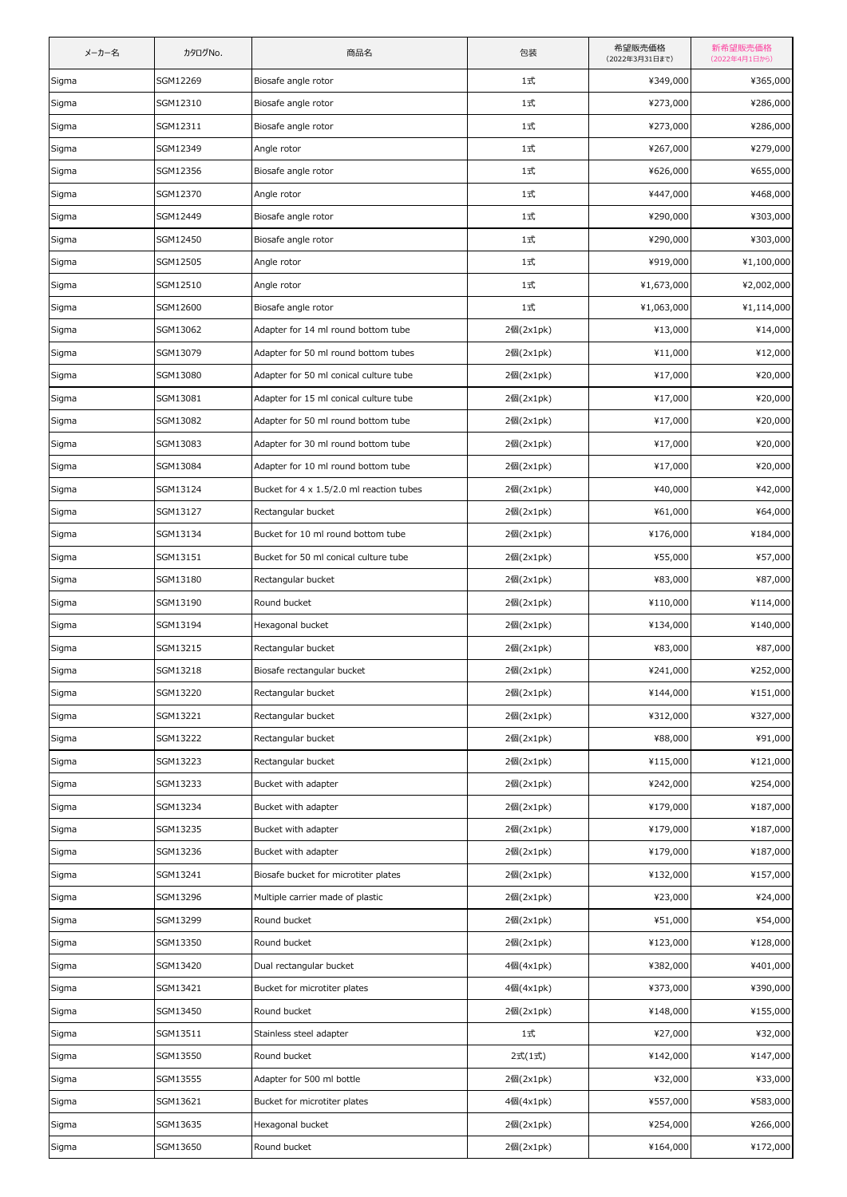| メーカー名 | カタログNo. | 商品名 | 包装 | 希望販売価格 (2022年3月31日まで) | 新希望販売価格 (2022年4月1日から) |
|---|---|---|---|---|---|
| Sigma | SGM12269 | Biosafe angle rotor | 1式 | ¥349,000 | ¥365,000 |
| Sigma | SGM12310 | Biosafe angle rotor | 1式 | ¥273,000 | ¥286,000 |
| Sigma | SGM12311 | Biosafe angle rotor | 1式 | ¥273,000 | ¥286,000 |
| Sigma | SGM12349 | Angle rotor | 1式 | ¥267,000 | ¥279,000 |
| Sigma | SGM12356 | Biosafe angle rotor | 1式 | ¥626,000 | ¥655,000 |
| Sigma | SGM12370 | Angle rotor | 1式 | ¥447,000 | ¥468,000 |
| Sigma | SGM12449 | Biosafe angle rotor | 1式 | ¥290,000 | ¥303,000 |
| Sigma | SGM12450 | Biosafe angle rotor | 1式 | ¥290,000 | ¥303,000 |
| Sigma | SGM12505 | Angle rotor | 1式 | ¥919,000 | ¥1,100,000 |
| Sigma | SGM12510 | Angle rotor | 1式 | ¥1,673,000 | ¥2,002,000 |
| Sigma | SGM12600 | Biosafe angle rotor | 1式 | ¥1,063,000 | ¥1,114,000 |
| Sigma | SGM13062 | Adapter for 14 ml round bottom tube | 2個(2x1pk) | ¥13,000 | ¥14,000 |
| Sigma | SGM13079 | Adapter for 50 ml round bottom tubes | 2個(2x1pk) | ¥11,000 | ¥12,000 |
| Sigma | SGM13080 | Adapter for 50 ml conical culture tube | 2個(2x1pk) | ¥17,000 | ¥20,000 |
| Sigma | SGM13081 | Adapter for 15 ml conical culture tube | 2個(2x1pk) | ¥17,000 | ¥20,000 |
| Sigma | SGM13082 | Adapter for 50 ml round bottom tube | 2個(2x1pk) | ¥17,000 | ¥20,000 |
| Sigma | SGM13083 | Adapter for 30 ml round bottom tube | 2個(2x1pk) | ¥17,000 | ¥20,000 |
| Sigma | SGM13084 | Adapter for 10 ml round bottom tube | 2個(2x1pk) | ¥17,000 | ¥20,000 |
| Sigma | SGM13124 | Bucket for 4 x 1.5/2.0 ml reaction tubes | 2個(2x1pk) | ¥40,000 | ¥42,000 |
| Sigma | SGM13127 | Rectangular bucket | 2個(2x1pk) | ¥61,000 | ¥64,000 |
| Sigma | SGM13134 | Bucket for 10 ml round bottom tube | 2個(2x1pk) | ¥176,000 | ¥184,000 |
| Sigma | SGM13151 | Bucket for 50 ml conical culture tube | 2個(2x1pk) | ¥55,000 | ¥57,000 |
| Sigma | SGM13180 | Rectangular bucket | 2個(2x1pk) | ¥83,000 | ¥87,000 |
| Sigma | SGM13190 | Round bucket | 2個(2x1pk) | ¥110,000 | ¥114,000 |
| Sigma | SGM13194 | Hexagonal bucket | 2個(2x1pk) | ¥134,000 | ¥140,000 |
| Sigma | SGM13215 | Rectangular bucket | 2個(2x1pk) | ¥83,000 | ¥87,000 |
| Sigma | SGM13218 | Biosafe rectangular bucket | 2個(2x1pk) | ¥241,000 | ¥252,000 |
| Sigma | SGM13220 | Rectangular bucket | 2個(2x1pk) | ¥144,000 | ¥151,000 |
| Sigma | SGM13221 | Rectangular bucket | 2個(2x1pk) | ¥312,000 | ¥327,000 |
| Sigma | SGM13222 | Rectangular bucket | 2個(2x1pk) | ¥88,000 | ¥91,000 |
| Sigma | SGM13223 | Rectangular bucket | 2個(2x1pk) | ¥115,000 | ¥121,000 |
| Sigma | SGM13233 | Bucket with adapter | 2個(2x1pk) | ¥242,000 | ¥254,000 |
| Sigma | SGM13234 | Bucket with adapter | 2個(2x1pk) | ¥179,000 | ¥187,000 |
| Sigma | SGM13235 | Bucket with adapter | 2個(2x1pk) | ¥179,000 | ¥187,000 |
| Sigma | SGM13236 | Bucket with adapter | 2個(2x1pk) | ¥179,000 | ¥187,000 |
| Sigma | SGM13241 | Biosafe bucket for microtiter plates | 2個(2x1pk) | ¥132,000 | ¥157,000 |
| Sigma | SGM13296 | Multiple carrier made of plastic | 2個(2x1pk) | ¥23,000 | ¥24,000 |
| Sigma | SGM13299 | Round bucket | 2個(2x1pk) | ¥51,000 | ¥54,000 |
| Sigma | SGM13350 | Round bucket | 2個(2x1pk) | ¥123,000 | ¥128,000 |
| Sigma | SGM13420 | Dual rectangular bucket | 4個(4x1pk) | ¥382,000 | ¥401,000 |
| Sigma | SGM13421 | Bucket for microtiter plates | 4個(4x1pk) | ¥373,000 | ¥390,000 |
| Sigma | SGM13450 | Round bucket | 2個(2x1pk) | ¥148,000 | ¥155,000 |
| Sigma | SGM13511 | Stainless steel adapter | 1式 | ¥27,000 | ¥32,000 |
| Sigma | SGM13550 | Round bucket | 2式(1式) | ¥142,000 | ¥147,000 |
| Sigma | SGM13555 | Adapter for 500 ml bottle | 2個(2x1pk) | ¥32,000 | ¥33,000 |
| Sigma | SGM13621 | Bucket for microtiter plates | 4個(4x1pk) | ¥557,000 | ¥583,000 |
| Sigma | SGM13635 | Hexagonal bucket | 2個(2x1pk) | ¥254,000 | ¥266,000 |
| Sigma | SGM13650 | Round bucket | 2個(2x1pk) | ¥164,000 | ¥172,000 |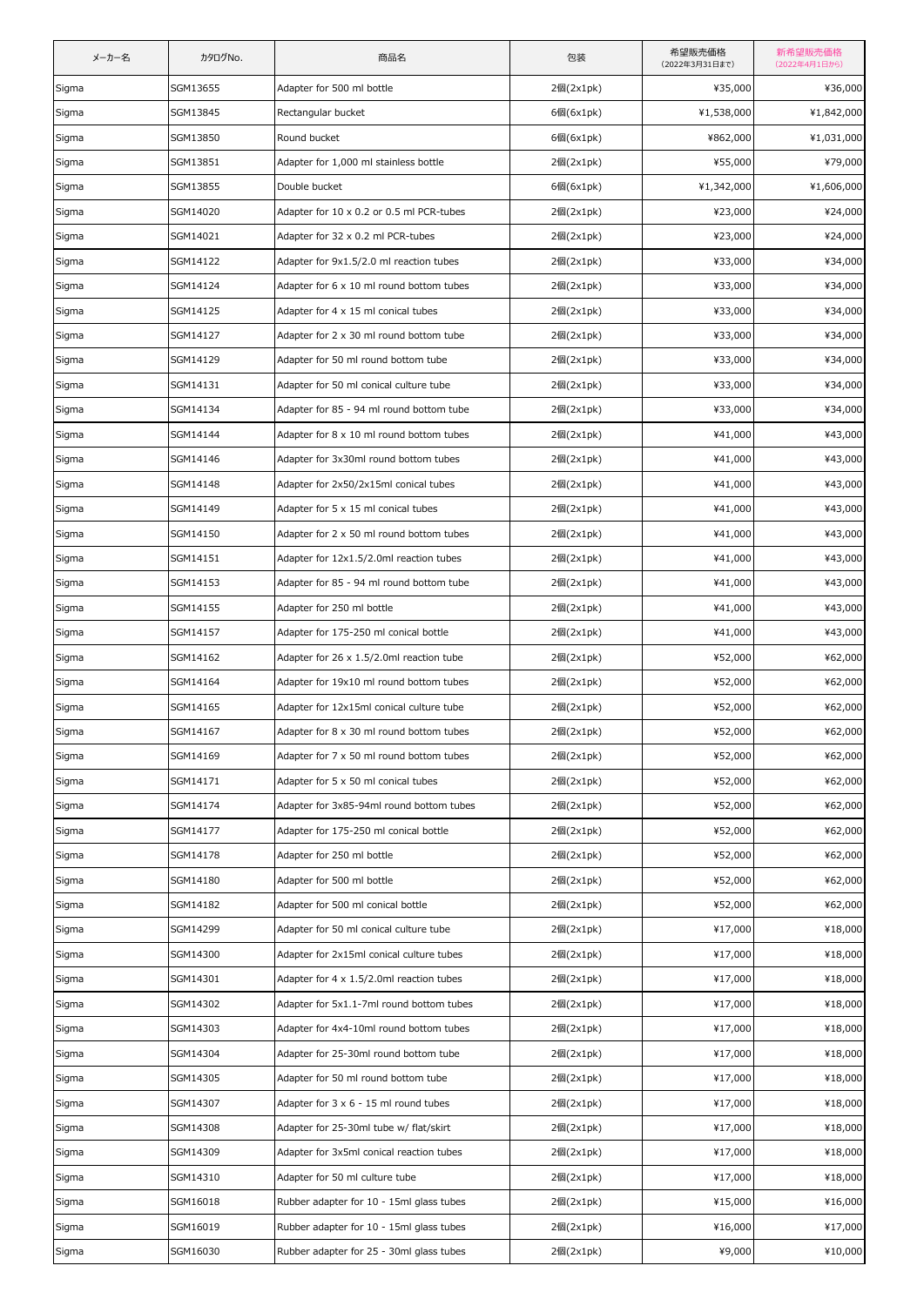| メーカー名 | カタログNo. | 商品名 | 包装 | 希望販売価格（2022年3月31日まで） | 新希望販売価格（2022年4月1日から） |
|---|---|---|---|---|---|
| Sigma | SGM13655 | Adapter for 500 ml bottle | 2個(2x1pk) | ¥35,000 | ¥36,000 |
| Sigma | SGM13845 | Rectangular bucket | 6個(6x1pk) | ¥1,538,000 | ¥1,842,000 |
| Sigma | SGM13850 | Round bucket | 6個(6x1pk) | ¥862,000 | ¥1,031,000 |
| Sigma | SGM13851 | Adapter for 1,000 ml stainless bottle | 2個(2x1pk) | ¥55,000 | ¥79,000 |
| Sigma | SGM13855 | Double bucket | 6個(6x1pk) | ¥1,342,000 | ¥1,606,000 |
| Sigma | SGM14020 | Adapter for 10 x 0.2 or 0.5 ml PCR-tubes | 2個(2x1pk) | ¥23,000 | ¥24,000 |
| Sigma | SGM14021 | Adapter for 32 x 0.2 ml PCR-tubes | 2個(2x1pk) | ¥23,000 | ¥24,000 |
| Sigma | SGM14122 | Adapter for 9x1.5/2.0 ml reaction tubes | 2個(2x1pk) | ¥33,000 | ¥34,000 |
| Sigma | SGM14124 | Adapter for 6 x 10 ml round bottom tubes | 2個(2x1pk) | ¥33,000 | ¥34,000 |
| Sigma | SGM14125 | Adapter for 4 x 15 ml conical tubes | 2個(2x1pk) | ¥33,000 | ¥34,000 |
| Sigma | SGM14127 | Adapter for 2 x 30 ml round bottom tube | 2個(2x1pk) | ¥33,000 | ¥34,000 |
| Sigma | SGM14129 | Adapter for 50 ml round bottom tube | 2個(2x1pk) | ¥33,000 | ¥34,000 |
| Sigma | SGM14131 | Adapter for 50 ml conical culture tube | 2個(2x1pk) | ¥33,000 | ¥34,000 |
| Sigma | SGM14134 | Adapter for 85 - 94 ml round bottom tube | 2個(2x1pk) | ¥33,000 | ¥34,000 |
| Sigma | SGM14144 | Adapter for 8 x 10 ml round bottom tubes | 2個(2x1pk) | ¥41,000 | ¥43,000 |
| Sigma | SGM14146 | Adapter for 3x30ml round bottom tubes | 2個(2x1pk) | ¥41,000 | ¥43,000 |
| Sigma | SGM14148 | Adapter for 2x50/2x15ml conical tubes | 2個(2x1pk) | ¥41,000 | ¥43,000 |
| Sigma | SGM14149 | Adapter for 5 x 15 ml conical tubes | 2個(2x1pk) | ¥41,000 | ¥43,000 |
| Sigma | SGM14150 | Adapter for 2 x 50 ml round bottom tubes | 2個(2x1pk) | ¥41,000 | ¥43,000 |
| Sigma | SGM14151 | Adapter for 12x1.5/2.0ml reaction tubes | 2個(2x1pk) | ¥41,000 | ¥43,000 |
| Sigma | SGM14153 | Adapter for 85 - 94 ml round bottom tube | 2個(2x1pk) | ¥41,000 | ¥43,000 |
| Sigma | SGM14155 | Adapter for 250 ml bottle | 2個(2x1pk) | ¥41,000 | ¥43,000 |
| Sigma | SGM14157 | Adapter for 175-250 ml conical bottle | 2個(2x1pk) | ¥41,000 | ¥43,000 |
| Sigma | SGM14162 | Adapter for 26 x 1.5/2.0ml reaction tube | 2個(2x1pk) | ¥52,000 | ¥62,000 |
| Sigma | SGM14164 | Adapter for 19x10 ml round bottom tubes | 2個(2x1pk) | ¥52,000 | ¥62,000 |
| Sigma | SGM14165 | Adapter for 12x15ml conical culture tube | 2個(2x1pk) | ¥52,000 | ¥62,000 |
| Sigma | SGM14167 | Adapter for 8 x 30 ml round bottom tubes | 2個(2x1pk) | ¥52,000 | ¥62,000 |
| Sigma | SGM14169 | Adapter for 7 x 50 ml round bottom tubes | 2個(2x1pk) | ¥52,000 | ¥62,000 |
| Sigma | SGM14171 | Adapter for 5 x 50 ml conical tubes | 2個(2x1pk) | ¥52,000 | ¥62,000 |
| Sigma | SGM14174 | Adapter for 3x85-94ml round bottom tubes | 2個(2x1pk) | ¥52,000 | ¥62,000 |
| Sigma | SGM14177 | Adapter for 175-250 ml conical bottle | 2個(2x1pk) | ¥52,000 | ¥62,000 |
| Sigma | SGM14178 | Adapter for 250 ml bottle | 2個(2x1pk) | ¥52,000 | ¥62,000 |
| Sigma | SGM14180 | Adapter for 500 ml bottle | 2個(2x1pk) | ¥52,000 | ¥62,000 |
| Sigma | SGM14182 | Adapter for 500 ml conical bottle | 2個(2x1pk) | ¥52,000 | ¥62,000 |
| Sigma | SGM14299 | Adapter for 50 ml conical culture tube | 2個(2x1pk) | ¥17,000 | ¥18,000 |
| Sigma | SGM14300 | Adapter for 2x15ml conical culture tubes | 2個(2x1pk) | ¥17,000 | ¥18,000 |
| Sigma | SGM14301 | Adapter for 4 x 1.5/2.0ml reaction tubes | 2個(2x1pk) | ¥17,000 | ¥18,000 |
| Sigma | SGM14302 | Adapter for 5x1.1-7ml round bottom tubes | 2個(2x1pk) | ¥17,000 | ¥18,000 |
| Sigma | SGM14303 | Adapter for 4x4-10ml round bottom tubes | 2個(2x1pk) | ¥17,000 | ¥18,000 |
| Sigma | SGM14304 | Adapter for 25-30ml round bottom tube | 2個(2x1pk) | ¥17,000 | ¥18,000 |
| Sigma | SGM14305 | Adapter for 50 ml round bottom tube | 2個(2x1pk) | ¥17,000 | ¥18,000 |
| Sigma | SGM14307 | Adapter for 3 x 6 - 15 ml round tubes | 2個(2x1pk) | ¥17,000 | ¥18,000 |
| Sigma | SGM14308 | Adapter for 25-30ml tube w/ flat/skirt | 2個(2x1pk) | ¥17,000 | ¥18,000 |
| Sigma | SGM14309 | Adapter for 3x5ml conical reaction tubes | 2個(2x1pk) | ¥17,000 | ¥18,000 |
| Sigma | SGM14310 | Adapter for 50 ml culture tube | 2個(2x1pk) | ¥17,000 | ¥18,000 |
| Sigma | SGM16018 | Rubber adapter for 10 - 15ml glass tubes | 2個(2x1pk) | ¥15,000 | ¥16,000 |
| Sigma | SGM16019 | Rubber adapter for 10 - 15ml glass tubes | 2個(2x1pk) | ¥16,000 | ¥17,000 |
| Sigma | SGM16030 | Rubber adapter for 25 - 30ml glass tubes | 2個(2x1pk) | ¥9,000 | ¥10,000 |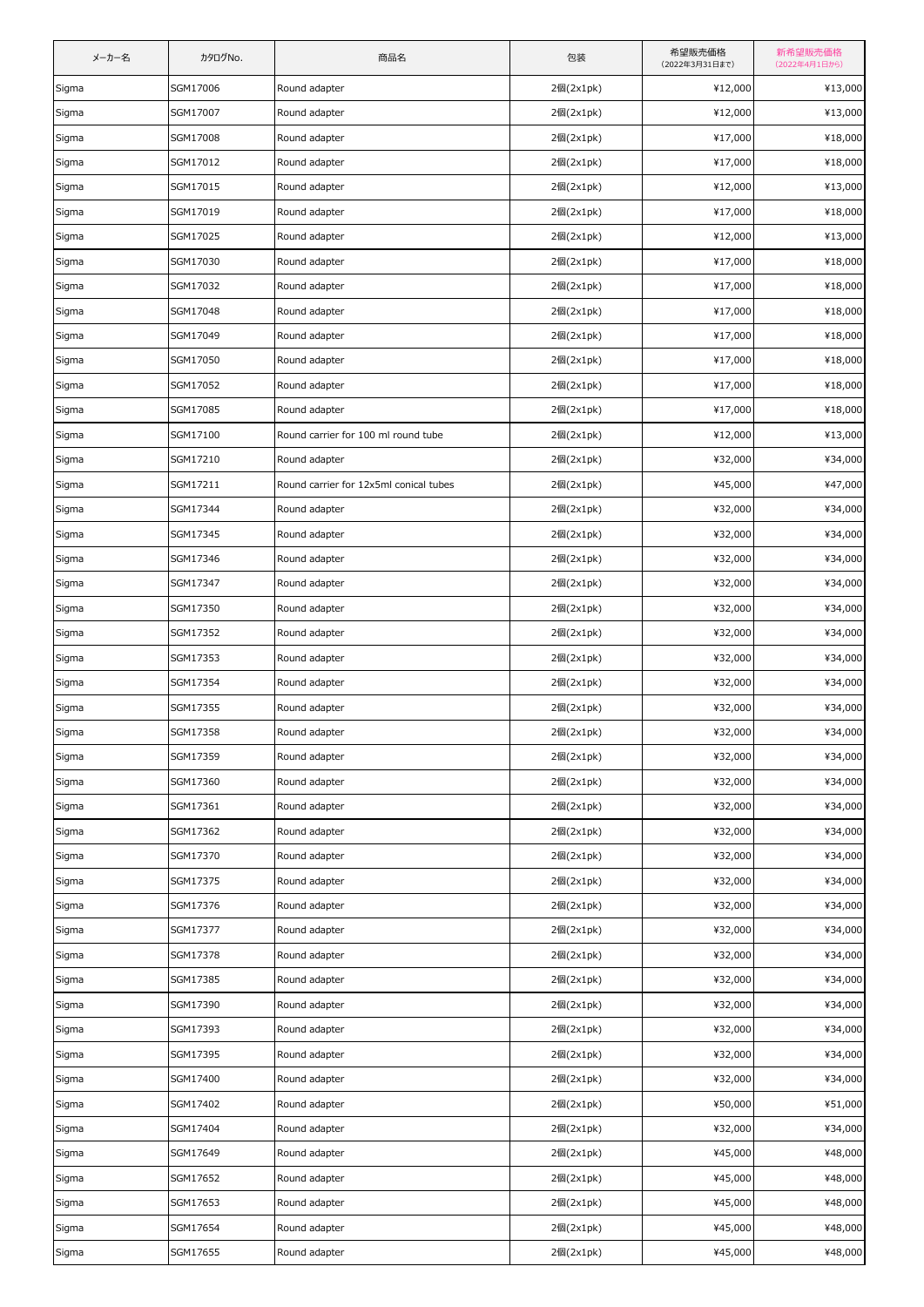| メーカー名 | カタログNo. | 商品名 | 包装 | 希望販売価格（2022年3月31日まで） | 新希望販売価格（2022年4月1日から） |
| --- | --- | --- | --- | --- | --- |
| Sigma | SGM17006 | Round adapter | 2個(2x1pk) | ¥12,000 | ¥13,000 |
| Sigma | SGM17007 | Round adapter | 2個(2x1pk) | ¥12,000 | ¥13,000 |
| Sigma | SGM17008 | Round adapter | 2個(2x1pk) | ¥17,000 | ¥18,000 |
| Sigma | SGM17012 | Round adapter | 2個(2x1pk) | ¥17,000 | ¥18,000 |
| Sigma | SGM17015 | Round adapter | 2個(2x1pk) | ¥12,000 | ¥13,000 |
| Sigma | SGM17019 | Round adapter | 2個(2x1pk) | ¥17,000 | ¥18,000 |
| Sigma | SGM17025 | Round adapter | 2個(2x1pk) | ¥12,000 | ¥13,000 |
| Sigma | SGM17030 | Round adapter | 2個(2x1pk) | ¥17,000 | ¥18,000 |
| Sigma | SGM17032 | Round adapter | 2個(2x1pk) | ¥17,000 | ¥18,000 |
| Sigma | SGM17048 | Round adapter | 2個(2x1pk) | ¥17,000 | ¥18,000 |
| Sigma | SGM17049 | Round adapter | 2個(2x1pk) | ¥17,000 | ¥18,000 |
| Sigma | SGM17050 | Round adapter | 2個(2x1pk) | ¥17,000 | ¥18,000 |
| Sigma | SGM17052 | Round adapter | 2個(2x1pk) | ¥17,000 | ¥18,000 |
| Sigma | SGM17085 | Round adapter | 2個(2x1pk) | ¥17,000 | ¥18,000 |
| Sigma | SGM17100 | Round carrier for 100 ml round tube | 2個(2x1pk) | ¥12,000 | ¥13,000 |
| Sigma | SGM17210 | Round adapter | 2個(2x1pk) | ¥32,000 | ¥34,000 |
| Sigma | SGM17211 | Round carrier for 12x5ml conical tubes | 2個(2x1pk) | ¥45,000 | ¥47,000 |
| Sigma | SGM17344 | Round adapter | 2個(2x1pk) | ¥32,000 | ¥34,000 |
| Sigma | SGM17345 | Round adapter | 2個(2x1pk) | ¥32,000 | ¥34,000 |
| Sigma | SGM17346 | Round adapter | 2個(2x1pk) | ¥32,000 | ¥34,000 |
| Sigma | SGM17347 | Round adapter | 2個(2x1pk) | ¥32,000 | ¥34,000 |
| Sigma | SGM17350 | Round adapter | 2個(2x1pk) | ¥32,000 | ¥34,000 |
| Sigma | SGM17352 | Round adapter | 2個(2x1pk) | ¥32,000 | ¥34,000 |
| Sigma | SGM17353 | Round adapter | 2個(2x1pk) | ¥32,000 | ¥34,000 |
| Sigma | SGM17354 | Round adapter | 2個(2x1pk) | ¥32,000 | ¥34,000 |
| Sigma | SGM17355 | Round adapter | 2個(2x1pk) | ¥32,000 | ¥34,000 |
| Sigma | SGM17358 | Round adapter | 2個(2x1pk) | ¥32,000 | ¥34,000 |
| Sigma | SGM17359 | Round adapter | 2個(2x1pk) | ¥32,000 | ¥34,000 |
| Sigma | SGM17360 | Round adapter | 2個(2x1pk) | ¥32,000 | ¥34,000 |
| Sigma | SGM17361 | Round adapter | 2個(2x1pk) | ¥32,000 | ¥34,000 |
| Sigma | SGM17362 | Round adapter | 2個(2x1pk) | ¥32,000 | ¥34,000 |
| Sigma | SGM17370 | Round adapter | 2個(2x1pk) | ¥32,000 | ¥34,000 |
| Sigma | SGM17375 | Round adapter | 2個(2x1pk) | ¥32,000 | ¥34,000 |
| Sigma | SGM17376 | Round adapter | 2個(2x1pk) | ¥32,000 | ¥34,000 |
| Sigma | SGM17377 | Round adapter | 2個(2x1pk) | ¥32,000 | ¥34,000 |
| Sigma | SGM17378 | Round adapter | 2個(2x1pk) | ¥32,000 | ¥34,000 |
| Sigma | SGM17385 | Round adapter | 2個(2x1pk) | ¥32,000 | ¥34,000 |
| Sigma | SGM17390 | Round adapter | 2個(2x1pk) | ¥32,000 | ¥34,000 |
| Sigma | SGM17393 | Round adapter | 2個(2x1pk) | ¥32,000 | ¥34,000 |
| Sigma | SGM17395 | Round adapter | 2個(2x1pk) | ¥32,000 | ¥34,000 |
| Sigma | SGM17400 | Round adapter | 2個(2x1pk) | ¥32,000 | ¥34,000 |
| Sigma | SGM17402 | Round adapter | 2個(2x1pk) | ¥50,000 | ¥51,000 |
| Sigma | SGM17404 | Round adapter | 2個(2x1pk) | ¥32,000 | ¥34,000 |
| Sigma | SGM17649 | Round adapter | 2個(2x1pk) | ¥45,000 | ¥48,000 |
| Sigma | SGM17652 | Round adapter | 2個(2x1pk) | ¥45,000 | ¥48,000 |
| Sigma | SGM17653 | Round adapter | 2個(2x1pk) | ¥45,000 | ¥48,000 |
| Sigma | SGM17654 | Round adapter | 2個(2x1pk) | ¥45,000 | ¥48,000 |
| Sigma | SGM17655 | Round adapter | 2個(2x1pk) | ¥45,000 | ¥48,000 |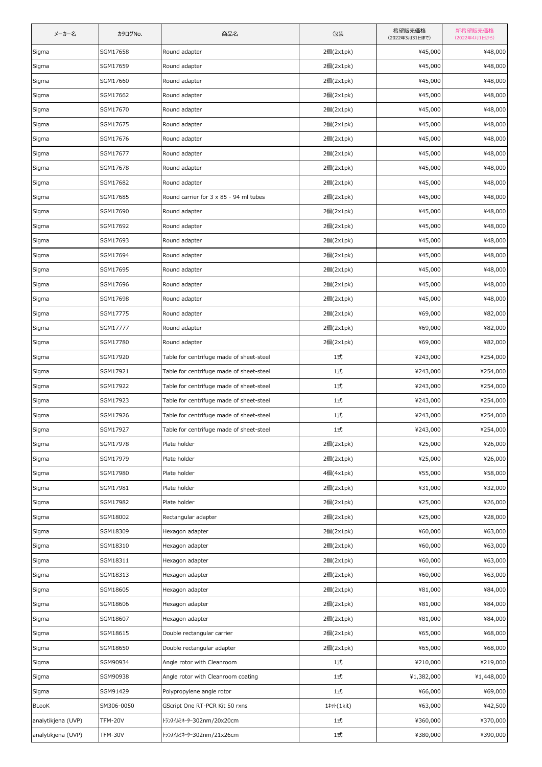| メーカー名 | カタログNo. | 商品名 | 包装 | 希望販売価格 (2022年3月31日まで) | 新希望販売価格 (2022年4月1日から) |
|---|---|---|---|---|---|
| Sigma | SGM17658 | Round adapter | 2個(2x1pk) | ¥45,000 | ¥48,000 |
| Sigma | SGM17659 | Round adapter | 2個(2x1pk) | ¥45,000 | ¥48,000 |
| Sigma | SGM17660 | Round adapter | 2個(2x1pk) | ¥45,000 | ¥48,000 |
| Sigma | SGM17662 | Round adapter | 2個(2x1pk) | ¥45,000 | ¥48,000 |
| Sigma | SGM17670 | Round adapter | 2個(2x1pk) | ¥45,000 | ¥48,000 |
| Sigma | SGM17675 | Round adapter | 2個(2x1pk) | ¥45,000 | ¥48,000 |
| Sigma | SGM17676 | Round adapter | 2個(2x1pk) | ¥45,000 | ¥48,000 |
| Sigma | SGM17677 | Round adapter | 2個(2x1pk) | ¥45,000 | ¥48,000 |
| Sigma | SGM17678 | Round adapter | 2個(2x1pk) | ¥45,000 | ¥48,000 |
| Sigma | SGM17682 | Round adapter | 2個(2x1pk) | ¥45,000 | ¥48,000 |
| Sigma | SGM17685 | Round carrier for 3 x 85 - 94 ml tubes | 2個(2x1pk) | ¥45,000 | ¥48,000 |
| Sigma | SGM17690 | Round adapter | 2個(2x1pk) | ¥45,000 | ¥48,000 |
| Sigma | SGM17692 | Round adapter | 2個(2x1pk) | ¥45,000 | ¥48,000 |
| Sigma | SGM17693 | Round adapter | 2個(2x1pk) | ¥45,000 | ¥48,000 |
| Sigma | SGM17694 | Round adapter | 2個(2x1pk) | ¥45,000 | ¥48,000 |
| Sigma | SGM17695 | Round adapter | 2個(2x1pk) | ¥45,000 | ¥48,000 |
| Sigma | SGM17696 | Round adapter | 2個(2x1pk) | ¥45,000 | ¥48,000 |
| Sigma | SGM17698 | Round adapter | 2個(2x1pk) | ¥45,000 | ¥48,000 |
| Sigma | SGM17775 | Round adapter | 2個(2x1pk) | ¥69,000 | ¥82,000 |
| Sigma | SGM17777 | Round adapter | 2個(2x1pk) | ¥69,000 | ¥82,000 |
| Sigma | SGM17780 | Round adapter | 2個(2x1pk) | ¥69,000 | ¥82,000 |
| Sigma | SGM17920 | Table for centrifuge made of sheet-steel | 1式 | ¥243,000 | ¥254,000 |
| Sigma | SGM17921 | Table for centrifuge made of sheet-steel | 1式 | ¥243,000 | ¥254,000 |
| Sigma | SGM17922 | Table for centrifuge made of sheet-steel | 1式 | ¥243,000 | ¥254,000 |
| Sigma | SGM17923 | Table for centrifuge made of sheet-steel | 1式 | ¥243,000 | ¥254,000 |
| Sigma | SGM17926 | Table for centrifuge made of sheet-steel | 1式 | ¥243,000 | ¥254,000 |
| Sigma | SGM17927 | Table for centrifuge made of sheet-steel | 1式 | ¥243,000 | ¥254,000 |
| Sigma | SGM17978 | Plate holder | 2個(2x1pk) | ¥25,000 | ¥26,000 |
| Sigma | SGM17979 | Plate holder | 2個(2x1pk) | ¥25,000 | ¥26,000 |
| Sigma | SGM17980 | Plate holder | 4個(4x1pk) | ¥55,000 | ¥58,000 |
| Sigma | SGM17981 | Plate holder | 2個(2x1pk) | ¥31,000 | ¥32,000 |
| Sigma | SGM17982 | Plate holder | 2個(2x1pk) | ¥25,000 | ¥26,000 |
| Sigma | SGM18002 | Rectangular adapter | 2個(2x1pk) | ¥25,000 | ¥28,000 |
| Sigma | SGM18309 | Hexagon adapter | 2個(2x1pk) | ¥60,000 | ¥63,000 |
| Sigma | SGM18310 | Hexagon adapter | 2個(2x1pk) | ¥60,000 | ¥63,000 |
| Sigma | SGM18311 | Hexagon adapter | 2個(2x1pk) | ¥60,000 | ¥63,000 |
| Sigma | SGM18313 | Hexagon adapter | 2個(2x1pk) | ¥60,000 | ¥63,000 |
| Sigma | SGM18605 | Hexagon adapter | 2個(2x1pk) | ¥81,000 | ¥84,000 |
| Sigma | SGM18606 | Hexagon adapter | 2個(2x1pk) | ¥81,000 | ¥84,000 |
| Sigma | SGM18607 | Hexagon adapter | 2個(2x1pk) | ¥81,000 | ¥84,000 |
| Sigma | SGM18615 | Double rectangular carrier | 2個(2x1pk) | ¥65,000 | ¥68,000 |
| Sigma | SGM18650 | Double rectangular adapter | 2個(2x1pk) | ¥65,000 | ¥68,000 |
| Sigma | SGM90934 | Angle rotor with Cleanroom | 1式 | ¥210,000 | ¥219,000 |
| Sigma | SGM90938 | Angle rotor with Cleanroom coating | 1式 | ¥1,382,000 | ¥1,448,000 |
| Sigma | SGM91429 | Polypropylene angle rotor | 1式 | ¥66,000 | ¥69,000 |
| BLooK | SM306-0050 | GScript One RT-PCR Kit 50 rxns | 1ｷｯﾄ(1kit) | ¥63,000 | ¥42,500 |
| analytikjena (UVP) | TFM-20V | ﾄﾗﾝｽｲﾙﾐﾈｰﾀｰ302nm/20x20cm | 1式 | ¥360,000 | ¥370,000 |
| analytikjena (UVP) | TFM-30V | ﾄﾗﾝｽｲﾙﾐﾈｰﾀｰ302nm/21x26cm | 1式 | ¥380,000 | ¥390,000 |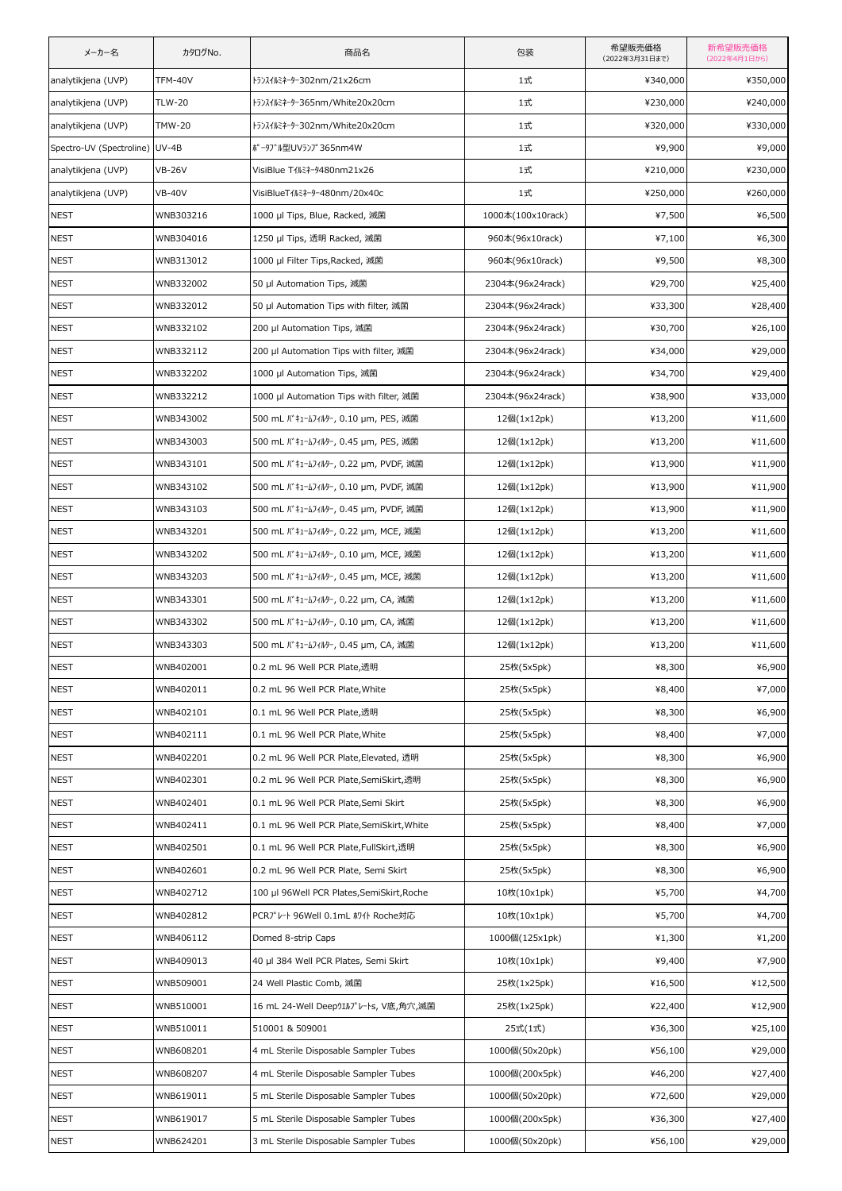| メーカー名 | カタログNo. | 商品名 | 包装 | 希望販売価格 (2022年3月31日まで) | 新希望販売価格 (2022年4月1日から) |
|---|---|---|---|---|---|
| analytikjena (UVP) | TFM-40V | ﾄﾗﾝｽｲﾙﾐﾈｰﾀｰ302nm/21x26cm | 1式 | ¥340,000 | ¥350,000 |
| analytikjena (UVP) | TLW-20 | ﾄﾗﾝｽｲﾙﾐﾈｰﾀｰ365nm/White20x20cm | 1式 | ¥230,000 | ¥240,000 |
| analytikjena (UVP) | TMW-20 | ﾄﾗﾝｽｲﾙﾐﾈｰﾀｰ302nm/White20x20cm | 1式 | ¥320,000 | ¥330,000 |
| Spectro-UV (Spectroline) | UV-4B | ﾎﾟｰﾀﾌﾞﾙ型UVﾗﾝﾌﾟ365nm4W | 1式 | ¥9,900 | ¥9,000 |
| analytikjena (UVP) | VB-26V | VisiBlue Tｲﾙﾐﾈｰﾀ480nm21x26 | 1式 | ¥210,000 | ¥230,000 |
| analytikjena (UVP) | VB-40V | VisiBlueTｲﾙﾐﾈｰﾀｰ480nm/20x40c | 1式 | ¥250,000 | ¥260,000 |
| NEST | WNB303216 | 1000 µl Tips, Blue, Racked, 滅菌 | 1000本(100x10rack) | ¥7,500 | ¥6,500 |
| NEST | WNB304016 | 1250 µl Tips, 透明 Racked, 滅菌 | 960本(96x10rack) | ¥7,100 | ¥6,300 |
| NEST | WNB313012 | 1000 µl Filter Tips,Racked, 滅菌 | 960本(96x10rack) | ¥9,500 | ¥8,300 |
| NEST | WNB332002 | 50 µl Automation Tips, 滅菌 | 2304本(96x24rack) | ¥29,700 | ¥25,400 |
| NEST | WNB332012 | 50 µl Automation Tips with filter, 滅菌 | 2304本(96x24rack) | ¥33,300 | ¥28,400 |
| NEST | WNB332102 | 200 µl Automation Tips, 滅菌 | 2304本(96x24rack) | ¥30,700 | ¥26,100 |
| NEST | WNB332112 | 200 µl Automation Tips with filter, 滅菌 | 2304本(96x24rack) | ¥34,000 | ¥29,000 |
| NEST | WNB332202 | 1000 µl Automation Tips, 滅菌 | 2304本(96x24rack) | ¥34,700 | ¥29,400 |
| NEST | WNB332212 | 1000 µl Automation Tips with filter, 滅菌 | 2304本(96x24rack) | ¥38,900 | ¥33,000 |
| NEST | WNB343002 | 500 mL ﾊﾞｷｭｰﾑﾌｨﾙﾀｰ, 0.10 µm, PES, 滅菌 | 12個(1x12pk) | ¥13,200 | ¥11,600 |
| NEST | WNB343003 | 500 mL ﾊﾞｷｭｰﾑﾌｨﾙﾀｰ, 0.45 µm, PES, 滅菌 | 12個(1x12pk) | ¥13,200 | ¥11,600 |
| NEST | WNB343101 | 500 mL ﾊﾞｷｭｰﾑﾌｨﾙﾀｰ, 0.22 µm, PVDF, 滅菌 | 12個(1x12pk) | ¥13,900 | ¥11,900 |
| NEST | WNB343102 | 500 mL ﾊﾞｷｭｰﾑﾌｨﾙﾀｰ, 0.10 µm, PVDF, 滅菌 | 12個(1x12pk) | ¥13,900 | ¥11,900 |
| NEST | WNB343103 | 500 mL ﾊﾞｷｭｰﾑﾌｨﾙﾀｰ, 0.45 µm, PVDF, 滅菌 | 12個(1x12pk) | ¥13,900 | ¥11,900 |
| NEST | WNB343201 | 500 mL ﾊﾞｷｭｰﾑﾌｨﾙﾀｰ, 0.22 µm, MCE, 滅菌 | 12個(1x12pk) | ¥13,200 | ¥11,600 |
| NEST | WNB343202 | 500 mL ﾊﾞｷｭｰﾑﾌｨﾙﾀｰ, 0.10 µm, MCE, 滅菌 | 12個(1x12pk) | ¥13,200 | ¥11,600 |
| NEST | WNB343203 | 500 mL ﾊﾞｷｭｰﾑﾌｨﾙﾀｰ, 0.45 µm, MCE, 滅菌 | 12個(1x12pk) | ¥13,200 | ¥11,600 |
| NEST | WNB343301 | 500 mL ﾊﾞｷｭｰﾑﾌｨﾙﾀｰ, 0.22 µm, CA, 滅菌 | 12個(1x12pk) | ¥13,200 | ¥11,600 |
| NEST | WNB343302 | 500 mL ﾊﾞｷｭｰﾑﾌｨﾙﾀｰ, 0.10 µm, CA, 滅菌 | 12個(1x12pk) | ¥13,200 | ¥11,600 |
| NEST | WNB343303 | 500 mL ﾊﾞｷｭｰﾑﾌｨﾙﾀｰ, 0.45 µm, CA, 滅菌 | 12個(1x12pk) | ¥13,200 | ¥11,600 |
| NEST | WNB402001 | 0.2 mL 96 Well PCR Plate,透明 | 25枚(5x5pk) | ¥8,300 | ¥6,900 |
| NEST | WNB402011 | 0.2 mL 96 Well PCR Plate,White | 25枚(5x5pk) | ¥8,400 | ¥7,000 |
| NEST | WNB402101 | 0.1 mL 96 Well PCR Plate,透明 | 25枚(5x5pk) | ¥8,300 | ¥6,900 |
| NEST | WNB402111 | 0.1 mL 96 Well PCR Plate,White | 25枚(5x5pk) | ¥8,400 | ¥7,000 |
| NEST | WNB402201 | 0.2 mL 96 Well PCR Plate,Elevated, 透明 | 25枚(5x5pk) | ¥8,300 | ¥6,900 |
| NEST | WNB402301 | 0.2 mL 96 Well PCR Plate,SemiSkirt,透明 | 25枚(5x5pk) | ¥8,300 | ¥6,900 |
| NEST | WNB402401 | 0.1 mL 96 Well PCR Plate,Semi Skirt | 25枚(5x5pk) | ¥8,300 | ¥6,900 |
| NEST | WNB402411 | 0.1 mL 96 Well PCR Plate,SemiSkirt,White | 25枚(5x5pk) | ¥8,400 | ¥7,000 |
| NEST | WNB402501 | 0.1 mL 96 Well PCR Plate,FullSkirt,透明 | 25枚(5x5pk) | ¥8,300 | ¥6,900 |
| NEST | WNB402601 | 0.2 mL 96 Well PCR Plate, Semi Skirt | 25枚(5x5pk) | ¥8,300 | ¥6,900 |
| NEST | WNB402712 | 100 µl 96Well PCR Plates,SemiSkirt,Roche | 10枚(10x1pk) | ¥5,700 | ¥4,700 |
| NEST | WNB402812 | PCRﾌﾟﾚｰﾄ 96Well 0.1mL ﾎﾜｲﾄ Roche対応 | 10枚(10x1pk) | ¥5,700 | ¥4,700 |
| NEST | WNB406112 | Domed 8-strip Caps | 1000個(125x1pk) | ¥1,300 | ¥1,200 |
| NEST | WNB409013 | 40 µl 384 Well PCR Plates, Semi Skirt | 10枚(10x1pk) | ¥9,400 | ¥7,900 |
| NEST | WNB509001 | 24 Well Plastic Comb, 滅菌 | 25枚(1x25pk) | ¥16,500 | ¥12,500 |
| NEST | WNB510001 | 16 mL 24-Well Deepｳｴﾙﾌﾟﾚｰﾄs, V底,角穴,滅菌 | 25枚(1x25pk) | ¥22,400 | ¥12,900 |
| NEST | WNB510011 | 510001 & 509001 | 25式(1式) | ¥36,300 | ¥25,100 |
| NEST | WNB608201 | 4 mL Sterile Disposable Sampler Tubes | 1000個(50x20pk) | ¥56,100 | ¥29,000 |
| NEST | WNB608207 | 4 mL Sterile Disposable Sampler Tubes | 1000個(200x5pk) | ¥46,200 | ¥27,400 |
| NEST | WNB619011 | 5 mL Sterile Disposable Sampler Tubes | 1000個(50x20pk) | ¥72,600 | ¥29,000 |
| NEST | WNB619017 | 5 mL Sterile Disposable Sampler Tubes | 1000個(200x5pk) | ¥36,300 | ¥27,400 |
| NEST | WNB624201 | 3 mL Sterile Disposable Sampler Tubes | 1000個(50x20pk) | ¥56,100 | ¥29,000 |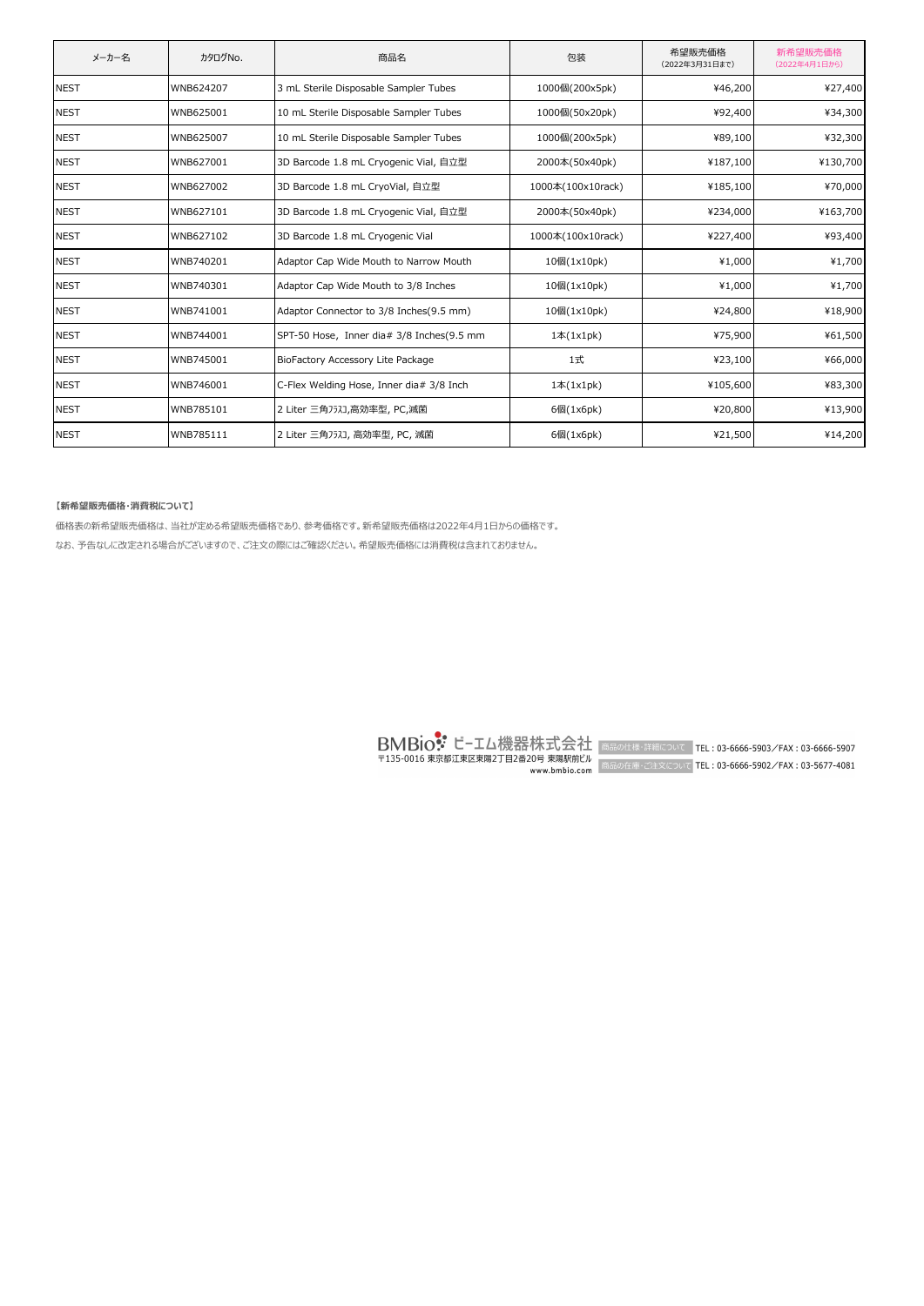| メーカー名 | カタログNo. | 商品名 | 包装 | 希望販売価格 (2022年3月31日まで) | 新希望販売価格 (2022年4月1日から) |
|---|---|---|---|---|---|
| NEST | WNB624207 | 3 mL Sterile Disposable Sampler Tubes | 1000個(200x5pk) | ¥46,200 | ¥27,400 |
| NEST | WNB625001 | 10 mL Sterile Disposable Sampler Tubes | 1000個(50x20pk) | ¥92,400 | ¥34,300 |
| NEST | WNB625007 | 10 mL Sterile Disposable Sampler Tubes | 1000個(200x5pk) | ¥89,100 | ¥32,300 |
| NEST | WNB627001 | 3D Barcode 1.8 mL Cryogenic Vial, 自立型 | 2000本(50x40pk) | ¥187,100 | ¥130,700 |
| NEST | WNB627002 | 3D Barcode 1.8 mL CryoVial, 自立型 | 1000本(100x10rack) | ¥185,100 | ¥70,000 |
| NEST | WNB627101 | 3D Barcode 1.8 mL Cryogenic Vial, 自立型 | 2000本(50x40pk) | ¥234,000 | ¥163,700 |
| NEST | WNB627102 | 3D Barcode 1.8 mL Cryogenic Vial | 1000本(100x10rack) | ¥227,400 | ¥93,400 |
| NEST | WNB740201 | Adaptor Cap Wide Mouth to Narrow Mouth | 10個(1x10pk) | ¥1,000 | ¥1,700 |
| NEST | WNB740301 | Adaptor Cap Wide Mouth to 3/8 Inches | 10個(1x10pk) | ¥1,000 | ¥1,700 |
| NEST | WNB741001 | Adaptor Connector to 3/8 Inches(9.5 mm) | 10個(1x10pk) | ¥24,800 | ¥18,900 |
| NEST | WNB744001 | SPT-50 Hose, Inner dia# 3/8 Inches(9.5 mm | 1本(1x1pk) | ¥75,900 | ¥61,500 |
| NEST | WNB745001 | BioFactory Accessory Lite Package | 1式 | ¥23,100 | ¥66,000 |
| NEST | WNB746001 | C-Flex Welding Hose, Inner dia# 3/8 Inch | 1本(1x1pk) | ¥105,600 | ¥83,300 |
| NEST | WNB785101 | 2 Liter 三角ﾌﾗｽｺ,高効率型, PC,滅菌 | 6個(1x6pk) | ¥20,800 | ¥13,900 |
| NEST | WNB785111 | 2 Liter 三角ﾌﾗｽｺ, 高効率型, PC, 滅菌 | 6個(1x6pk) | ¥21,500 | ¥14,200 |

【新希望販売価格・消費税について】

価格表の新希望販売価格は、当社が定める希望販売価格であり、参考価格です。新希望販売価格は2022年4月1日からの価格です。

なお、予告なしに改定される場合がございますので、ご注文の際にはご確認ください。希望販売価格には消費税は含まれておりません。

BMBio ビーエム機器株式会社
〒135-0016 東京都江東区東陽2丁目2番20号 東陽駅前ビル
www.bmbio.com

商品の仕様・詳細について TEL : 03-6666-5903／FAX : 03-6666-5907
商品の在庫・ご注文について TEL : 03-6666-5902／FAX : 03-5677-4081